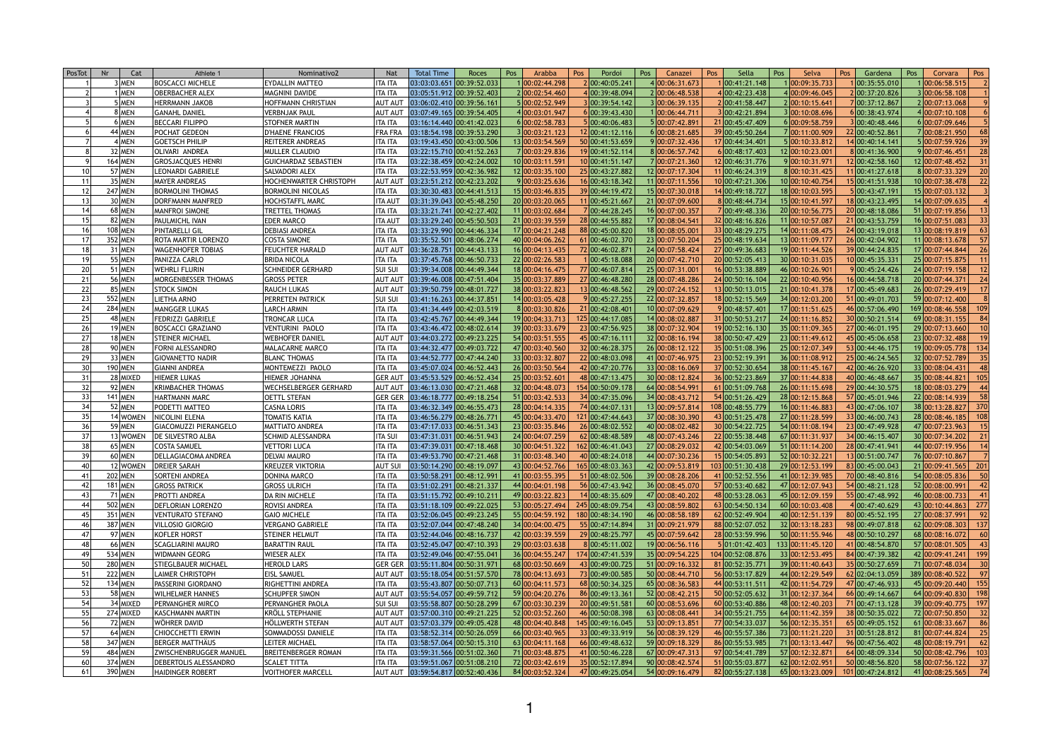| PosTot | Nr | Cat | Athlete 1 | Nominativo2 | Nat | Total Time | Roces | Pos | Arabba | Pos | Pordoi | Pos | Canazei | Pos | Sella | Pos | Selva | Pos | Gardena | Pos | Corvara | Pos |
|---|---|---|---|---|---|---|---|---|---|---|---|---|---|---|---|---|---|---|---|---|---|---|
| 1 | 3 | MEN | BOSCACCI MICHELE | EYDALLIN MATTEO | ITA ITA | 03:03:03.651 | 00:39:52.033 | 1 | 00:02:44.298 | 2 | 00:40:05.241 | 4 | 00:06:31.673 | 1 | 00:41:21.148 | 1 | 00:09:35.733 | 1 | 00:35:55.010 | 1 | 00:06:58.515 | 2 |
| 2 | 1 | MEN | OBERBACHER ALEX | MAGNINI DAVIDE | ITA ITA | 03:05:51.912 | 00:39:52.403 | 2 | 00:02:54.460 | 4 | 00:39:48.094 | 2 | 00:06:48.538 | 4 | 00:42:23.438 | 4 | 00:09:46.045 | 2 | 00:37:20.826 | 3 | 00:06:58.108 | 1 |
| 3 | 5 | MEN | HERRMANN JAKOB | HOFFMANN CHRISTIAN | AUT AUT | 03:06:02.410 | 00:39:56.161 | 5 | 00:02:52.949 | 3 | 00:39:54.142 | 3 | 00:06:39.135 | 2 | 00:41:58.447 | 2 | 00:10:15.641 | 7 | 00:37:12.867 | 2 | 00:07:13.068 | 9 |
| 4 | 8 | MEN | GANAHL DANIEL | VERBNJAK PAUL | AUT AUT | 03:07:49.165 | 00:39:54.405 | 4 | 00:03:01.947 | 6 | 00:39:43.430 | 1 | 00:06:44.711 | 3 | 00:42:21.894 | 3 | 00:10:08.696 | 6 | 00:38:43.974 | 4 | 00:07:10.108 | 6 |
| 5 | 6 | MEN | BECCARI FILIPPO | STOFNER MARTIN | ITA ITA | 03:16:14.440 | 00:41:42.023 | 6 | 00:02:58.783 | 5 | 00:40:06.483 | 5 | 00:07:42.891 | 21 | 00:45:47.409 | 6 | 00:09:58.759 | 3 | 00:40:48.446 | 6 | 00:07:09.646 | 5 |
| 6 | 44 | MEN | POCHAT GEDEON | D'HAENE FRANCIOS | FRA FRA | 03:18:54.198 | 00:39:53.290 | 3 | 00:03:21.123 | 12 | 00:41:12.116 | 6 | 00:08:21.685 | 39 | 00:45:50.264 | 7 | 00:11:00.909 | 22 | 00:40:52.861 | 7 | 00:08:21.950 | 68 |
| 7 | 4 | MEN | GOETSCH PHILIP | REITERER ANDREAS | ITA ITA | 03:19:43.450 | 00:43:00.506 | 13 | 00:03:54.569 | 50 | 00:41:53.659 | 9 | 00:07:32.436 | 17 | 00:44:34.401 | 5 | 00:10:33.812 | 14 | 00:40:14.141 | 5 | 00:07:59.926 | 39 |
| 8 | 32 | MEN | OLIVARI ANDREA | MULLER CLAUDIO | ITA ITA | 03:22:15.710 | 00:41:52.263 | 7 | 00:03:29.836 | 19 | 00:41:52.114 | 8 | 00:06:57.742 | 6 | 00:48:17.403 | 12 | 00:10:23.001 | 8 | 00:41:36.900 | 9 | 00:07:46.451 | 28 |
| 9 | 164 | MEN | GROSJACQUES HENRI | GUICHARDAZ SEBASTIEN | ITA ITA | 03:22:38.459 | 00:42:24.002 | 10 | 00:03:11.591 | 10 | 00:41:51.147 | 7 | 00:07:21.360 | 12 | 00:46:31.776 | 9 | 00:10:31.971 | 12 | 00:42:58.160 | 12 | 00:07:48.452 | 31 |
| 10 | 57 | MEN | LEONARDI GABRIELE | SALVADORI ALEX | ITA ITA | 03:22:53.959 | 00:42:36.982 | 12 | 00:03:35.100 | 25 | 00:43:27.882 | 12 | 00:07:17.304 | 11 | 00:46:24.319 | 8 | 00:10:31.425 | 11 | 00:41:27.618 | 8 | 00:07:33.329 | 20 |
| 11 | 35 | MEN | MAYER ANDREAS | HOCHENWARTER CHRISTOPH | AUT AUT | 03:23:51.212 | 00:42:23.202 | 9 | 00:03:25.636 | 16 | 00:43:18.342 | 11 | 00:07:11.556 | 10 | 00:47:21.306 | 10 | 00:10:40.754 | 15 | 00:41:51.938 | 10 | 00:07:38.478 | 22 |
| 12 | 247 | MEN | BORMOLINI THOMAS | BORMOLINI NICOLAS | ITA ITA | 03:30:30.483 | 00:44:41.513 | 15 | 00:03:46.835 | 39 | 00:44:19.472 | 15 | 00:07:30.018 | 14 | 00:49:18.727 | 18 | 00:10:03.595 | 5 | 00:43:47.191 | 15 | 00:07:03.132 | 3 |
| 13 | 30 | MEN | DORFMANN MANFRED | HOCHSTAFFL MARC | ITA AUT | 03:31:39.043 | 00:45:48.250 | 20 | 00:03:20.065 | 11 | 00:45:21.667 | 21 | 00:07:09.600 | 8 | 00:48:44.734 | 15 | 00:10:41.597 | 18 | 00:43:23.495 | 14 | 00:07:09.635 | 4 |
| 14 | 68 | MEN | MANFROI SIMONE | TRETTEL THOMAS | ITA ITA | 03:33:21.741 | 00:42:27.402 | 11 | 00:03:02.684 | 7 | 00:44:28.245 | 16 | 00:07:00.357 | 7 | 00:49:48.336 | 20 | 00:10:56.775 | 20 | 00:48:18.086 | 51 | 00:07:19.856 | 13 |
| 15 | 82 | MEN | PAULMICHL IVAN | EDER MARCO | ITA AUT | 03:33:29.240 | 00:45:50.503 | 21 | 00:03:39.559 | 28 | 00:44:55.882 | 17 | 00:08:04.541 | 32 | 00:48:16.826 | 11 | 00:10:57.087 | 21 | 00:43:53.759 | 16 | 00:07:51.083 | 33 |
| 16 | 108 | MEN | PINTARELLI GIL | DEBIASI ANDREA | ITA ITA | 03:33:29.990 | 00:44:46.334 | 17 | 00:04:21.248 | 88 | 00:45:00.820 | 18 | 00:08:05.001 | 33 | 00:48:29.275 | 14 | 00:11:08.475 | 24 | 00:43:19.018 | 13 | 00:08:19.819 | 63 |
| 17 | 352 | MEN | ROTA MARTIR LORENZO | COSTA SIMONE | ITA ITA | 03:35:52.501 | 00:48:06.274 | 40 | 00:04:06.262 | 61 | 00:46:02.370 | 23 | 00:07:50.204 | 25 | 00:48:19.634 | 13 | 00:11:09.177 | 26 | 00:42:04.902 | 11 | 00:08:13.678 | 57 |
| 18 | 31 | MEN | WAGENHOFER TOBIAS | FEUCHTER HARALD | AUT AUT | 03:36:28.751 | 00:44:43.133 | 16 | 00:04:13.435 | 72 | 00:46:02.871 | 24 | 00:07:58.424 | 27 | 00:49:36.683 | 19 | 00:11:44.526 | 39 | 00:44:24.835 | 17 | 00:07:44.844 | 26 |
| 19 | 55 | MEN | PANIZZA CARLO | BRIDA NICOLA | ITA ITA | 03:37:45.768 | 00:46:50.733 | 22 | 00:02:26.583 | 1 | 00:45:18.088 | 20 | 00:07:42.710 | 20 | 00:52:05.413 | 30 | 00:10:31.035 | 10 | 00:45:35.331 | 25 | 00:07:15.875 | 11 |
| 20 | 51 | MEN | WEHRLI FLURIN | SCHNEIDER GERHARD | SUI SUI | 03:39:34.008 | 00:44:49.344 | 18 | 00:04:16.475 | 77 | 00:46:07.814 | 25 | 00:07:31.001 | 16 | 00:53:38.889 | 46 | 00:10:26.901 | 9 | 00:45:24.426 | 24 | 00:07:19.158 | 12 |
| 21 | 56 | MEN | MORGENBESSER THOMAS | GROSS PETER | AUT AUT | 03:39:46.008 | 00:47:51.404 | 35 | 00:03:37.889 | 27 | 00:46:48.280 | 28 | 00:07:48.286 | 24 | 00:50:16.104 | 22 | 00:10:40.956 | 16 | 00:44:58.718 | 20 | 00:07:44.371 | 24 |
| 22 | 85 | MEN | STOCK SIMON | RAUCH LUKAS | AUT AUT | 03:39:50.759 | 00:48:01.727 | 38 | 00:03:22.823 | 13 | 00:46:48.562 | 29 | 00:07:24.152 | 13 | 00:50:13.015 | 21 | 00:10:41.378 | 17 | 00:45:49.683 | 26 | 00:07:29.419 | 17 |
| 23 | 552 | MEN | LIETHA ARNO | PERRETEN PATRICK | SUI SUI | 03:41:16.263 | 00:44:37.851 | 14 | 00:03:05.428 | 9 | 00:45:27.255 | 22 | 00:07:32.857 | 18 | 00:52:15.569 | 34 | 00:12:03.200 | 51 | 00:49:01.703 | 59 | 00:07:12.400 | 8 |
| 24 | 284 | MEN | MANGGER LUKAS | LARCH ARMIN | ITA ITA | 03:41:34.449 | 00:42:03.519 | 8 | 00:03:30.826 | 21 | 00:42:08.401 | 10 | 00:07:09.629 | 9 | 00:48:57.401 | 17 | 00:11:51.625 | 46 | 00:57:06.490 | 169 | 00:08:46.558 | 109 |
| 25 | 48 | MEN | FEDRIZZI GABRIELE | TRONCAR LUCA | ITA ITA | 03:42:45.767 | 00:44:49.344 | 19 | 00:04:33.713 | 125 | 00:44:17.085 | 14 | 00:08:02.887 | 31 | 00:50:53.217 | 24 | 00:11:16.852 | 30 | 00:50:21.514 | 69 | 00:08:31.155 | 84 |
| 26 | 19 | MEN | BOSCACCI GRAZIANO | VENTURINI PAOLO | ITA ITA | 03:43:46.472 | 00:48:02.614 | 39 | 00:03:33.679 | 23 | 00:47:56.925 | 38 | 00:07:32.904 | 19 | 00:52:16.130 | 35 | 00:11:09.365 | 27 | 00:46:01.195 | 29 | 00:07:13.660 | 10 |
| 27 | 18 | MEN | STEINER MICHAEL | WEBHOFER DANIEL | AUT AUT | 03:44:03.272 | 00:49:23.225 | 54 | 00:03:51.555 | 45 | 00:47:16.111 | 32 | 00:08:16.194 | 38 | 00:50:47.429 | 23 | 00:11:49.612 | 45 | 00:45:06.658 | 23 | 00:07:32.488 | 19 |
| 28 | 90 | MEN | FORNI ALESSANDRO | MALACARNE MARCO | ITA ITA | 03:44:32.477 | 00:49:03.722 | 47 | 00:03:40.560 | 32 | 00:46:28.375 | 26 | 00:08:12.122 | 35 | 00:51:08.396 | 25 | 00:12:07.349 | 53 | 00:44:46.175 | 19 | 00:09:05.778 | 134 |
| 29 | 33 | MEN | GIOVANETTO NADIR | BLANC THOMAS | ITA ITA | 03:44:52.777 | 00:47:44.240 | 33 | 00:03:32.807 | 22 | 00:48:03.098 | 41 | 00:07:46.975 | 23 | 00:52:19.391 | 36 | 00:11:08.912 | 25 | 00:46:24.565 | 32 | 00:07:52.789 | 35 |
| 30 | 190 | MEN | GIANNI ANDREA | MONTEMEZZI PAOLO | ITA ITA | 03:45:07.024 | 00:46:52.443 | 26 | 00:03:50.564 | 42 | 00:47:20.776 | 33 | 00:08:16.069 | 37 | 00:52:30.654 | 38 | 00:11:45.167 | 42 | 00:46:26.920 | 33 | 00:08:04.431 | 48 |
| 31 | 28 | MIXED | HIEMER LUKAS | HIEMER JOHANNA | GER AUT | 03:45:53.529 | 00:46:52.434 | 25 | 00:03:52.601 | 48 | 00:47:13.475 | 30 | 00:08:12.824 | 36 | 00:52:23.869 | 37 | 00:11:44.838 | 40 | 00:46:48.667 | 35 | 00:08:44.821 | 105 |
| 32 | 92 | MEN | KRIMBACHER THOMAS | WECHSELBERGER GERHARD | AUT AUT | 03:46:13.030 | 00:47:21.468 | 32 | 00:04:48.073 | 154 | 00:50:09.178 | 64 | 00:08:54.991 | 61 | 00:51:09.768 | 26 | 00:11:15.698 | 29 | 00:44:30.575 | 18 | 00:08:03.279 | 44 |
| 33 | 141 | MEN | HARTMANN MARC | OETTL STEFAN | GER GER | 03:46:18.777 | 00:49:18.254 | 51 | 00:03:42.533 | 34 | 00:47:35.096 | 34 | 00:08:43.712 | 54 | 00:51:26.429 | 28 | 00:12:15.868 | 57 | 00:45:01.946 | 22 | 00:08:14.939 | 58 |
| 34 | 52 | MEN | PODETTI MATTEO | CASNA LORIS | ITA ITA | 03:46:32.349 | 00:46:55.473 | 28 | 00:04:14.335 | 74 | 00:44:07.131 | 13 | 00:09:57.814 | 108 | 00:48:55.779 | 16 | 00:11:46.883 | 43 | 00:47:06.107 | 38 | 00:13:28.827 | 370 |
| 35 | 14 | WOMEN | NICOLINI ELENA | TOMATIS KATIA | ITA ITA | 03:46:56.279 | 00:48:26.771 | 45 | 00:04:33.470 | 121 | 00:47:44.643 | 37 | 00:08:30.390 | 43 | 00:51:25.478 | 27 | 00:11:28.599 | 33 | 00:46:00.743 | 28 | 00:08:46.185 | 108 |
| 36 | 59 | MEN | GIACOMUZZI PIERANGELO | MATTIATO ANDREA | ITA ITA | 03:47:17.033 | 00:46:51.343 | 23 | 00:03:35.846 | 26 | 00:48:02.552 | 40 | 00:08:02.482 | 30 | 00:54:22.725 | 54 | 00:11:08.194 | 23 | 00:47:49.928 | 47 | 00:07:23.963 | 15 |
| 37 | 13 | WOMEN | DE SILVESTRO ALBA | SCHMID ALESSANDRA | ITA SUI | 03:47:31.031 | 00:46:51.943 | 24 | 00:04:07.259 | 62 | 00:48:48.589 | 48 | 00:07:43.246 | 22 | 00:55:38.448 | 67 | 00:11:31.937 | 34 | 00:46:15.407 | 30 | 00:07:34.202 | 21 |
| 38 | 65 | MEN | COSTA SAMUEL | VETTORI LUCA | ITA ITA | 03:47:39.031 | 00:47:18.468 | 30 | 00:04:51.322 | 162 | 00:46:41.043 | 27 | 00:08:29.032 | 42 | 00:54:03.069 | 51 | 00:11:14.200 | 28 | 00:47:41.941 | 44 | 00:07:19.956 | 14 |
| 39 | 60 | MEN | DELLAGIACOMA ANDREA | DELVAI MAURO | ITA ITA | 03:49:53.790 | 00:47:21.468 | 31 | 00:03:48.340 | 40 | 00:48:24.018 | 44 | 00:07:30.236 | 15 | 00:54:05.893 | 52 | 00:10:32.221 | 13 | 00:51:00.747 | 76 | 00:07:10.867 | 7 |
| 40 | 12 | WOMEN | DREIER SARAH | KREUZER VIKTORIA | AUT SUI | 03:50:14.290 | 00:48:19.097 | 43 | 00:04:52.766 | 165 | 00:48:03.363 | 42 | 00:09:53.819 | 103 | 00:51:30.438 | 29 | 00:12:53.199 | 83 | 00:45:00.043 | 21 | 00:09:41.565 | 201 |
| 41 | 202 | MEN | SORTENI ANDREA | DONINA MARCO | ITA ITA | 03:50:58.291 | 00:48:12.991 | 41 | 00:03:55.395 | 51 | 00:48:02.506 | 39 | 00:08:28.206 | 41 | 00:52:52.556 | 41 | 00:12:39.985 | 70 | 00:48:40.816 | 54 | 00:08:05.836 | 50 |
| 42 | 181 | MEN | GROSS PATRICK | GROSS ULRICH | ITA ITA | 03:51:02.291 | 00:48:21.337 | 44 | 00:04:01.198 | 56 | 00:47:43.942 | 36 | 00:08:45.070 | 57 | 00:53:40.682 | 47 | 00:12:07.943 | 54 | 00:48:21.128 | 52 | 00:08:00.991 | 42 |
| 43 | 71 | MEN | PROTTI ANDREA | DA RIN MICHELE | ITA ITA | 03:51:15.792 | 00:49:10.211 | 49 | 00:03:22.823 | 14 | 00:48:35.609 | 47 | 00:08:40.202 | 48 | 00:53:28.063 | 45 | 00:12:09.159 | 55 | 00:47:48.992 | 46 | 00:08:00.733 | 41 |
| 44 | 502 | MEN | DEFLORIAN LORENZO | ROVISI ANDREA | ITA ITA | 03:51:18.109 | 00:49:22.025 | 53 | 00:05:27.494 | 245 | 00:48:09.754 | 43 | 00:08:59.802 | 63 | 00:54:50.134 | 60 | 00:10:03.408 | 4 | 00:47:40.629 | 43 | 00:10:44.863 | 277 |
| 45 | 351 | MEN | VENTURATO STEFANO | GAIO MICHELE | ITA ITA | 03:52:06.045 | 00:49:23.245 | 55 | 00:04:59.192 | 180 | 00:48:34.190 | 46 | 00:08:58.189 | 62 | 00:52:49.904 | 40 | 00:12:51.139 | 80 | 00:45:52.195 | 27 | 00:08:37.991 | 92 |
| 46 | 387 | MEN | VILLOSIO GIORGIO | VERGANO GABRIELE | ITA ITA | 03:52:07.044 | 00:47:48.240 | 34 | 00:04:00.475 | 55 | 00:47:14.894 | 31 | 00:09:21.979 | 88 | 00:52:07.052 | 32 | 00:13:18.283 | 98 | 00:49:07.818 | 62 | 00:09:08.303 | 137 |
| 47 | 97 | MEN | KOFLER HORST | STEINER HELMUT | ITA ITA | 03:52:44.046 | 00:48:16.737 | 42 | 00:03:39.559 | 29 | 00:48:25.797 | 45 | 00:07:59.642 | 28 | 00:53:59.996 | 50 | 00:11:55.946 | 48 | 00:50:10.297 | 68 | 00:08:16.072 | 60 |
| 48 | 66 | MEN | SCAGLIARINI MAURO | BARATTIN RAUL | ITA ITA | 03:52:45.047 | 00:47:10.393 | 29 | 00:03:03.638 | 8 | 00:45:11.002 | 19 | 00:06:56.116 | 5 | 01:01:42.403 | 133 | 00:11:45.120 | 41 | 00:48:54.870 | 57 | 00:08:01.505 | 43 |
| 49 | 534 | MEN | WIDMANN GEORG | WIESER ALEX | ITA ITA | 03:52:49.046 | 00:47:55.041 | 36 | 00:04:55.247 | 174 | 00:47:41.539 | 35 | 00:09:54.225 | 104 | 00:52:08.876 | 33 | 00:12:53.495 | 84 | 00:47:39.382 | 42 | 00:09:41.241 | 199 |
| 50 | 280 | MEN | STIEGLBAUER MICHAEL | HEROLD LARS | GER GER | 03:55:11.804 | 00:50:31.971 | 68 | 00:03:50.669 | 43 | 00:49:00.725 | 51 | 00:09:16.332 | 81 | 00:52:35.771 | 39 | 00:11:40.643 | 35 | 00:50:27.659 | 71 | 00:07:48.034 | 30 |
| 51 | 222 | MEN | LAIMER CHRISTOPH | EISL SAMUEL | AUT AUT | 03:55:18.054 | 00:51:57.570 | 78 | 00:04:13.693 | 73 | 00:49:00.585 | 50 | 00:08:44.710 | 56 | 00:53:17.829 | 44 | 00:12:29.549 | 62 | 02:04:13.059 | 389 | 00:08:40.522 | 97 |
| 52 | 134 | MEN | PASSERINI GIORDANO | RIGHETTINI ANDREA | ITA ITA | 03:55:43.807 | 00:50:07.713 | 60 | 00:04:11.573 | 68 | 00:50:34.325 | 65 | 00:08:36.583 | 44 | 00:53:11.511 | 42 | 00:11:54.729 | 47 | 00:47:46.933 | 45 | 00:09:20.440 | 155 |
| 53 | 58 | MEN | WILHELMER HANNES | SCHUPFER SIMON | AUT AUT | 03:55:54.057 | 00:49:59.712 | 59 | 00:04:20.276 | 86 | 00:49:13.361 | 52 | 00:08:42.215 | 50 | 00:52:05.632 | 31 | 00:12:37.364 | 66 | 00:49:14.667 | 64 | 00:09:40.830 | 198 |
| 54 | 34 | MIXED | PERVANGHER MIRCO | PERVANGHER PAOLA | SUI SUI | 03:55:58.807 | 00:50:28.299 | 67 | 00:03:30.239 | 20 | 00:49:51.581 | 60 | 00:08:53.696 | 60 | 00:53:40.886 | 48 | 00:12:40.203 | 71 | 00:47:13.128 | 39 | 00:09:40.775 | 197 |
| 55 | 274 | MIXED | KASCHMANN MARTIN | KRÖLL STEPHANIE | AUT AUT | 03:57:00.310 | 00:49:21.225 | 52 | 00:03:52.260 | 46 | 00:50:08.398 | 63 | 00:08:08.441 | 34 | 00:55:21.755 | 64 | 00:11:42.359 | 38 | 00:50:35.022 | 72 | 00:07:50.850 | 32 |
| 56 | 72 | MEN | WÖHRER DAVID | HÖLLWERTH STEFAN | AUT AUT | 03:57:03.379 | 00:49:05.428 | 48 | 00:04:40.848 | 145 | 00:49:16.045 | 53 | 00:09:13.851 | 77 | 00:54:33.037 | 56 | 00:12:35.351 | 65 | 00:49:05.152 | 61 | 00:08:33.667 | 86 |
| 57 | 64 | MEN | CHIOCCHETTI ERWIN | SOMMADOSSI DANIELE | ITA ITA | 03:58:52.314 | 00:50:26.059 | 66 | 00:03:40.965 | 33 | 00:49:33.919 | 56 | 00:08:39.129 | 46 | 00:55:57.386 | 73 | 00:11:21.220 | 31 | 00:51:28.812 | 81 | 00:07:44.824 | 25 |
| 58 | 347 | MEN | BERGER MATTHÄUS | LEITER MICHAEL | ITA ITA | 03:58:57.064 | 00:50:15.310 | 63 | 00:04:11.168 | 66 | 00:49:48.632 | 59 | 00:09:18.329 | 86 | 00:55:53.985 | 71 | 00:13:13.447 | 96 | 00:47:56.402 | 48 | 00:08:19.791 | 62 |
| 59 | 484 | MEN | ZWISCHENBRUGGER MANUEL | BREITENBERGER ROMAN | ITA ITA | 03:59:31.566 | 00:51:02.360 | 71 | 00:03:48.875 | 41 | 00:50:46.228 | 67 | 00:09:47.313 | 97 | 00:54:41.789 | 57 | 00:12:32.871 | 64 | 00:48:09.334 | 50 | 00:08:42.796 | 103 |
| 60 | 374 | MEN | DEBERTOLIS ALESSANDRO | SCALET TITTA | ITA ITA | 03:59:51.067 | 00:51:08.210 | 72 | 00:03:42.619 | 35 | 00:52:17.894 | 90 | 00:08:42.574 | 51 | 00:55:03.877 | 62 | 00:12:02.951 | 50 | 00:48:56.820 | 58 | 00:07:56.122 | 37 |
| 61 | 390 | MEN | HAIDINGER ROBERT | VOITHOFER MARCELL | AUT AUT | 03:59:54.817 | 00:52:40.436 | 84 | 00:03:52.324 | 47 | 00:49:25.054 | 54 | 00:09:16.479 | 82 | 00:55:27.138 | 65 | 00:13:23.009 | 101 | 00:47:24.812 | 41 | 00:08:25.565 | 74 |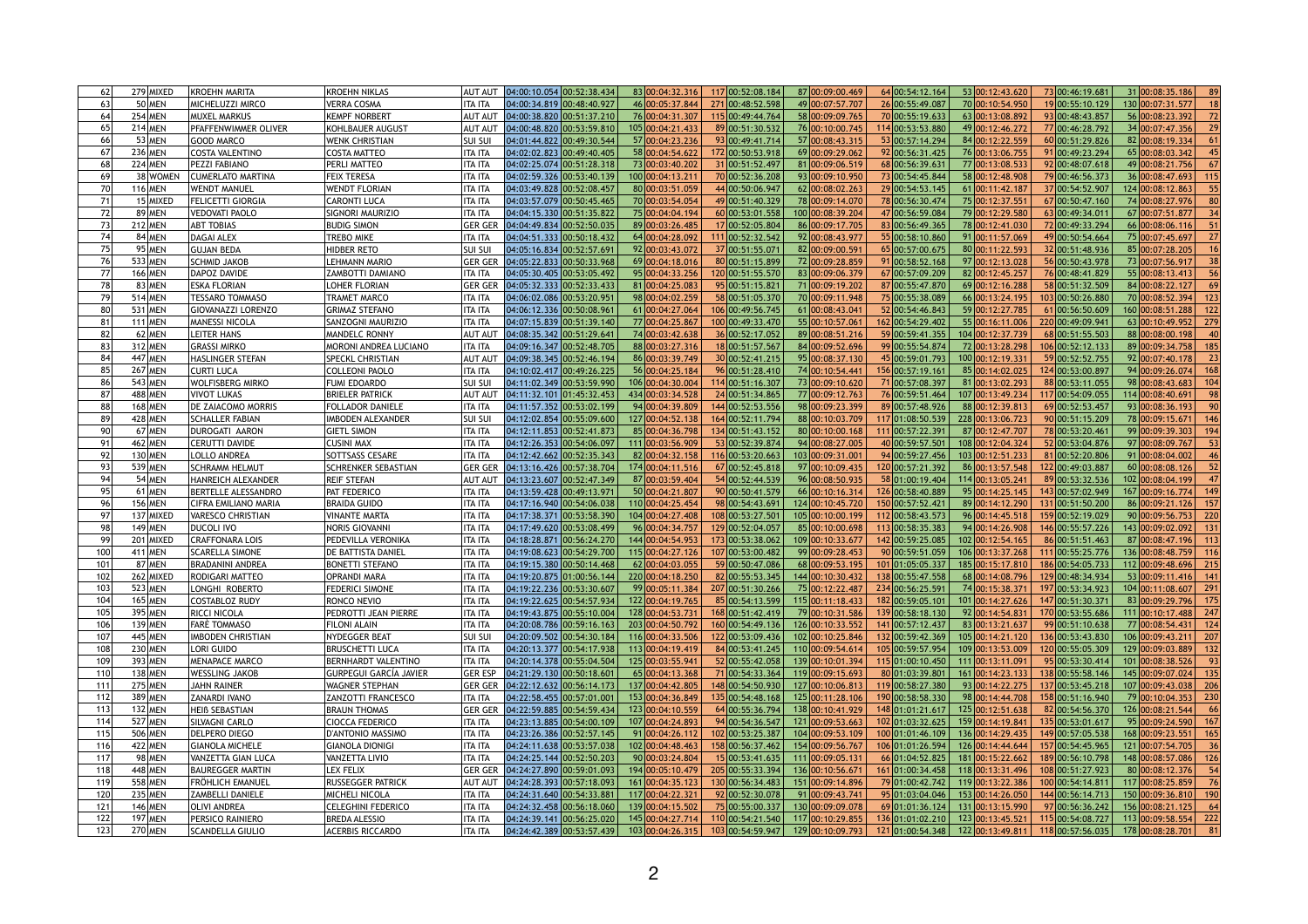| 62 | 279 | MIXED | KROEHN MARITA | KROEHN NIKLAS | AUT AUT | 04:00:10.054 | 00:52:38.434 | 83 | 00:04:32.316 | 117 | 00:52:08.184 | 87 | 00:09:00.469 | 64 | 00:54:12.164 | 53 | 00:12:43.620 | 73 | 00:46:19.681 | 31 | 00:08:35.186 | 89 |
|---|---|---|---|---|---|---|---|---|---|---|---|---|---|---|---|---|---|---|---|---|---|---|
| 63 | 50 | MEN | MICHELUZZI MIRCO | VERRA COSMA | ITA ITA | 04:00:34.819 | 00:48:40.927 | 46 | 00:05:37.844 | 271 | 00:48:52.598 | 49 | 00:07:57.707 | 26 | 00:55:49.087 | 70 | 00:10:54.950 | 19 | 00:55:10.129 | 130 | 00:07:31.577 | 18 |
| 64 | 254 | MEN | MUXEL MARKUS | KEMPF NORBERT | AUT AUT | 04:00:38.820 | 00:51:37.210 | 76 | 00:04:31.307 | 115 | 00:49:44.764 | 58 | 00:09:09.765 | 70 | 00:55:19.633 | 63 | 00:13:08.892 | 93 | 00:48:43.857 | 56 | 00:08:23.392 | 72 |
| 65 | 214 | MEN | PFAFFENWIMMER OLIVER | KOHLBAUER AUGUST | AUT AUT | 04:00:48.820 | 00:53:59.810 | 105 | 00:04:21.433 | 89 | 00:51:30.532 | 76 | 00:10:00.745 | 114 | 00:53:53.880 | 49 | 00:12:46.272 | 77 | 00:46:28.792 | 34 | 00:07:47.356 | 29 |
| 66 | 53 | MEN | GOOD MARCO | WENK CHRISTIAN | SUI SUI | 04:01:44.822 | 00:49:30.544 | 57 | 00:04:23.236 | 93 | 00:49:41.714 | 57 | 00:08:43.315 | 53 | 00:57:14.294 | 84 | 00:12:22.559 | 60 | 00:51:29.826 | 82 | 00:08:19.334 | 61 |
| 67 | 236 | MEN | COSTA VALENTINO | COSTA MATTEO | ITA ITA | 04:02:02.823 | 00:49:40.405 | 58 | 00:04:54.622 | 172 | 00:50:53.918 | 69 | 00:09:29.062 | 92 | 00:56:31.425 | 76 | 00:13:06.755 | 91 | 00:49:23.294 | 65 | 00:08:03.342 | 45 |
| 68 | 224 | MEN | PEZZI FABIANO | PERLI MATTEO | ITA ITA | 04:02:25.074 | 00:51:28.318 | 73 | 00:03:40.202 | 31 | 00:51:52.497 | 81 | 00:09:06.519 | 68 | 00:56:39.631 | 77 | 00:13:08.533 | 92 | 00:48:07.618 | 49 | 00:08:21.756 | 67 |
| 69 | 38 | WOMEN | CUMERLATO MARTINA | FEIX TERESA | ITA ITA | 04:02:59.326 | 00:53:40.139 | 100 | 00:04:13.211 | 70 | 00:52:36.208 | 93 | 00:09:10.950 | 73 | 00:54:45.844 | 58 | 00:12:48.908 | 79 | 00:46:56.373 | 36 | 00:08:47.693 | 115 |
| 70 | 116 | MEN | WENDT MANUEL | WENDT FLORIAN | ITA ITA | 04:03:49.828 | 00:52:08.457 | 80 | 00:03:51.059 | 44 | 00:50:06.947 | 62 | 00:08:02.263 | 29 | 00:54:53.145 | 61 | 00:11:42.187 | 37 | 00:54:52.907 | 124 | 00:08:12.863 | 55 |
| 71 | 15 | MIXED | FELICETTI GIORGIA | CARONTI LUCA | ITA ITA | 04:03:57.079 | 00:50:45.465 | 70 | 00:03:54.054 | 49 | 00:51:40.329 | 78 | 00:09:14.070 | 78 | 00:56:30.474 | 75 | 00:12:37.551 | 67 | 00:50:47.160 | 74 | 00:08:27.976 | 80 |
| 72 | 89 | MEN | VEDOVATI PAOLO | SIGNORI MAURIZIO | ITA ITA | 04:04:15.330 | 00:51:35.822 | 75 | 00:04:04.194 | 60 | 00:53:01.558 | 100 | 00:08:39.204 | 47 | 00:56:59.084 | 79 | 00:12:29.580 | 63 | 00:49:34.011 | 67 | 00:07:51.877 | 34 |
| 73 | 212 | MEN | ABT TOBIAS | BUDIG SIMON | GER GER | 04:04:49.834 | 00:52:50.035 | 89 | 00:03:26.485 | 17 | 00:52:05.804 | 86 | 00:09:17.705 | 83 | 00:56:49.365 | 78 | 00:12:41.030 | 72 | 00:49:33.294 | 66 | 00:08:06.116 | 51 |
| 74 | 84 | MEN | DAGAI ALEX | TREBO MIKE | ITA ITA | 04:04:51.333 | 00:50:18.432 | 64 | 00:04:28.092 | 111 | 00:52:32.542 | 92 | 00:08:43.977 | 55 | 00:58:10.860 | 91 | 00:11:57.069 | 49 | 00:50:54.664 | 75 | 00:07:45.697 | 27 |
| 75 | 95 | MEN | GUJAN BEDA | HIDBER RETO | SUI SUI | 04:05:16.834 | 00:52:57.691 | 92 | 00:03:43.072 | 37 | 00:51:55.071 | 82 | 00:09:00.591 | 65 | 00:57:00.675 | 80 | 00:11:22.593 | 32 | 00:51:48.936 | 85 | 00:07:28.205 | 16 |
| 76 | 533 | MEN | SCHMID JAKOB | LEHMANN MARIO | GER GER | 04:05:22.833 | 00:50:33.968 | 69 | 00:04:18.016 | 80 | 00:51:15.899 | 72 | 00:09:28.859 | 91 | 00:58:52.168 | 97 | 00:12:13.028 | 56 | 00:50:43.978 | 73 | 00:07:56.917 | 38 |
| 77 | 166 | MEN | DAPOZ DAVIDE | ZAMBOTTI DAMIANO | ITA ITA | 04:05:30.405 | 00:53:05.492 | 95 | 00:04:33.256 | 120 | 00:51:55.570 | 83 | 00:09:06.379 | 67 | 00:57:09.209 | 82 | 00:12:45.257 | 76 | 00:48:41.829 | 55 | 00:08:13.413 | 56 |
| 78 | 83 | MEN | ESKA FLORIAN | LOHER FLORIAN | GER GER | 04:05:32.333 | 00:52:33.433 | 81 | 00:04:25.083 | 95 | 00:51:15.821 | 71 | 00:09:19.202 | 87 | 00:55:47.870 | 69 | 00:12:16.288 | 58 | 00:51:32.509 | 84 | 00:08:22.127 | 69 |
| 79 | 514 | MEN | TESSARO TOMMASO | TRAMET MARCO | ITA ITA | 04:06:02.086 | 00:53:20.951 | 98 | 00:04:02.259 | 58 | 00:51:05.370 | 70 | 00:09:11.948 | 75 | 00:55:38.089 | 66 | 00:13:24.195 | 103 | 00:50:26.880 | 70 | 00:08:52.394 | 123 |
| 80 | 531 | MEN | GIOVANAZZI LORENZO | GRIMAZ STEFANO | ITA ITA | 04:06:12.336 | 00:50:08.961 | 61 | 00:04:27.064 | 106 | 00:49:56.745 | 61 | 00:08:43.041 | 52 | 00:54:46.843 | 59 | 00:12:27.785 | 61 | 00:56:50.609 | 160 | 00:08:51.288 | 122 |
| 81 | 111 | MEN | MANESSI NICOLA | SANZOGNI MAURIZIO | ITA ITA | 04:07:15.839 | 00:51:39.140 | 77 | 00:04:25.867 | 100 | 00:49:33.470 | 55 | 00:10:57.061 | 162 | 00:54:29.402 | 55 | 00:16:11.006 | 220 | 00:49:09.941 | 63 | 00:10:49.952 | 279 |
| 82 | 62 | MEN | LEITER HANS | MANDELC RONNY | AUT AUT | 04:08:35.342 | 00:51:29.641 | 74 | 00:03:42.638 | 36 | 00:52:17.052 | 89 | 00:08:51.216 | 59 | 00:59:41.355 | 104 | 00:12:37.739 | 68 | 00:51:55.503 | 88 | 00:08:00.198 | 40 |
| 83 | 312 | MEN | GRASSI MIRKO | MORONI ANDREA LUCIANO | ITA ITA | 04:09:16.347 | 00:52:48.705 | 88 | 00:03:27.316 | 18 | 00:51:57.567 | 84 | 00:09:52.696 | 99 | 00:55:54.874 | 72 | 00:13:28.298 | 106 | 00:52:12.133 | 89 | 00:09:34.758 | 185 |
| 84 | 447 | MEN | HASLINGER STEFAN | SPECKL CHRISTIAN | AUT AUT | 04:09:38.345 | 00:52:46.194 | 86 | 00:03:39.749 | 30 | 00:52:41.215 | 95 | 00:08:37.130 | 45 | 00:59:01.793 | 100 | 00:12:19.331 | 59 | 00:52:52.755 | 92 | 00:07:40.178 | 23 |
| 85 | 267 | MEN | CURTI LUCA | COLLEONI PAOLO | ITA ITA | 04:10:02.417 | 00:49:26.225 | 56 | 00:04:25.184 | 96 | 00:51:28.410 | 74 | 00:10:54.441 | 156 | 00:57:19.161 | 85 | 00:14:02.025 | 124 | 00:53:00.897 | 94 | 00:09:26.074 | 168 |
| 86 | 543 | MEN | WOLFISBERG MIRKO | FUMI EDOARDO | SUI SUI | 04:11:02.349 | 00:53:59.990 | 106 | 00:04:30.004 | 114 | 00:51:16.307 | 73 | 00:09:10.620 | 71 | 00:57:08.397 | 81 | 00:13:02.293 | 88 | 00:53:11.055 | 98 | 00:08:43.683 | 104 |
| 87 | 488 | MEN | VIVOT LUKAS | BRIELER PATRICK | AUT AUT | 04:11:32.101 | 01:45:32.453 | 434 | 00:03:34.528 | 24 | 00:51:34.865 | 77 | 00:09:12.763 | 76 | 00:59:51.464 | 107 | 00:13:49.234 | 117 | 00:54:09.055 | 114 | 00:08:40.691 | 98 |
| 88 | 168 | MEN | DE ZAIACOMO MORRIS | FOLLADOR DANIELE | ITA ITA | 04:11:57.352 | 00:53:02.199 | 94 | 00:04:39.809 | 144 | 00:52:53.556 | 98 | 00:09:23.399 | 89 | 00:57:48.926 | 88 | 00:12:39.813 | 69 | 00:52:53.457 | 93 | 00:08:36.193 | 90 |
| 89 | 428 | MEN | SCHALLER FABIAN | IMBODEN ALEXANDER | SUI SUI | 04:12:02.854 | 00:55:09.600 | 127 | 00:04:52.138 | 164 | 00:52:11.794 | 88 | 00:10:03.709 | 117 | 01:08:50.539 | 228 | 00:13:06.723 | 90 | 00:51:15.209 | 78 | 00:09:15.671 | 146 |
| 90 | 67 | MEN | DUROGATI AARON | GIETL SIMON | ITA ITA | 04:12:11.853 | 00:52:41.873 | 85 | 00:04:36.798 | 134 | 00:51:43.152 | 80 | 00:10:00.168 | 111 | 00:57:22.391 | 87 | 00:12:47.707 | 78 | 00:53:20.461 | 99 | 00:09:39.303 | 194 |
| 91 | 462 | MEN | CERUTTI DAVIDE | CUSINI MAX | ITA ITA | 04:12:26.353 | 00:54:06.097 | 111 | 00:03:56.909 | 53 | 00:52:39.874 | 94 | 00:08:27.005 | 40 | 00:59:57.501 | 108 | 00:12:04.324 | 52 | 00:53:04.876 | 97 | 00:08:09.767 | 53 |
| 92 | 130 | MEN | LOLLO ANDREA | SOTTSASS CESARE | ITA ITA | 04:12:42.662 | 00:52:35.343 | 82 | 00:04:32.158 | 116 | 00:53:20.663 | 103 | 00:09:31.001 | 94 | 00:59:27.456 | 103 | 00:12:51.233 | 81 | 00:52:20.806 | 91 | 00:08:04.002 | 46 |
| 93 | 539 | MEN | SCHRAMM HELMUT | SCHRENKER SEBASTIAN | GER GER | 04:13:16.426 | 00:57:38.704 | 174 | 00:04:11.516 | 67 | 00:52:45.818 | 97 | 00:10:09.435 | 120 | 00:57:21.392 | 86 | 00:13:57.548 | 122 | 00:49:03.887 | 60 | 00:08:08.126 | 52 |
| 94 | 54 | MEN | HANREICH ALEXANDER | REIF STEFAN | AUT AUT | 04:13:23.607 | 00:52:47.349 | 87 | 00:03:59.404 | 54 | 00:52:44.539 | 96 | 00:08:50.935 | 58 | 01:00:19.404 | 114 | 00:13:05.241 | 89 | 00:53:32.536 | 102 | 00:08:04.199 | 47 |
| 95 | 61 | MEN | BERTELLE ALESSANDRO | PAT FEDERICO | ITA ITA | 04:13:59.428 | 00:49:13.971 | 50 | 00:04:21.807 | 90 | 00:50:41.579 | 66 | 00:10:16.314 | 126 | 00:58:40.889 | 95 | 00:14:25.145 | 143 | 00:57:02.949 | 167 | 00:09:16.774 | 149 |
| 96 | 156 | MEN | CIFRA EMILIANO MARIA | BRAIDA GUIDO | ITA ITA | 04:17:16.940 | 00:54:06.038 | 110 | 00:04:25.454 | 98 | 00:54:43.691 | 124 | 00:10:45.720 | 150 | 00:57:52.421 | 89 | 00:14:12.290 | 131 | 00:51:50.200 | 86 | 00:09:21.126 | 157 |
| 97 | 137 | MIXED | VARESCO CHRISTIAN | VINANTE MARTA | ITA ITA | 04:17:38.371 | 00:53:58.390 | 104 | 00:04:27.408 | 108 | 00:53:27.501 | 105 | 00:10:00.199 | 112 | 00:58:43.573 | 96 | 00:14:45.518 | 159 | 00:52:19.029 | 90 | 00:09:56.753 | 220 |
| 98 | 149 | MEN | DUCOLI IVO | NORIS GIOVANNI | ITA ITA | 04:17:49.620 | 00:53:08.499 | 96 | 00:04:34.757 | 129 | 00:52:04.057 | 85 | 00:10:00.698 | 113 | 00:58:35.383 | 94 | 00:14:26.908 | 146 | 00:55:57.226 | 143 | 00:09:02.092 | 131 |
| 99 | 201 | MIXED | CRAFFONARA LOIS | PEDEVILLA VERONIKA | ITA ITA | 04:18:28.871 | 00:56:24.270 | 144 | 00:04:54.953 | 173 | 00:53:38.062 | 109 | 00:10:33.677 | 142 | 00:59:25.085 | 102 | 00:12:54.165 | 86 | 00:51:51.463 | 87 | 00:08:47.196 | 113 |
| 100 | 411 | MEN | SCARELLA SIMONE | DE BATTISTA DANIEL | ITA ITA | 04:19:08.623 | 00:54:29.700 | 115 | 00:04:27.126 | 107 | 00:53:00.482 | 99 | 00:09:28.453 | 90 | 00:59:51.059 | 106 | 00:13:37.268 | 111 | 00:55:25.776 | 136 | 00:08:48.759 | 116 |
| 101 | 87 | MEN | BRADANINI ANDREA | BONETTI STEFANO | ITA ITA | 04:19:15.380 | 00:50:14.468 | 62 | 00:04:03.055 | 59 | 00:50:47.086 | 68 | 00:09:53.195 | 101 | 01:05:05.337 | 185 | 00:15:17.810 | 186 | 00:54:05.733 | 112 | 00:09:48.696 | 215 |
| 102 | 262 | MIXED | RODIGARI MATTEO | OPRANDI MARA | ITA ITA | 04:19:20.875 | 01:00:56.144 | 220 | 00:04:18.250 | 82 | 00:55:53.345 | 144 | 00:10:30.432 | 138 | 00:55:47.558 | 68 | 00:14:08.796 | 129 | 00:48:34.934 | 53 | 00:09:11.416 | 141 |
| 103 | 523 | MEN | LONGHI ROBERTO | FEDERICI SIMONE | ITA ITA | 04:19:22.236 | 00:53:30.607 | 99 | 00:05:11.384 | 207 | 00:51:30.266 | 75 | 00:12:22.487 | 234 | 00:56:25.591 | 74 | 00:15:38.371 | 197 | 00:53:34.923 | 104 | 00:11:08.607 | 291 |
| 104 | 165 | MEN | COSTABLOZ RUDY | RONCO NEVIO | ITA ITA | 04:19:22.625 | 00:54:57.934 | 122 | 00:04:19.765 | 85 | 00:54:13.599 | 115 | 00:11:18.433 | 182 | 00:59:05.101 | 101 | 00:14:27.626 | 147 | 00:51:30.371 | 83 | 00:09:29.796 | 175 |
| 105 | 395 | MEN | RICCI NICOLA | PEDROTTI JEAN PIERRE | ITA ITA | 04:19:43.875 | 00:55:10.004 | 128 | 00:04:53.731 | 168 | 00:51:42.419 | 79 | 00:10:31.586 | 139 | 00:58:18.130 | 92 | 00:14:54.831 | 170 | 00:53:55.686 | 111 | 00:10:17.488 | 247 |
| 106 | 139 | MEN | FARÈ TOMMASO | FILONI ALAIN | ITA ITA | 04:20:08.786 | 00:59:16.163 | 203 | 00:04:50.792 | 160 | 00:54:49.136 | 126 | 00:10:33.552 | 141 | 00:57:12.437 | 83 | 00:13:21.637 | 99 | 00:51:10.638 | 77 | 00:08:54.431 | 124 |
| 107 | 445 | MEN | IMBODEN CHRISTIAN | NYDEGGER BEAT | SUI SUI | 04:20:09.502 | 00:54:30.184 | 116 | 00:04:33.506 | 122 | 00:53:09.436 | 102 | 00:10:25.846 | 132 | 00:59:42.369 | 105 | 00:14:21.120 | 136 | 00:53:43.830 | 106 | 00:09:43.211 | 207 |
| 108 | 230 | MEN | LORI GUIDO | BRUSCHETTI LUCA | ITA ITA | 04:20:13.377 | 00:54:17.938 | 113 | 00:04:19.419 | 84 | 00:53:41.245 | 110 | 00:09:54.614 | 105 | 00:59:57.954 | 109 | 00:13:53.009 | 120 | 00:55:05.309 | 129 | 00:09:03.889 | 132 |
| 109 | 393 | MEN | MENAPACE MARCO | BERNHARDT VALENTINO | ITA ITA | 04:20:14.378 | 00:55:04.504 | 125 | 00:03:55.941 | 52 | 00:55:42.058 | 139 | 00:10:01.394 | 115 | 01:00:10.450 | 111 | 00:13:11.091 | 95 | 00:53:30.414 | 101 | 00:08:38.526 | 93 |
| 110 | 138 | MEN | WESSLING JAKOB | GURPEGUI GARCÍA JAVIER | GER ESP | 04:21:29.130 | 00:50:18.601 | 65 | 00:04:13.368 | 71 | 00:54:33.364 | 119 | 00:09:15.693 | 80 | 01:03:39.801 | 161 | 00:14:23.133 | 138 | 00:55:58.146 | 145 | 00:09:07.024 | 135 |
| 111 | 275 | MEN | JAHN RAINER | WAGNER STEPHAN | GER GER | 04:22:12.632 | 00:56:14.173 | 137 | 00:04:42.805 | 148 | 00:54:50.930 | 127 | 00:10:06.813 | 119 | 00:58:27.380 | 93 | 00:14:22.275 | 137 | 00:53:45.218 | 107 | 00:09:43.038 | 206 |
| 112 | 389 | MEN | ZANARDI IVANO | ZANZOTTI FRANCESCO | ITA ITA | 04:22:58.455 | 00:57:01.001 | 153 | 00:04:36.849 | 135 | 00:54:48.168 | 125 | 00:11:28.106 | 190 | 00:58:58.330 | 98 | 00:14:44.708 | 158 | 00:51:16.940 | 79 | 00:10:04.353 | 230 |
| 113 | 132 | MEN | HEIß SEBASTIAN | BRAUN THOMAS | GER GER | 04:22:59.885 | 00:54:59.434 | 123 | 00:04:10.559 | 64 | 00:55:36.794 | 138 | 00:10:41.929 | 148 | 01:01:21.617 | 125 | 00:12:51.638 | 82 | 00:54:56.370 | 126 | 00:08:21.544 | 66 |
| 114 | 527 | MEN | SILVAGNI CARLO | CIOCCA FEDERICO | ITA ITA | 04:23:13.885 | 00:54:00.109 | 107 | 00:04:24.893 | 94 | 00:54:36.547 | 121 | 00:09:53.663 | 102 | 01:03:32.625 | 159 | 00:14:19.841 | 135 | 00:53:01.617 | 95 | 00:09:24.590 | 167 |
| 115 | 506 | MEN | DELPERO DIEGO | D'ANTONIO MASSIMO | ITA ITA | 04:23:26.386 | 00:52:57.145 | 91 | 00:04:26.112 | 102 | 00:53:25.387 | 104 | 00:09:53.109 | 100 | 01:01:46.109 | 136 | 00:14:29.435 | 149 | 00:57:05.538 | 168 | 00:09:23.551 | 165 |
| 116 | 422 | MEN | GIANOLA MICHELE | GIANOLA DIONIGI | ITA ITA | 04:24:11.638 | 00:53:57.038 | 102 | 00:04:48.463 | 158 | 00:56:37.462 | 154 | 00:09:56.767 | 106 | 01:01:26.594 | 126 | 00:14:44.644 | 157 | 00:54:45.965 | 121 | 00:07:54.705 | 36 |
| 117 | 98 | MEN | VANZETTA GIAN LUCA | VANZETTA LIVIO | ITA ITA | 04:24:25.144 | 00:52:50.203 | 90 | 00:03:24.804 | 15 | 00:53:41.635 | 111 | 00:09:05.131 | 66 | 01:04:52.825 | 181 | 00:15:22.662 | 189 | 00:56:10.798 | 148 | 00:08:57.086 | 126 |
| 118 | 448 | MEN | BAUREGGER MARTIN | LEX FELIX | GER GER | 04:24:27.890 | 00:59:01.093 | 194 | 00:05:10.479 | 205 | 00:55:33.394 | 136 | 00:10:56.671 | 161 | 01:00:34.458 | 118 | 00:13:31.496 | 108 | 00:51:27.923 | 80 | 00:08:12.376 | 54 |
| 119 | 558 | MEN | FRÖHLICH EMANUEL | RUSSEGGER PATRICK | AUT AUT | 04:24:28.393 | 00:57:18.093 | 161 | 00:04:35.123 | 130 | 00:56:34.483 | 151 | 00:09:14.896 | 79 | 01:00:42.742 | 119 | 00:13:22.386 | 100 | 00:54:14.811 | 117 | 00:08:25.859 | 76 |
| 120 | 235 | MEN | ZAMBELLI DANIELE | MICHELI NICOLA | ITA ITA | 04:24:31.640 | 00:54:33.881 | 117 | 00:04:22.321 | 92 | 00:52:30.078 | 91 | 00:09:43.741 | 95 | 01:03:04.046 | 153 | 00:14:26.050 | 144 | 00:56:14.713 | 150 | 00:09:36.810 | 190 |
| 121 | 146 | MEN | OLIVI ANDREA | CELEGHINI FEDERICO | ITA ITA | 04:24:32.458 | 00:56:18.060 | 139 | 00:04:15.502 | 75 | 00:55:00.337 | 130 | 00:09:09.078 | 69 | 01:01:36.124 | 131 | 00:13:15.990 | 97 | 00:56:36.242 | 156 | 00:08:21.125 | 64 |
| 122 | 197 | MEN | PERSICO RAINIERO | BREDA ALESSIO | ITA ITA | 04:24:39.141 | 00:56:25.020 | 145 | 00:04:27.714 | 110 | 00:54:21.540 | 117 | 00:10:29.855 | 136 | 01:01:02.210 | 123 | 00:13:45.521 | 115 | 00:54:08.727 | 113 | 00:09:58.554 | 222 |
| 123 | 270 | MEN | SCANDELLA GIULIO | ACERBIS RICCARDO | ITA ITA | 04:24:42.389 | 00:57:43.439 | 103 | 00:04:26.315 | 103 | 00:54:59.947 | 129 | 00:10:09.793 | 121 | 01:00:54.348 | 122 | 00:13:49.811 | 118 | 00:57:56.035 | 178 | 00:08:28.701 | 81 |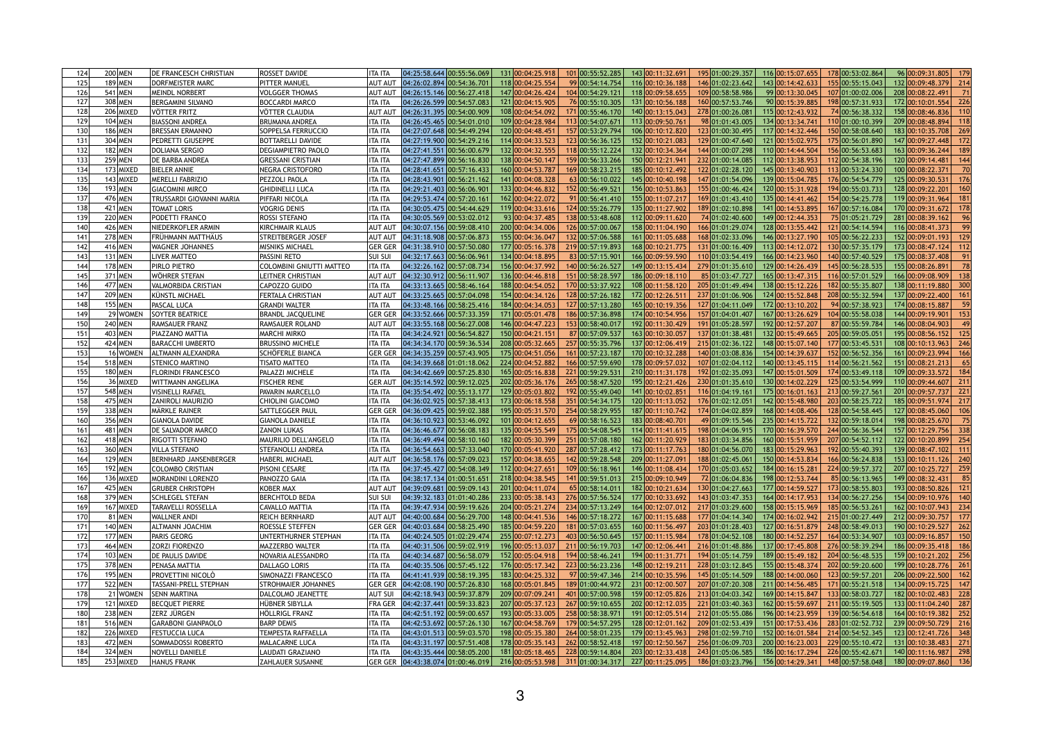| 124 | 200 | MEN | DE FRANCESCH CHRISTIAN | ROSSET DAVIDE | ITA ITA | 04:25:58.644 | 00:55:56.069 | 131 | 00:04:25.918 | 101 | 00:55:52.285 | 143 | 00:11:32.691 | 195 | 01:00:29.357 | 116 | 00:15:07.655 | 178 | 00:53:02.864 | 96 | 00:09:31.805 | 179 |
|---|---|---|---|---|---|---|---|---|---|---|---|---|---|---|---|---|---|---|---|---|---|---|
| 125 | 189 | MEN | DORFMEISTER MARC | PITTER MANUEL | AUT AUT | 04:26:02.894 | 00:54:36.701 | 118 | 00:04:25.554 | 99 | 00:54:14.754 | 116 | 00:10:36.188 | 146 | 01:02:23.642 | 143 | 00:14:42.633 | 155 | 00:55:15.043 | 132 | 00:09:48.379 | 214 |
| 126 | 541 | MEN | MEINDL NORBERT | VOLGGER THOMAS | AUT AUT | 04:26:15.146 | 00:56:27.418 | 147 | 00:04:26.424 | 104 | 00:54:29.121 | 118 | 00:09:58.655 | 109 | 00:58:58.986 | 99 | 00:13:30.045 | 107 | 01:00:02.006 | 208 | 00:08:22.491 | 71 |
| 127 | 308 | MEN | BERGAMINI SILVANO | BOCCARDI MARCO | ITA ITA | 04:26:26.599 | 00:54:57.083 | 121 | 00:04:15.905 | 76 | 00:55:10.305 | 131 | 00:10:56.188 | 160 | 00:57:53.746 | 90 | 00:15:39.885 | 198 | 00:57:31.933 | 172 | 00:10:01.554 | 226 |
| 128 | 206 | MIXED | VÖTTER FRITZ | VÖTTER CLAUDIA | AUT AUT | 04:26:31.395 | 00:54:00.909 | 108 | 00:04:54.092 | 171 | 00:55:46.170 | 140 | 00:13:15.043 | 278 | 01:00:26.081 | 115 | 00:12:43.932 | 74 | 00:56:38.332 | 158 | 00:08:46.836 | 110 |
| 129 | 104 | MEN | BIASSONI ANDREA | BRUMANA ANDREA | ITA ITA | 04:26:45.465 | 00:54:01.010 | 109 | 00:04:28.984 | 113 | 00:54:07.671 | 113 | 00:09:50.761 | 98 | 01:01:43.005 | 134 | 00:13:34.741 | 110 | 01:00:10.399 | 209 | 00:08:48.894 | 118 |
| 130 | 186 | MEN | BRESSAN ERMANNO | SOPPELSA FERRUCCIO | ITA ITA | 04:27:07.648 | 00:54:49.294 | 120 | 00:04:48.451 | 157 | 00:53:29.794 | 106 | 00:10:12.820 | 123 | 01:00:30.495 | 117 | 00:14:32.446 | 150 | 00:58:08.640 | 183 | 00:10:35.708 | 269 |
| 131 | 304 | MEN | PEDRETTI GIUSEPPE | BOTTARELLI DAVIDE | ITA ITA | 04:27:19.900 | 00:54:29.216 | 114 | 00:04:33.523 | 123 | 00:56:36.125 | 152 | 00:10:21.083 | 129 | 01:00:47.640 | 121 | 00:15:02.975 | 175 | 00:56:01.890 | 147 | 00:09:27.448 | 172 |
| 132 | 182 | MEN | DOLIANA SERGIO | DEGIAMPIETRO PAOLO | ITA ITA | 04:27:41.551 | 00:56:00.679 | 132 | 00:04:32.555 | 118 | 00:55:12.224 | 132 | 00:10:34.364 | 144 | 01:00:07.298 | 110 | 00:14:44.504 | 156 | 00:56:53.683 | 163 | 00:09:36.244 | 189 |
| 133 | 259 | MEN | DE BARBA ANDREA | GRESSANI CRISTIAN | ITA ITA | 04:27:47.899 | 00:56:16.830 | 138 | 00:04:50.147 | 159 | 00:56:33.266 | 150 | 00:12:21.941 | 232 | 01:00:14.085 | 112 | 00:13:38.953 | 112 | 00:54:38.196 | 120 | 00:09:14.481 | 144 |
| 134 | 173 | MIXED | BIELER ANNIE | NEGRA CRISTOFORO | ITA ITA | 04:28:41.651 | 00:57:16.433 | 160 | 00:04:53.787 | 169 | 00:58:23.215 | 185 | 00:10:12.492 | 122 | 01:02:28.120 | 145 | 00:13:40.903 | 113 | 00:53:24.330 | 100 | 00:08:22.371 | 70 |
| 135 | 143 | MIXED | MERELLI FABRIZIO | PEZZOLI PAOLA | ITA ITA | 04:28:43.901 | 00:56:21.162 | 141 | 00:04:08.328 | 63 | 00:56:10.022 | 145 | 00:10:40.198 | 147 | 01:01:54.096 | 139 | 00:15:04.785 | 176 | 00:54:54.779 | 125 | 00:09:30.531 | 176 |
| 136 | 193 | MEN | GIACOMINI MIRCO | GHIDINELLI LUCA | ITA ITA | 04:29:21.403 | 00:56:06.901 | 133 | 00:04:46.832 | 152 | 00:56:49.521 | 156 | 00:10:53.863 | 155 | 01:00:46.424 | 120 | 00:15:31.928 | 194 | 00:55:03.733 | 128 | 00:09:22.201 | 160 |
| 137 | 476 | MEN | TRUSSARDI GIOVANNI MARIA | PIFFARI NICOLA | ITA ITA | 04:29:53.474 | 00:57:20.161 | 162 | 00:04:22.072 | 91 | 00:56:41.410 | 155 | 00:11:07.217 | 169 | 01:01:43.410 | 135 | 00:14:41.462 | 154 | 00:54:25.778 | 119 | 00:09:31.964 | 181 |
| 138 | 421 | MEN | TOMAT LORIS | VOGRIG DENIS | ITA ITA | 04:30:05.475 | 00:54:44.629 | 119 | 00:04:33.616 | 124 | 00:55:26.779 | 135 | 00:11:27.902 | 189 | 01:02:10.898 | 141 | 00:14:53.895 | 167 | 00:57:16.084 | 170 | 00:09:31.672 | 178 |
| 139 | 220 | MEN | PODETTI FRANCO | ROSSI STEFANO | ITA ITA | 04:30:05.569 | 00:53:02.012 | 93 | 00:04:37.485 | 138 | 00:53:48.608 | 112 | 00:09:11.620 | 74 | 01:02:40.600 | 149 | 00:12:44.353 | 75 | 01:05:21.729 | 281 | 00:08:39.162 | 96 |
| 140 | 426 | MEN | NIEDERKOFLER ARMIN | KIRCHMAIR KLAUS | AUT AUT | 04:30:07.156 | 00:59:08.410 | 200 | 00:04:34.006 | 126 | 00:57:00.067 | 158 | 00:11:04.190 | 166 | 01:01:29.074 | 128 | 00:13:55.442 | 121 | 00:54:14.594 | 116 | 00:08:41.373 | 99 |
| 141 | 278 | MEN | FRÜHMANN MATTHÄUS | STREITBERGER JOSEF | AUT AUT | 04:31:18.908 | 00:57:06.873 | 155 | 00:04:36.047 | 132 | 00:57:06.588 | 161 | 00:11:05.688 | 168 | 01:02:33.096 | 146 | 00:13:27.190 | 105 | 00:56:22.233 | 152 | 00:09:01.193 | 129 |
| 142 | 416 | MEN | WAGNER JOHANNES | MISNIKS MICHAEL | GER GER | 04:31:38.910 | 00:57:50.080 | 177 | 00:05:16.378 | 219 | 00:57:19.893 | 168 | 00:10:21.775 | 131 | 01:00:16.409 | 113 | 00:14:12.072 | 130 | 00:57:35.179 | 173 | 00:08:47.124 | 112 |
| 143 | 131 | MEN | LIVER MATTEO | PASSINI RETO | SUI SUI | 04:32:17.663 | 00:56:06.961 | 134 | 00:04:18.895 | 83 | 00:57:15.901 | 166 | 00:09:59.590 | 110 | 01:03:54.419 | 166 | 00:14:23.960 | 140 | 00:57:40.529 | 175 | 00:08:37.408 | 91 |
| 144 | 178 | MEN | PIRLO PIETRO | COLOMBINI GNIUTTI MATTEO | ITA ITA | 04:32:26.162 | 00:57:08.734 | 156 | 00:04:37.992 | 140 | 00:56:26.527 | 149 | 00:13:15.434 | 279 | 01:01:35.610 | 129 | 00:14:26.439 | 145 | 00:56:28.535 | 155 | 00:08:26.891 | 78 |
| 145 | 371 | MEN | WÖHRER STEFAN | LEITNER CHRISTIAN | AUT AUT | 04:32:30.912 | 00:56:11.907 | 136 | 00:04:46.818 | 151 | 00:58:28.597 | 186 | 00:09:18.110 | 85 | 01:03:47.727 | 165 | 00:13:47.315 | 116 | 00:57:01.529 | 166 | 00:09:08.909 | 138 |
| 146 | 477 | MEN | VALMORBIDA CRISTIAN | CAPOZZO GUIDO | ITA ITA | 04:33:13.665 | 00:58:46.164 | 188 | 00:04:54.052 | 170 | 00:53:37.922 | 108 | 00:11:58.120 | 205 | 01:01:49.494 | 138 | 00:15:12.226 | 182 | 00:55:35.807 | 138 | 00:11:19.880 | 300 |
| 147 | 209 | MEN | KÜNSTL MICHAEL | FERTALA CHRISTIAN | AUT AUT | 04:33:25.665 | 00:57:04.098 | 154 | 00:04:34.126 | 128 | 00:57:26.182 | 172 | 00:12:26.511 | 237 | 01:01:06.906 | 124 | 00:15:52.848 | 208 | 00:55:32.594 | 137 | 00:09:22.400 | 161 |
| 148 | 155 | MEN | PASCAL LUCA | GRANDI WALTER | ITA ITA | 04:33:48.166 | 00:58:25.416 | 184 | 00:04:34.053 | 127 | 00:57:13.280 | 165 | 00:10:19.356 | 127 | 01:04:11.049 | 172 | 00:13:10.202 | 94 | 00:57:38.923 | 174 | 00:08:15.887 | 59 |
| 149 | 29 | WOMEN | SOYTER BEATRICE | BRANDL JACQUELINE | GER GER | 04:33:52.666 | 00:57:33.359 | 171 | 00:05:01.478 | 186 | 00:57:36.898 | 174 | 00:10:54.956 | 157 | 01:04:01.407 | 167 | 00:13:26.629 | 104 | 00:55:58.038 | 144 | 00:09:19.901 | 153 |
| 150 | 240 | MEN | RAMSAUER FRANZ | RAMSAUER ROLAND | AUT AUT | 04:33:55.168 | 00:56:27.008 | 146 | 00:04:47.223 | 153 | 00:58:40.017 | 192 | 00:11:30.429 | 191 | 01:05:28.597 | 192 | 00:12:57.207 | 87 | 00:55:59.784 | 146 | 00:08:04.903 | 49 |
| 151 | 403 | MEN | PIAZZANO MATTIA | MARCHI MIRKO | ITA ITA | 04:34:24.921 | 00:56:54.827 | 150 | 00:04:21.151 | 87 | 00:57:09.537 | 163 | 00:10:30.057 | 137 | 01:01:38.481 | 132 | 00:15:49.665 | 205 | 00:59:05.051 | 195 | 00:08:56.152 | 125 |
| 152 | 424 | MEN | BARACCHI UMBERTO | BRUSSINO MICHELE | ITA ITA | 04:34:34.170 | 00:59:36.534 | 208 | 00:05:32.665 | 257 | 00:55:35.796 | 137 | 00:12:06.419 | 215 | 01:02:36.122 | 148 | 00:15:07.140 | 177 | 00:53:45.531 | 108 | 00:10:13.963 | 246 |
| 153 | 16 | WOMEN | ALTMANN ALEXANDRA | SCHÖFERLE BIANCA | GER GER | 04:34:35.259 | 00:57:43.905 | 175 | 00:04:51.056 | 161 | 00:57:23.187 | 170 | 00:10:32.288 | 140 | 01:03:08.836 | 154 | 00:14:39.637 | 152 | 00:56:52.356 | 161 | 00:09:23.994 | 166 |
| 154 | 518 | MEN | STENICO MARTINO | TISATO MATTEO | ITA ITA | 04:34:39.668 | 01:01:18.062 | 224 | 00:04:52.882 | 166 | 00:57:59.690 | 178 | 00:09:57.032 | 107 | 01:02:04.112 | 140 | 00:13:45.115 | 114 | 00:56:21.562 | 151 | 00:08:21.213 | 65 |
| 155 | 180 | MEN | FLORINDI FRANCESCO | PALAZZI MICHELE | ITA ITA | 04:34:42.669 | 00:57:25.830 | 165 | 00:05:16.838 | 221 | 00:59:29.531 | 210 | 00:11:31.178 | 192 | 01:02:35.093 | 147 | 00:15:01.509 | 174 | 00:53:49.118 | 109 | 00:09:33.572 | 184 |
| 156 | 36 | MIXED | WITTMANN ANGELIKA | FISCHER RENE | GER AUT | 04:35:14.592 | 00:59:12.025 | 202 | 00:05:36.176 | 265 | 00:58:47.520 | 195 | 00:12:21.426 | 230 | 01:01:35.610 | 130 | 00:14:02.229 | 125 | 00:53:54.999 | 110 | 00:09:44.607 | 211 |
| 157 | 548 | MEN | VISINELLI RAFAEL | PAVARIN MARCELLO | ITA ITA | 04:35:54.492 | 00:55:13.177 | 129 | 00:05:03.802 | 192 | 00:55:49.040 | 141 | 00:10:02.851 | 116 | 01:04:19.161 | 175 | 00:16:01.163 | 213 | 00:59:27.561 | 201 | 00:09:57.737 | 221 |
| 158 | 475 | MEN | ZANIROLI MAURIZIO | CHIOLINI GIACOMO | ITA ITA | 04:36:02.925 | 00:57:38.413 | 173 | 00:06:18.558 | 351 | 00:54:34.175 | 120 | 00:11:13.052 | 176 | 01:02:12.051 | 142 | 00:15:48.980 | 203 | 00:58:25.722 | 185 | 00:09:51.974 | 217 |
| 159 | 338 | MEN | MÄRKLE RAINER | SATTLEGGER PAUL | GER GER | 04:36:09.425 | 00:59:02.388 | 195 | 00:05:31.570 | 254 | 00:58:29.955 | 187 | 00:11:10.742 | 174 | 01:04:02.859 | 168 | 00:14:08.406 | 128 | 00:54:58.445 | 127 | 00:08:45.060 | 106 |
| 160 | 356 | MEN | GIANOLA DAVIDE | GIANOLA DANIELE | ITA ITA | 04:36:10.923 | 00:53:46.092 | 101 | 00:04:12.655 | 69 | 00:58:16.523 | 183 | 00:08:40.701 | 49 | 01:09:15.546 | 235 | 00:14:15.722 | 132 | 00:59:18.014 | 198 | 00:08:25.670 | 75 |
| 161 | 481 | MEN | DE SALVADOR MARCO | ZANON LUKAS | ITA ITA | 04:36:46.677 | 00:56:08.183 | 135 | 00:04:55.549 | 175 | 00:54:08.545 | 114 | 00:11:41.615 | 198 | 01:04:06.915 | 170 | 00:16:39.570 | 244 | 00:56:36.544 | 157 | 00:12:29.756 | 338 |
| 162 | 418 | MEN | RIGOTTI STEFANO | MAURILIO DELL'ANGELO | ITA ITA | 04:36:49.494 | 00:58:10.160 | 182 | 00:05:30.399 | 251 | 00:57:08.180 | 162 | 00:11:20.929 | 183 | 01:03:34.856 | 160 | 00:15:51.959 | 207 | 00:54:52.112 | 122 | 00:10:20.899 | 254 |
| 163 | 360 | MEN | VILLA STEFANO | STEFANOLLI ANDREA | ITA ITA | 04:36:54.663 | 00:57:33.040 | 170 | 00:05:41.920 | 287 | 00:57:28.412 | 173 | 00:11:17.763 | 180 | 01:04:56.070 | 183 | 00:15:29.963 | 192 | 00:55:40.393 | 139 | 00:08:47.102 | 111 |
| 164 | 129 | MEN | BERNHARD JANSENBERGER | HABERL MICHAEL | AUT AUT | 04:36:58.176 | 00:57:09.023 | 157 | 00:04:38.655 | 142 | 00:59:28.548 | 209 | 00:11:27.091 | 188 | 01:02:45.061 | 150 | 00:14:53.834 | 166 | 00:56:24.838 | 153 | 00:10:11.126 | 240 |
| 165 | 192 | MEN | COLOMBO CRISTIAN | PISONI CESARE | ITA ITA | 04:37:45.427 | 00:54:08.349 | 112 | 00:04:27.651 | 109 | 00:56:18.961 | 146 | 00:11:08.434 | 170 | 01:05:03.652 | 184 | 00:16:15.281 | 224 | 00:59:57.372 | 207 | 00:10:25.727 | 259 |
| 166 | 136 | MIXED | MORANDINI LORENZO | PANOZZO GAIA | ITA ITA | 04:38:17.134 | 01:00:51.651 | 218 | 00:04:38.545 | 141 | 00:59:51.013 | 215 | 00:09:10.949 | 72 | 01:06:04.836 | 198 | 00:12:53.744 | 85 | 00:56:13.965 | 149 | 00:08:32.431 | 85 |
| 167 | 425 | MEN | GRUBER CHRISTOPH | KOBER MAX | AUT AUT | 04:39:09.681 | 00:59:09.143 | 201 | 00:04:11.074 | 65 | 00:58:14.011 | 182 | 00:10:21.634 | 130 | 01:04:27.663 | 177 | 00:14:59.527 | 173 | 00:58:55.803 | 193 | 00:08:50.826 | 121 |
| 168 | 379 | MEN | SCHLEGEL STEFAN | BERCHTOLD BEDA | SUI SUI | 04:39:32.183 | 01:01:40.286 | 233 | 00:05:38.143 | 276 | 00:57:56.524 | 177 | 00:10:33.692 | 143 | 01:03:47.353 | 164 | 00:14:17.953 | 134 | 00:56:27.256 | 154 | 00:09:10.976 | 140 |
| 169 | 167 | MIXED | TARAVELLI ROSSELLA | CAVALLO MATTIA | ITA ITA | 04:39:47.934 | 00:59:19.626 | 204 | 00:05:21.274 | 234 | 00:57:13.249 | 164 | 00:12:07.012 | 217 | 01:03:29.600 | 158 | 00:15:15.969 | 185 | 00:56:53.261 | 162 | 00:10:07.943 | 234 |
| 170 | 81 | MEN | WALLNER ANDI | REICH BERNHARD | AUT AUT | 04:40:00.684 | 00:56:29.700 | 148 | 00:04:41.536 | 146 | 00:57:18.272 | 167 | 00:11:15.688 | 177 | 01:04:14.340 | 174 | 00:16:02.942 | 215 | 01:00:27.449 | 212 | 00:09:30.757 | 177 |
| 171 | 140 | MEN | ALTMANN JOACHIM | ROESSLE STEFFEN | GER GER | 04:40:03.684 | 00:58:25.490 | 185 | 00:04:59.220 | 181 | 00:57:03.655 | 160 | 00:11:56.497 | 203 | 01:01:28.403 | 127 | 00:16:51.879 | 248 | 00:58:49.013 | 190 | 00:10:29.527 | 262 |
| 172 | 177 | MEN | PARIS GEORG | UNTERTHURNER STEPHAN | ITA ITA | 04:40:24.505 | 01:02:29.474 | 255 | 00:07:12.273 | 403 | 00:56:50.645 | 157 | 00:11:15.984 | 178 | 01:04:52.108 | 180 | 00:14:52.257 | 164 | 00:53:34.907 | 103 | 00:09:16.857 | 150 |
| 173 | 464 | MEN | ZORZI FIORENZO | MAZZERBO WALTER | ITA ITA | 04:40:31.506 | 00:59:02.919 | 196 | 00:05:13.037 | 211 | 00:56:19.703 | 147 | 00:12:06.441 | 216 | 01:01:48.886 | 137 | 00:17:45.808 | 276 | 00:58:39.294 | 186 | 00:09:35.418 | 186 |
| 174 | 103 | MEN | DE PAULIS DAVIDE | NOVARIA ALESSANDRO | ITA ITA | 04:40:34.687 | 00:56:58.079 | 152 | 00:05:04.918 | 194 | 00:58:46.241 | 194 | 00:11:31.771 | 194 | 01:05:14.759 | 189 | 00:15:49.182 | 204 | 00:56:48.535 | 159 | 00:10:21.202 | 256 |
| 175 | 378 | MEN | PENASA MATTIA | DALLAGO LORIS | ITA ITA | 04:40:35.506 | 00:57:45.122 | 176 | 00:05:17.342 | 223 | 00:56:23.236 | 148 | 00:12:19.211 | 228 | 01:03:12.845 | 155 | 00:15:48.374 | 202 | 00:59:20.600 | 199 | 00:10:28.776 | 261 |
| 176 | 195 | MEN | PROVETTINI NICOLÒ | SIMONAZZI FRANCESCO | ITA ITA | 04:41:41.939 | 00:58:19.395 | 183 | 00:04:25.332 | 97 | 00:59:47.346 | 214 | 00:10:35.596 | 145 | 01:05:14.509 | 188 | 00:14:00.060 | 123 | 00:59:57.201 | 206 | 00:09:22.500 | 162 |
| 177 | 522 | MEN | TASSANI-PRELL STEPHAN | STROHMAIER JOHANNES | GER GER | 04:42:08.190 | 00:57:26.830 | 168 | 00:05:01.845 | 189 | 01:00:44.972 | 231 | 00:12:00.507 | 207 | 01:07:20.308 | 211 | 00:14:56.485 | 171 | 00:55:21.518 | 134 | 00:09:15.725 | 147 |
| 178 | 21 | WOMEN | SENN MARTINA | DALCOLMO JEANETTE | AUT SUI | 04:42:18.943 | 00:59:37.879 | 209 | 00:07:09.241 | 401 | 00:57:00.598 | 159 | 00:12:05.826 | 213 | 01:04:03.342 | 169 | 00:14:15.847 | 133 | 00:58:03.727 | 182 | 00:10:02.483 | 228 |
| 179 | 121 | MIXED | BECQUET PIERRE | HÜBNER SIBYLLA | FRA GER | 04:42:37.441 | 00:59:33.823 | 207 | 00:05:37.123 | 267 | 00:59:10.655 | 202 | 00:12:12.125 | 221 | 01:03:40.363 | 162 | 00:15:59.697 | 211 | 00:55:19.505 | 133 | 00:11:04.240 | 287 |
| 180 | 238 | MEN | ZERZ JÜRGEN | HÖLLRIGL FRANZ | ITA ITA | 04:42:51.192 | 00:59:00.657 | 193 | 00:05:33.005 | 258 | 00:58:38.971 | 191 | 00:12:05.514 | 212 | 01:05:55.086 | 196 | 00:14:23.959 | 139 | 00:56:54.618 | 164 | 00:10:19.382 | 252 |
| 181 | 516 | MEN | GARABONI GIANPAOLO | BARP DEMIS | ITA ITA | 04:42:53.692 | 00:57:26.130 | 167 | 00:04:58.769 | 179 | 00:54:57.295 | 128 | 00:12:01.162 | 209 | 01:02:53.439 | 151 | 00:17:53.436 | 283 | 01:02:52.732 | 239 | 00:09:50.729 | 216 |
| 182 | 226 | MIXED | FESTUCCIA LUCA | TEMPESTA RAFFAELLA | ITA ITA | 04:43:01.513 | 00:59:03.570 | 198 | 00:05:35.380 | 264 | 00:58:01.235 | 179 | 00:13:45.963 | 298 | 01:02:59.710 | 152 | 00:16:01.584 | 214 | 00:54:52.345 | 123 | 00:12:41.726 | 348 |
| 183 | 472 | MEN | SOMMADOSSI ROBERTO | MALACARNE LUCA | ITA ITA | 04:43:31.197 | 00:57:51.408 | 178 | 00:05:35.143 | 262 | 00:58:52.418 | 197 | 00:12:50.567 | 256 | 01:06:09.703 | 200 | 00:16:23.003 | 229 | 00:55:10.472 | 131 | 00:10:38.483 | 271 |
| 184 | 324 | MEN | NOVELLI DANIELE | LAUDATI GRAZIANO | ITA ITA | 04:43:35.444 | 00:58:05.200 | 181 | 00:05:18.465 | 228 | 00:59:14.804 | 203 | 00:12:33.438 | 243 | 01:05:06.585 | 186 | 00:16:17.294 | 226 | 00:55:42.671 | 140 | 00:11:16.987 | 298 |
| 185 | 253 | MIXED | HANUS FRANK | ZAHLAUER SUSANNE | GER GER | 04:43:38.074 | 01:00:46.019 | 216 | 00:05:53.598 | 311 | 01:00:34.317 | 227 | 00:11:25.095 | 186 | 01:03:23.796 | 156 | 00:14:29.341 | 148 | 00:57:58.048 | 180 | 00:09:07.860 | 136 |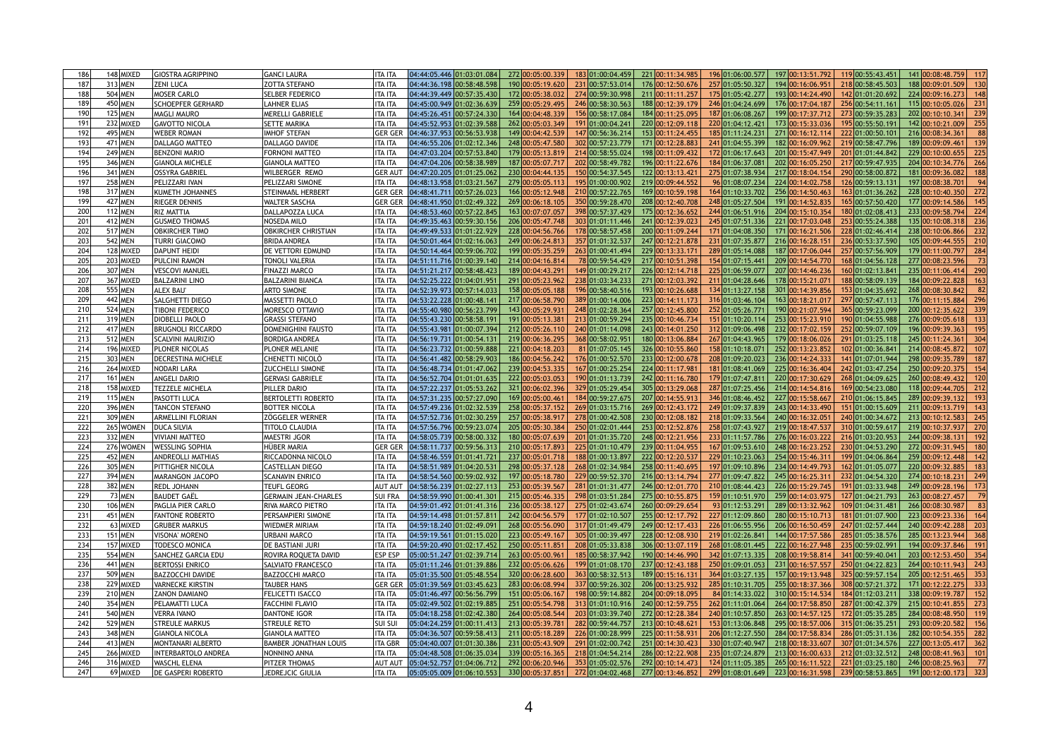| | | | | | | | | | | | | | | | | | | | | | | | |
|---|---|---|---|---|---|---|---|---|---|---|---|---|---|---|---|---|---|---|---|---|---|---|---|
| 186 | 148 | MIXED | GIOSTRA AGRIPPINO | GANCI LAURA | ITA ITA | 04:44:05.446 | 01:03:01.084 | 272 | 00:05:00.339 | 183 | 01:00:04.459 | 221 | 00:11:34.985 | 196 | 01:06:00.577 | 197 | 00:13:51.792 | 119 | 00:55:43.451 | 141 | 00:08:48.759 | 117 |
| 187 | 313 | MEN | ZENI LUCA | ZOTTA STEFANO | ITA ITA | 04:44:36.198 | 00:58:48.598 | 190 | 00:05:19.620 | 231 | 00:57:53.014 | 176 | 00:12:50.676 | 257 | 01:05:50.327 | 194 | 00:16:06.951 | 218 | 00:58:45.503 | 188 | 00:09:01.509 | 130 |
| 188 | 504 | MEN | MOSER CARLO | SELBER FEDERICO | ITA ITA | 04:44:39.449 | 00:57:35.430 | 172 | 00:05:38.032 | 274 | 00:59:30.998 | 211 | 00:11:11.257 | 175 | 01:05:42.277 | 193 | 00:14:24.490 | 142 | 01:01:20.692 | 224 | 00:09:16.273 | 148 |
| 189 | 450 | MEN | SCHOEPFER GERHARD | LAHNER ELIAS | ITA ITA | 04:45:00.949 | 01:02:36.639 | 259 | 00:05:29.495 | 246 | 00:58:30.563 | 188 | 00:12:39.179 | 246 | 01:04:24.699 | 176 | 00:17:04.187 | 256 | 00:54:11.161 | 115 | 00:10:05.026 | 231 |
| 190 | 125 | MEN | MAGLI MAURO | MERELLI GABRIELE | ITA ITA | 04:45:26.451 | 00:57:24.330 | 164 | 00:04:48.339 | 156 | 00:58:17.084 | 184 | 00:11:25.095 | 187 | 01:06:08.267 | 199 | 00:17:37.712 | 273 | 00:59:35.283 | 202 | 00:10:10.341 | 239 |
| 191 | 232 | MIXED | GAVOTTO NICOLA | SETTE MARIKA | ITA ITA | 04:45:52.953 | 01:02:39.588 | 262 | 00:05:03.349 | 191 | 01:00:04.241 | 220 | 00:12:09.118 | 220 | 01:04:12.421 | 173 | 00:15:33.036 | 195 | 00:55:50.191 | 142 | 00:10:21.009 | 255 |
| 192 | 495 | MEN | WEBER ROMAN | IMHOF STEFAN | GER GER | 04:46:37.953 | 00:56:53.938 | 149 | 00:04:42.539 | 147 | 00:56:36.214 | 153 | 00:11:24.455 | 185 | 01:11:24.231 | 271 | 00:16:12.114 | 222 | 01:00:50.101 | 216 | 00:08:34.361 | 88 |
| 193 | 471 | MEN | DALLAGO MATTEO | DALLAGO DAVIDE | ITA ITA | 04:46:55.206 | 01:02:12.346 | 248 | 00:05:47.580 | 302 | 00:57:23.779 | 171 | 00:12:28.883 | 241 | 01:04:55.399 | 182 | 00:16:09.962 | 219 | 00:58:47.796 | 189 | 00:09:09.461 | 139 |
| 194 | 249 | MEN | BENZONI MARIO | FORNONI MATTEO | ITA ITA | 04:47:03.204 | 00:57:53.840 | 179 | 00:05:13.819 | 214 | 00:58:55.024 | 198 | 00:11:09.432 | 172 | 01:06:17.643 | 201 | 00:15:47.949 | 201 | 01:01:44.842 | 229 | 00:10:00.655 | 225 |
| 195 | 346 | MEN | GIANOLA MICHELE | GIANOLA MATTEO | ITA ITA | 04:47:04.206 | 00:58:38.989 | 187 | 00:05:07.717 | 202 | 00:58:49.782 | 196 | 00:11:22.676 | 184 | 01:06:37.081 | 202 | 00:16:05.250 | 217 | 00:59:47.935 | 204 | 00:10:34.776 | 266 |
| 196 | 341 | MEN | OSSYRA GABRIEL | WILBERGER REMO | GER AUT | 04:47:20.205 | 01:01:25.062 | 230 | 00:04:44.135 | 150 | 00:54:37.545 | 122 | 00:13:13.421 | 275 | 01:07:38.934 | 217 | 00:18:04.154 | 290 | 00:58:00.872 | 181 | 00:09:36.082 | 188 |
| 197 | 258 | MEN | PELIZZARI IVAN | PELIZZARI SIMONE | ITA ITA | 04:48:13.958 | 01:03:21.567 | 279 | 00:05:05.113 | 195 | 01:00:00.902 | 219 | 00:09:44.552 | 96 | 01:08:07.234 | 224 | 00:14:02.758 | 126 | 00:59:13.131 | 197 | 00:08:38.701 | 94 |
| 198 | 317 | MEN | KUMETH JOHANNES | STEINMAßL HERBERT | GER GER | 04:48:41.711 | 00:57:26.023 | 166 | 00:05:12.948 | 210 | 00:57:22.765 | 169 | 00:10:59.198 | 164 | 01:10:33.702 | 256 | 00:14:50.463 | 163 | 01:01:36.262 | 228 | 00:10:40.350 | 272 |
| 199 | 427 | MEN | RIEGER DENNIS | WALTER SASCHA | GER GER | 04:48:41.950 | 01:02:49.322 | 269 | 00:06:18.105 | 350 | 00:59:28.470 | 208 | 00:12:40.708 | 248 | 01:05:27.504 | 191 | 00:14:52.835 | 165 | 00:57:50.420 | 177 | 00:09:14.586 | 145 |
| 200 | 112 | MEN | RIZ MATTIA | DALLAPOZZA LUCA | ITA ITA | 04:48:53.460 | 00:57:22.845 | 163 | 00:07:07.057 | 398 | 00:57:37.429 | 175 | 00:12:36.652 | 244 | 01:06:51.916 | 204 | 00:15:10.354 | 180 | 01:02:08.413 | 233 | 00:09:58.794 | 224 |
| 201 | 412 | MEN | GUSMEO THOMAS | NOSEDA MILO | ITA ITA | 04:49:35.463 | 00:59:30.156 | 206 | 00:05:47.748 | 303 | 01:01:11.446 | 241 | 00:12:39.023 | 245 | 01:07:51.336 | 221 | 00:17:03.048 | 253 | 00:55:24.388 | 135 | 00:10:08.318 | 236 |
| 202 | 517 | MEN | OBKIRCHER TIMO | OBKIRCHER CHRISTIAN | ITA ITA | 04:49:49.533 | 01:01:22.929 | 228 | 00:04:56.766 | 178 | 00:58:57.458 | 200 | 00:11:09.244 | 171 | 01:04:08.350 | 171 | 00:16:21.506 | 228 | 01:02:46.414 | 238 | 00:10:06.866 | 232 |
| 203 | 542 | MEN | TURRI GIACOMO | BRIDA ANDREA | ITA ITA | 04:50:01.464 | 01:02:16.063 | 249 | 00:06:24.813 | 357 | 01:01:32.537 | 247 | 00:12:21.878 | 231 | 01:07:35.877 | 216 | 00:16:28.151 | 236 | 00:53:37.590 | 105 | 00:09:44.555 | 210 |
| 204 | 128 | MIXED | DAPUNT HEIDI | DE VETTORI EDMUND | ITA ITA | 04:50:14.464 | 00:59:06.702 | 199 | 00:05:35.259 | 263 | 01:00:41.494 | 229 | 00:13:33.171 | 289 | 01:05:14.088 | 187 | 00:17:06.044 | 257 | 00:57:56.909 | 179 | 00:11:00.797 | 284 |
| 205 | 203 | MIXED | PULCINI RAMON | TONOLI VALERIA | ITA ITA | 04:51:11.716 | 01:00:39.140 | 214 | 00:04:16.814 | 78 | 00:59:54.429 | 217 | 00:10:51.398 | 154 | 01:07:15.441 | 209 | 00:14:54.770 | 168 | 01:04:56.128 | 277 | 00:08:23.596 | 73 |
| 206 | 307 | MEN | VESCOVI MANUEL | FINAZZI MARCO | ITA ITA | 04:51:21.217 | 00:58:48.423 | 189 | 00:04:43.291 | 149 | 01:00:29.217 | 226 | 00:12:14.718 | 225 | 01:06:59.077 | 207 | 00:14:46.236 | 160 | 01:02:13.841 | 235 | 00:11:06.414 | 290 |
| 207 | 367 | MIXED | BALZARINI LINO | BALZARINI BIANCA | ITA ITA | 04:52:25.222 | 01:04:01.951 | 291 | 00:05:23.962 | 238 | 01:03:34.233 | 271 | 00:12:03.392 | 211 | 01:04:28.646 | 178 | 00:15:21.071 | 188 | 00:58:09.139 | 184 | 00:09:22.828 | 163 |
| 208 | 555 | MEN | ALEX BAU' | ARTO SIMONE | ITA ITA | 04:52:39.973 | 00:57:14.033 | 158 | 00:05:05.188 | 196 | 00:58:40.516 | 193 | 00:10:26.688 | 134 | 01:13:27.158 | 301 | 00:14:39.856 | 153 | 01:04:35.692 | 268 | 00:08:30.842 | 82 |
| 209 | 442 | MEN | SALGHETTI DIEGO | MASSETTI PAOLO | ITA ITA | 04:53:22.228 | 01:00:48.141 | 217 | 00:06:58.790 | 389 | 01:00:14.006 | 223 | 00:14:11.173 | 316 | 01:03:46.104 | 163 | 00:18:21.017 | 297 | 00:57:47.113 | 176 | 00:11:15.884 | 296 |
| 210 | 524 | MEN | TIBONI FEDERICO | MORESCO OTTAVIO | ITA ITA | 04:55:40.980 | 00:56:23.799 | 143 | 00:05:29.931 | 248 | 01:02:28.364 | 257 | 00:12:45.800 | 252 | 01:05:26.771 | 190 | 00:21:07.594 | 365 | 00:59:23.099 | 200 | 00:12:35.622 | 339 |
| 211 | 319 | MEN | DIOBELLI PAOLO | GRASSI STEFANO | ITA ITA | 04:55:43.230 | 00:58:58.191 | 191 | 00:05:13.381 | 213 | 01:00:59.294 | 235 | 00:10:46.734 | 151 | 01:10:20.114 | 253 | 00:15:23.910 | 190 | 01:04:55.988 | 276 | 00:09:05.618 | 133 |
| 212 | 417 | MEN | BRUGNOLI RICCARDO | DOMENIGHINI FAUSTO | ITA ITA | 04:55:43.981 | 01:00:07.394 | 212 | 00:05:26.110 | 240 | 01:01:14.098 | 243 | 00:14:01.250 | 312 | 01:09:06.498 | 232 | 00:17:02.159 | 252 | 00:59:07.109 | 196 | 00:09:39.363 | 195 |
| 213 | 512 | MEN | SCALVINI MAURIZIO | BORDIGA ANDREA | ITA ITA | 04:56:19.731 | 01:00:54.131 | 219 | 00:06:36.295 | 368 | 00:58:02.951 | 180 | 00:13:06.884 | 267 | 01:04:43.965 | 179 | 00:18:06.026 | 291 | 01:03:25.118 | 245 | 00:11:24.361 | 304 |
| 214 | 196 | MIXED | PLONER NICOLAS | PLONER MELANIE | ITA ITA | 04:56:23.732 | 01:00:59.888 | 221 | 00:04:18.203 | 81 | 01:07:05.145 | 326 | 00:10:55.860 | 158 | 01:10:18.071 | 252 | 00:13:23.852 | 102 | 01:00:36.841 | 214 | 00:08:45.872 | 107 |
| 215 | 303 | MEN | DECRESTINA MICHELE | CHENETTI NICOLÒ | ITA ITA | 04:56:41.482 | 00:58:29.903 | 186 | 00:04:56.242 | 176 | 01:00:52.570 | 233 | 00:12:00.678 | 208 | 01:09:20.023 | 236 | 00:14:24.333 | 141 | 01:07:01.944 | 298 | 00:09:35.789 | 187 |
| 216 | 264 | MIXED | NODARI LARA | ZUCCHELLI SIMONE | ITA ITA | 04:56:48.734 | 01:01:47.062 | 239 | 00:04:53.335 | 167 | 01:00:25.254 | 224 | 00:11:17.981 | 181 | 01:08:41.069 | 225 | 00:16:36.404 | 242 | 01:03:47.254 | 250 | 00:09:20.375 | 154 |
| 217 | 161 | MEN | ANGELI DARIO | GERVASI GABRIELE | ITA ITA | 04:56:52.704 | 01:01:01.635 | 222 | 00:05:03.053 | 190 | 01:01:13.739 | 242 | 00:11:16.780 | 179 | 01:07:47.811 | 220 | 00:17:30.629 | 268 | 01:04:09.625 | 260 | 00:08:49.432 | 120 |
| 218 | 158 | MIXED | TEZZELE MICHELA | PILLER DARIO | ITA ITA | 04:57:22.237 | 01:05:53.262 | 321 | 00:06:02.396 | 329 | 01:05:29.454 | 305 | 00:13:29.068 | 287 | 01:07:25.456 | 214 | 00:14:54.816 | 169 | 00:54:23.080 | 118 | 00:09:44.705 | 212 |
| 219 | 115 | MEN | PASOTTI LUCA | BERTOLETTI ROBERTO | ITA ITA | 04:57:31.235 | 00:57:27.090 | 169 | 00:05:00.461 | 184 | 00:59:27.675 | 207 | 00:14:55.913 | 346 | 01:08:46.452 | 227 | 00:15:58.667 | 210 | 01:06:15.845 | 289 | 00:09:39.132 | 193 |
| 220 | 396 | MEN | TANCON STEFANO | BOTTER NICOLA | ITA ITA | 04:57:49.236 | 01:02:32.539 | 258 | 00:05:37.152 | 269 | 01:03:15.716 | 269 | 00:12:43.172 | 249 | 01:09:37.839 | 243 | 00:14:33.490 | 151 | 01:00:15.609 | 211 | 00:09:13.719 | 143 |
| 221 | 309 | MEN | ARMELLINI FLORIAN | ZÖGGELER WERNER | ITA ITA | 04:57:52.736 | 01:02:30.259 | 257 | 00:05:38.917 | 278 | 01:00:42.508 | 230 | 00:12:08.182 | 218 | 01:09:33.564 | 240 | 00:16:32.051 | 240 | 01:00:34.672 | 213 | 00:10:12.583 | 245 |
| 222 | 265 | WOMEN | DUCA SILVIA | TITOLO CLAUDIA | ITA ITA | 04:57:56.796 | 00:59:23.074 | 205 | 00:05:30.384 | 250 | 01:02:01.444 | 253 | 00:12:52.876 | 258 | 01:07:43.927 | 219 | 00:18:47.537 | 310 | 01:00:59.617 | 219 | 00:10:37.937 | 270 |
| 223 | 332 | MEN | VIVIANI MATTEO | MAESTRI JGOR | ITA ITA | 04:58:05.739 | 00:58:00.332 | 180 | 00:05:07.639 | 201 | 01:01:35.720 | 248 | 00:12:21.956 | 233 | 01:11:57.786 | 276 | 00:16:03.222 | 216 | 01:03:20.953 | 244 | 00:09:38.131 | 192 |
| 224 | 276 | WOMEN | WESSLING SOPHIA | HÜBER MARIA | GER GER | 04:58:11.737 | 00:59:56.313 | 210 | 00:05:17.893 | 225 | 01:01:10.479 | 239 | 00:11:04.955 | 167 | 01:09:53.610 | 248 | 00:16:23.252 | 230 | 01:04:53.290 | 272 | 00:09:31.945 | 180 |
| 225 | 452 | MEN | ANDREOLLI MATHIAS | RICCADONNA NICOLO | ITA ITA | 04:58:46.559 | 01:01:41.721 | 237 | 00:05:01.718 | 188 | 01:00:13.897 | 222 | 00:12:20.537 | 229 | 01:10:23.063 | 254 | 00:15:46.311 | 199 | 01:04:06.864 | 259 | 00:09:12.448 | 142 |
| 226 | 305 | MEN | PITTIGHER NICOLA | CASTELLAN DIEGO | ITA ITA | 04:58:51.989 | 01:04:20.531 | 298 | 00:05:37.128 | 268 | 01:02:34.984 | 258 | 00:11:40.695 | 197 | 01:09:10.896 | 234 | 00:14:49.793 | 162 | 01:01:05.077 | 220 | 00:09:32.885 | 183 |
| 227 | 394 | MEN | MARANGON JACOPO | SCANAVIN ENRICO | ITA ITA | 04:58:54.560 | 00:59:02.932 | 197 | 00:05:18.780 | 229 | 00:59:52.370 | 216 | 00:13:14.794 | 277 | 01:09:47.822 | 245 | 00:16:25.311 | 232 | 01:04:54.320 | 274 | 00:10:18.231 | 249 |
| 228 | 382 | MEN | REDL JOHANN | TEUFL GEORG | AUT AUT | 04:58:56.239 | 01:02:27.113 | 253 | 00:05:39.567 | 281 | 01:01:31.477 | 246 | 00:12:01.770 | 210 | 01:08:44.423 | 226 | 00:15:29.745 | 191 | 01:03:33.948 | 249 | 00:09:28.196 | 173 |
| 229 | 73 | MEN | BAUDET GAËL | GERMAIN JEAN-CHARLES | SUI FRA | 04:58:59.990 | 01:00:41.301 | 215 | 00:05:46.335 | 298 | 01:03:51.284 | 275 | 00:10:55.875 | 159 | 01:10:51.970 | 259 | 00:14:03.975 | 127 | 01:04:21.793 | 263 | 00:08:27.457 | 79 |
| 230 | 106 | MEN | PAGLIA PIER CARLO | RIVA MARCO PIETRO | ITA ITA | 04:59:01.492 | 01:01:41.316 | 236 | 00:05:38.127 | 275 | 01:02:43.674 | 260 | 00:09:29.654 | 93 | 01:12:53.291 | 289 | 00:13:32.962 | 109 | 01:04:31.481 | 266 | 00:08:30.987 | 83 |
| 231 | 451 | MEN | FANTONE ROBERTO | PERSAMPIERI SIMONE | ITA ITA | 04:59:14.498 | 01:01:57.811 | 242 | 00:04:56.579 | 177 | 01:02:10.507 | 255 | 00:12:17.792 | 227 | 01:12:09.860 | 280 | 00:15:10.713 | 181 | 01:01:07.900 | 223 | 00:09:23.336 | 164 |
| 232 | 63 | MIXED | GRUBER MARKUS | WIEDMER MIRIAM | ITA ITA | 04:59:18.240 | 01:02:49.091 | 268 | 00:05:56.090 | 317 | 01:01:49.479 | 249 | 00:12:17.433 | 226 | 01:06:55.956 | 206 | 00:16:50.459 | 247 | 01:02:57.444 | 240 | 00:09:42.288 | 203 |
| 233 | 151 | MEN | VISONA' MORENO | URBANI MARCO | ITA ITA | 04:59:19.561 | 01:01:15.020 | 223 | 00:05:49.167 | 305 | 01:00:39.497 | 228 | 00:12:08.930 | 219 | 01:02:26.841 | 144 | 00:17:57.586 | 285 | 01:05:38.576 | 285 | 00:13:23.944 | 368 |
| 234 | 157 | MIXED | TODESCO MONICA | DE BASTIANI JURI | ITA ITA | 04:59:20.490 | 01:02:17.452 | 250 | 00:05:11.851 | 208 | 01:05:33.838 | 306 | 00:13:07.119 | 268 | 01:08:01.445 | 222 | 00:16:27.948 | 235 | 00:59:02.991 | 194 | 00:09:37.846 | 191 |
| 235 | 554 | MEN | SANCHEZ GARCIA EDU | ROVIRA ROQUETA DAVID | ESP ESP | 05:00:51.247 | 01:02:39.714 | 263 | 00:05:00.961 | 185 | 00:58:37.942 | 190 | 00:14:46.990 | 342 | 01:07:13.335 | 208 | 00:19:58.814 | 341 | 00:59:40.041 | 203 | 00:12:53.450 | 354 |
| 236 | 441 | MEN | BERTOSSI ENRICO | SALVIATO FRANCESCO | ITA ITA | 05:01:11.246 | 01:01:39.886 | 232 | 00:05:06.626 | 199 | 01:01:08.170 | 237 | 00:12:43.188 | 250 | 01:09:01.053 | 231 | 00:16:57.557 | 250 | 01:04:22.823 | 264 | 00:10:11.943 | 243 |
| 237 | 509 | MEN | BAZZOCCHI DAVIDE | BAZZOCCHI MARCO | ITA ITA | 05:01:35.500 | 01:05:48.554 | 320 | 00:06:28.600 | 363 | 00:58:32.513 | 189 | 00:15:16.131 | 364 | 01:03:27.135 | 157 | 00:19:13.948 | 325 | 00:59:57.154 | 205 | 00:12:51.465 | 353 |
| 238 | 229 | MIXED | VARNECKE KIRSTIN | TAUBER HANS | GER GER | 05:01:39.569 | 01:03:45.623 | 283 | 00:06:08.994 | 337 | 00:59:26.302 | 206 | 00:13:25.932 | 285 | 01:10:31.705 | 255 | 00:18:37.366 | 308 | 00:57:21.372 | 171 | 00:12:22.275 | 333 |
| 239 | 210 | MEN | ZANON DAMIANO | FELICETTI ISACCO | ITA ITA | 05:01:46.497 | 00:56:56.799 | 151 | 00:05:06.167 | 198 | 00:59:14.882 | 204 | 00:09:18.095 | 84 | 01:14:33.022 | 310 | 00:15:14.534 | 184 | 01:12:03.211 | 338 | 00:09:19.787 | 152 |
| 240 | 354 | MEN | PELAMATTI LUCA | FACCHINI FLAVIO | ITA ITA | 05:02:49.502 | 01:02:19.885 | 251 | 00:05:54.798 | 313 | 01:01:10.916 | 240 | 00:12:59.755 | 262 | 01:11:01.064 | 264 | 00:17:58.850 | 287 | 01:00:42.379 | 215 | 00:10:41.855 | 273 |
| 241 | 540 | MEN | VERRA IVANO | DANTONE IGOR | ITA ITA | 05:04:18.258 | 01:02:42.380 | 264 | 00:05:08.544 | 203 | 01:03:39.740 | 272 | 00:12:28.384 | 240 | 01:10:57.850 | 263 | 00:14:57.125 | 172 | 01:05:35.285 | 284 | 00:08:48.950 | 119 |
| 242 | 529 | MEN | STREULE MARKUS | STREULE RETO | SUI SUI | 05:04:24.259 | 01:00:11.413 | 213 | 00:05:39.781 | 282 | 00:59:44.757 | 213 | 00:10:48.621 | 153 | 01:13:06.848 | 295 | 00:18:57.006 | 315 | 01:06:35.251 | 293 | 00:09:20.582 | 156 |
| 243 | 348 | MEN | GIANOLA NICOLA | GIANOLA MATTEO | ITA ITA | 05:04:36.507 | 00:59:58.413 | 211 | 00:05:18.289 | 226 | 01:00:28.999 | 225 | 00:11:58.931 | 206 | 01:12:27.550 | 284 | 00:17:58.834 | 286 | 01:05:31.136 | 282 | 00:10:54.355 | 282 |
| 244 | 413 | MEN | MONTANARI ALBERTO | BAMBER JONATHAN LOUIS | ITA GBR | 05:04:40.007 | 01:01:30.386 | 231 | 00:05:43.909 | 291 | 01:02:00.742 | 251 | 00:14:30.423 | 330 | 01:07:40.947 | 218 | 00:18:33.607 | 307 | 01:01:34.576 | 227 | 00:13:05.417 | 362 |
| 245 | 266 | MIXED | INTERBARTOLO ANDREA | NONNINO ANNA | ITA ITA | 05:04:48.508 | 01:06:35.034 | 339 | 00:05:16.365 | 218 | 01:04:54.214 | 286 | 00:12:22.908 | 235 | 01:07:24.879 | 213 | 00:16:00.633 | 212 | 01:03:32.512 | 248 | 00:08:41.963 | 101 |
| 246 | 316 | MIXED | WASCHL ELENA | PITZER THOMAS | AUT AUT | 05:04:52.757 | 01:04:06.712 | 292 | 00:06:20.946 | 353 | 01:05:02.576 | 292 | 00:10:14.473 | 124 | 01:11:05.385 | 265 | 00:16:11.522 | 221 | 01:03:25.180 | 246 | 00:08:25.963 | 77 |
| 247 | 69 | MIXED | DE GASPERI ROBERTO | JEDREJCIC GIULIA | ITA ITA | 05:05:05.009 | 01:06:10.553 | 330 | 00:05:37.851 | 272 | 01:04:02.468 | 277 | 00:13:46.852 | 299 | 01:08:01.649 | 223 | 00:16:31.598 | 239 | 00:58:53.865 | 191 | 00:12:00.173 | 323 |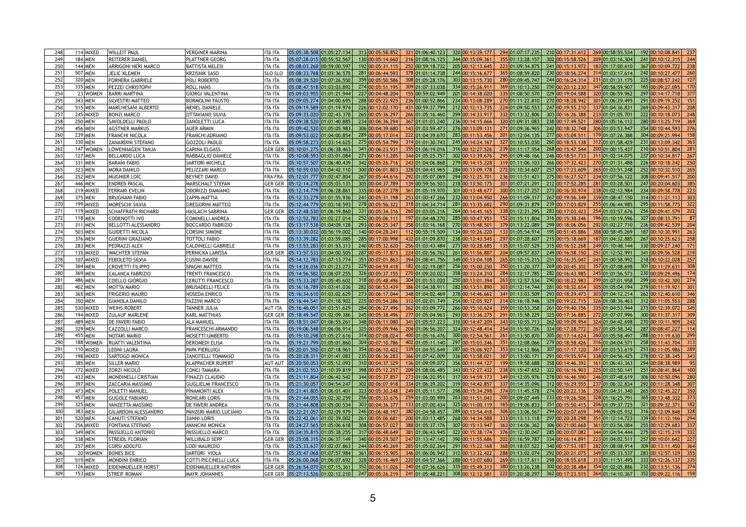| | | | | | | | | | | | | | | | | | | | | | | | | | |
|---|---|---|---|---|---|---|---|---|---|---|---|---|---|---|---|---|---|---|---|---|---|---|---|---|---|
| 248 | 114 | MIXED | WILLEIT PAUL | VERGINER MARINA | ITA ITA | 05:05:38.508 | 01:05:27.134 | 313 | 00:05:58.852 | 321 | 01:06:40.123 | 320 | 00:13:39.177 | 294 | 01:07:17.235 | 210 | 00:17:31.612 | 269 | 00:58:55.534 | 192 | 00:10:08.841 | 237 |
| 249 | 184 | MEN | REITERER DANIEL | PLATTNER GEORG | ITA ITA | 05:07:28.015 | 00:55:52.567 | 130 | 00:05:14.660 | 216 | 01:08:16.125 | 344 | 00:15:09.361 | 355 | 01:13:28.157 | 302 | 00:15:58.526 | 209 | 01:03:16.304 | 241 | 00:10:12.315 | 244 |
| 250 | 144 | MEN | ARRIGONI NERI MARCO | BATTISTA MELESI | ITA ITA | 05:08:03.268 | 00:59:00.597 | 192 | 00:05:31.115 | 252 | 00:59:18.732 | 205 | 00:12:13.645 | 223 | 01:09:34.875 | 241 | 00:15:13.972 | 183 | 01:17:00.610 | 367 | 00:10:09.722 | 238 |
| 251 | 507 | MEN | JELIC KLEMEN | KRZISNIK SASO | SLO SLO | 05:08:33.768 | 01:03:36.575 | 281 | 00:06:44.593 | 378 | 01:01:14.738 | 244 | 00:15:16.677 | 365 | 01:08:59.820 | 230 | 00:18:56.274 | 314 | 01:03:17.614 | 242 | 00:10:27.477 | 260 |
| 252 | 320 | MEN | FORNERA GABRIELE | POLI ROBERTO | ITA ITA | 05:08:39.520 | 01:07:26.550 | 359 | 00:05:50.586 | 308 | 01:05:28.176 | 303 | 00:13:15.730 | 280 | 01:09:45.747 | 244 | 00:16:24.314 | 231 | 01:01:31.175 | 225 | 00:08:57.242 | 127 |
| 253 | 335 | MEN | PEZZEI CHRISTOPH | RÖLL HANS | ITA ITA | 05:08:47.518 | 01:03:03.892 | 274 | 00:05:51.195 | 309 | 01:07:33.038 | 334 | 00:15:26.911 | 369 | 01:10:13.250 | 250 | 00:20:12.230 | 347 | 00:56:59.907 | 165 | 00:09:27.095 | 170 |
| 254 | 23 | WOMEN | BARRI MARTINA | GIORGI VALENTINA | ITA ITA | 05:09:03.955 | 01:01:21.944 | 227 | 00:04:48.204 | 155 | 00:59:02.949 | 201 | 00:14:38.020 | 335 | 01:08:50.570 | 229 | 00:19:04.588 | 320 | 01:06:59.962 | 297 | 00:14:17.718 | 377 |
| 255 | 343 | MEN | SILVESTRI MATTEO | BORMOLINI FAUSTO | ITA ITA | 05:09:05.274 | 01:04:00.695 | 288 | 00:05:22.925 | 236 | 01:00:52.866 | 234 | 00:13:08.289 | 270 | 01:11:22.810 | 270 | 00:18:28.942 | 301 | 01:06:29.495 | 291 | 00:09:19.252 | 151 |
| 256 | 515 | MEN | MARCHESANI ALBERTO | MENEL DANIELE | ITA ITA | 05:09:19.589 | 01:01:19.974 | 226 | 00:12:02.170 | 431 | 00:59:37.799 | 212 | 00:12:13.735 | 224 | 01:09:50.553 | 247 | 00:19:55.210 | 337 | 01:04:36.831 | 269 | 00:09:43.317 | 208 |
| 257 | 245 | MIXED | BONZI MARCO | OTTAVIANO SILVIA | ITA ITA | 05:09:33.020 | 01:02:43.378 | 265 | 00:05:36.297 | 266 | 01:05:16.460 | 299 | 00:14:33.917 | 332 | 01:13:32.806 | 303 | 00:16:26.388 | 233 | 01:01:05.701 | 222 | 00:10:18.073 | 248 |
| 258 | 250 | MEN | SAVOLDELLI PAOLO | ZANOLETTI LUCA | ITA ITA | 05:09:38.520 | 01:01:40.885 | 234 | 00:06:36.294 | 367 | 01:01:03.240 | 236 | 00:14:15.666 | 320 | 01:09:31.083 | 238 | 00:17:49.521 | 280 | 01:05:16.112 | 280 | 00:13:25.719 | 369 |
| 259 | 456 | MEN | AGSTNER MARKUS | AUER ARMIN | ITA ITA | 05:09:42.520 | 01:05:05.983 | 306 | 00:04:39.680 | 143 | 01:03:59.473 | 276 | 00:13:09.131 | 271 | 01:09:36.965 | 242 | 00:18:32.748 | 306 | 01:03:53.947 | 254 | 00:10:44.593 | 276 |
| 260 | 239 | MEN | FRANCHI NICOLA | FRANCHI ADRIANO | ITA ITA | 05:09:53.022 | 01:04:00.854 | 289 | 00:05:17.014 | 222 | 01:04:39.670 | 283 | 00:11:53.456 | 201 | 01:12:04.135 | 277 | 00:15:09.511 | 179 | 01:07:26.388 | 304 | 00:09:21.994 | 158 |
| 261 | 330 | MEN | ZANARDINI STEFANO | GOZZOLI PAOLO | ITA ITA | 05:09:58.273 | 01:03:14.625 | 275 | 00:05:54.799 | 314 | 01:01:30.743 | 245 | 00:14:24.167 | 327 | 01:10:53.030 | 260 | 00:18:53.138 | 312 | 01:01:58.429 | 231 | 00:13:09.342 | 363 |
| 262 | 147 | WOMEN | LÖWENHAGEN TANJA | CARINA ELGASS | GER GER | 05:10:01.275 | 01:06:38.463 | 341 | 00:06:23.931 | 355 | 01:06:19.016 | 316 | 00:12:27.526 | 239 | 01:11:17.554 | 268 | 00:15:47.544 | 200 | 01:00:15.437 | 210 | 00:10:51.804 | 281 |
| 263 | 127 | MEN | BELLARDO LUCA | RABBAGLIO DANIELE | ITA ITA | 05:10:08.593 | 01:03:01.084 | 271 | 00:06:13.285 | 344 | 01:05:25.757 | 302 | 00:13:39.676 | 295 | 01:09:48.166 | 246 | 00:18:51.733 | 311 | 01:02:34.075 | 237 | 00:10:34.817 | 267 |
| 264 | 331 | MEN | BARANI FABIO | SARTORI MICHELE | ITA ITA | 05:10:57.507 | 01:06:40.439 | 342 | 00:05:26.716 | 243 | 01:04:06.868 | 279 | 00:14:15.228 | 319 | 01:11:06.103 | 266 | 00:17:32.423 | 270 | 01:01:31.488 | 226 | 00:10:18.242 | 250 |
| 265 | 323 | MEN | MORA DANILO | PELIZZARI MARCO | ITA ITA | 05:10:59.030 | 01:04:42.110 | 300 | 00:06:01.803 | 328 | 01:04:43.965 | 284 | 00:13:09.178 | 272 | 01:10:34.607 | 257 | 00:17:23.609 | 265 | 01:03:51.248 | 252 | 00:10:32.510 | 265 |
| 266 | 252 | MEN | MUGNIER LOÏC | BEYNET DAVID | FRA FRA | 05:12:01.777 | 01:02:47.804 | 267 | 00:05:44.616 | 292 | 01:05:07.069 | 294 | 00:12:25.701 | 236 | 01:11:51.421 | 275 | 00:16:27.527 | 234 | 01:07:56.122 | 308 | 00:09:41.517 | 200 |
| 267 | 446 | MEN | ENDREß PASCAL | MARSCHALT STEFAN | GER GER | 05:12:14.278 | 01:05:03.131 | 305 | 00:04:37.789 | 139 | 00:59:56.503 | 218 | 00:13:50.175 | 301 | 01:07:21.291 | 212 | 00:17:52.285 | 281 | 01:03:28.501 | 247 | 00:20:04.603 | 385 |
| 268 | 219 | MIXED | FERRARI EVELIN | ODORIZZI DAMIANO | ITA ITA | 05:12:14.779 | 01:06:28.861 | 335 | 00:06:27.278 | 361 | 01:05:19.970 | 301 | 00:13:48.677 | 300 | 01:11:27.257 | 273 | 00:16:30.974 | 238 | 01:02:12.984 | 234 | 00:09:58.778 | 223 |
| 269 | 375 | MEN | BRUGNANI FABIO | ZAPPA MATTIA | ITA ITA | 05:12:33.279 | 01:01:55.936 | 241 | 00:05:31.198 | 253 | 01:00:47.266 | 232 | 00:13:04.950 | 266 | 01:11:09.317 | 267 | 00:19:56.349 | 339 | 01:08:47.150 | 314 | 00:11:21.113 | 303 |
| 270 | 199 | MIXED | MORESCHI SILVIA | GREGORINI MATTEO | ITA ITA | 05:12:44.779 | 01:03:18.593 | 278 | 00:05:56.322 | 318 | 01:04:34.714 | 281 | 00:13:35.682 | 290 | 01:09:31.879 | 239 | 00:17:03.829 | 255 | 01:06:44.985 | 295 | 00:11:58.775 | 322 |
| 271 | 119 | MIXED | SCHAFFRATH RICHARD | HASLACH SABRINA | GER GER | 05:12:48.530 | 01:06:19.860 | 331 | 00:05:34.316 | 260 | 01:03:05.216 | 264 | 00:14:45.165 | 338 | 01:12:21.295 | 283 | 00:17:03.423 | 254 | 01:03:57.676 | 256 | 00:09:41.579 | 202 |
| 272 | 118 | MEN | CODENOTTI IVO | COMINELLI ANDREA | ITA ITA | 05:12:52.783 | 01:02:27.014 | 252 | 00:05:06.111 | 197 | 01:04:48.270 | 285 | 00:10:47.951 | 152 | 01:15:11.804 | 316 | 00:15:38.246 | 196 | 01:10:19.596 | 327 | 00:08:33.791 | 87 |
| 273 | 311 | MEN | BELLOTTI ALESSANDRO | BOCCARDO FABRIZIO | ITA ITA | 05:13:17.538 | 01:04:09.128 | 293 | 00:06:25.347 | 358 | 01:03:16.168 | 270 | 00:15:48.501 | 379 | 01:13:22.089 | 299 | 00:18:06.056 | 292 | 01:02:27.710 | 236 | 00:09:42.539 | 204 |
| 274 | 503 | MEN | GUIDETTI NICOLA | CORSINI SIMONE | ITA ITA | 05:13:30.032 | 00:56:19.002 | 140 | 00:04:28.241 | 112 | 00:55:19.509 | 134 | 00:10:26.220 | 133 | 01:05:54.914 | 195 | 00:51:45.886 | 388 | 00:58:45.269 | 187 | 00:10:30.991 | 263 |
| 275 | 376 | MEN | GUERINI GRAZIANO | TOTTOLI FABIO | ITA ITA | 05:13:39.282 | 01:03:59.085 | 285 | 00:17:00.998 | 432 | 01:01:09.870 | 238 | 00:13:43.545 | 297 | 01:07:28.607 | 215 | 00:15:18.669 | 187 | 01:04:32.885 | 267 | 00:10:25.623 | 258 |
| 276 | 283 | MEN | PEDRAZZI ALEX | CALDINELLI GABRIELE | ITA ITA | 05:13:53.283 | 01:01:53.313 | 240 | 00:05:32.620 | 256 | 01:03:43.484 | 273 | 00:10:28.685 | 135 | 01:15:07.529 | 315 | 00:16:52.268 | 249 | 01:10:48.144 | 330 | 00:09:27.240 | 171 |
| 277 | 135 | MIXED | WACHTER STEFAN | PERNICKA LARISSA | GER GER | 05:13:57.533 | 01:04:00.505 | 287 | 00:05:17.873 | 224 | 01:02:56.762 | 261 | 00:11:56.887 | 204 | 01:09:57.837 | 249 | 00:16:58.150 | 251 | 01:12:52.991 | 341 | 00:09:56.528 | 219 |
| 278 | 107 | MIXED | FEROLETO SILVIA | CUSINI DAVIDE | ITA ITA | 05:14:12.783 | 01:07:13.774 | 351 | 00:07:01.863 | 394 | 01:08:41.756 | 349 | 00:13:04.108 | 265 | 01:10:15.215 | 251 | 00:16:35.047 | 241 | 01:00:58.992 | 218 | 00:10:22.028 | 257 |
| 279 | 364 | MEN | CROVETTI FILIPPO | SPAGNI MATTEO | ITA ITA | 05:14:26.036 | 01:01:23.273 | 229 | 00:04:59.418 | 182 | 01:02:19.087 | 256 | 00:15:00.250 | 350 | 01:11:20.377 | 269 | 00:20:45.302 | 357 | 01:07:08.698 | 301 | 00:11:29.631 | 308 |
| 280 | 369 | MEN | CALANCA FABRIZIO | TRENTI FRANCESCO | ITA ITA | 05:14:56.582 | 01:06:07.255 | 326 | 00:05:37.155 | 270 | 01:09:20.023 | 358 | 00:13:24.310 | 284 | 01:12:17.785 | 282 | 00:16:43.985 | 245 | 01:01:56.573 | 230 | 00:09:29.496 | 174 |
| 281 | 486 | MEN | COELLO GIORGIO | CERUTTI FRANCESCO | ITA ITA | 05:15:33.287 | 01:05:45.602 | 318 | 00:05:48.496 | 304 | 01:01:53.020 | 250 | 00:13:01.394 | 263 | 01:12:57.534 | 290 | 00:18:22.983 | 299 | 01:07:01.958 | 299 | 00:10:42.300 | 274 |
| 282 | 402 | MEN | MOTTA MARIO | BRUSADELLI FELICE | ITA ITA | 05:16:16.789 | 01:03:41.036 | 282 | 00:06:53.439 | 386 | 01:04:38.911 | 282 | 00:13:51.890 | 303 | 01:12:14.744 | 281 | 00:18:32.654 | 305 | 01:05:04.194 | 279 | 00:11:19.921 | 301 |
| 283 | 365 | MEN | FRIGERIO MAURO | NOSEDA ENRICO | ITA ITA | 05:16:34.610 | 01:03:02.629 | 273 | 00:06:17.044 | 348 | 01:04:02.469 | 278 | 00:14:46.662 | 341 | 01:13:03.509 | 293 | 00:18:29.473 | 303 | 01:04:12.214 | 262 | 00:12:40.610 | 346 |
| 284 | 350 | MEN | GIANOLA DANILO | FAZZINI MARCO | ITA ITA | 05:16:44.541 | 01:01:18.902 | 225 | 00:05:54.286 | 312 | 01:02:01.749 | 254 | 00:12:05.927 | 214 | 01:16:18.946 | 329 | 00:19:22.715 | 326 | 01:08:36.463 | 312 | 00:11:05.553 | 288 |
| 285 | 530 | MIXED | WEIHS ROBERT | TANNER JULIA | AUT ITA | 05:16:46.051 | 01:03:51.629 | 284 | 00:06:27.496 | 362 | 01:03:09.772 | 266 | 00:15:10.624 | 359 | 01:10:53.358 | 261 | 00:19:40.156 | 335 | 01:04:53.944 | 273 | 00:12:39.072 | 345 |
| 286 | 194 | MIXED | ZULAUF MARLENE | KARL MATTHIAS | GER GER | 05:18:49.547 | 01:02:09.386 | 245 | 00:05:38.496 | 277 | 01:05:04.963 | 293 | 00:13:36.275 | 291 | 01:15:58.229 | 325 | 00:17:36.885 | 272 | 01:07:07.996 | 300 | 00:11:37.317 | 309 |
| 287 | 489 | MEN | DE FAVERI FABIO | ALA MANUEL | ITA ITA | 05:18:51.047 | 01:06:55.261 | 348 | 00:06:11.080 | 341 | 01:05:57.223 | 310 | 00:14:47.209 | 343 | 01:10:55.713 | 262 | 00:19:09.954 | 324 | 01:04:42.698 | 270 | 00:10:11.909 | 242 |
| 288 | 329 | MEN | CAZZOLLI MARCO | FRANCESCHI ARMANDO | ITA ITA | 05:19:06.548 | 01:06:06.914 | 325 | 00:05:09.946 | 204 | 01:06:56.207 | 324 | 00:12:48.414 | 254 | 01:15:50.726 | 324 | 00:17:28.772 | 267 | 01:05:58.342 | 287 | 00:08:47.227 | 114 |
| 289 | 455 | MEN | NOTARI MARIO | MOSETTI UMBERTO | ITA ITA | 05:19:10.298 | 01:05:27.616 | 314 | 00:07:08.024 | 400 | 01:05:16.476 | 300 | 00:12:54.561 | 261 | 01:13:50.870 | 305 | 00:17:14.624 | 260 | 01:05:58.497 | 288 | 00:11:19.630 | 299 |
| 290 | 188 | WOMEN | RUATTI VALENTINA | DEROMEDI ELISA | ITA ITA | 05:19:21.799 | 01:05:01.860 | 304 | 00:07:10.786 | 402 | 01:05:11.140 | 297 | 00:15:03.246 | 351 | 01:12:08.066 | 279 | 00:18:58.426 | 316 | 01:04:04.571 | 258 | 00:11:43.704 | 313 |
| 291 | 110 | MIXED | LEONI LAURA | PAPA PIERLUIGI | ITA ITA | 05:20:01.550 | 01:07:18.961 | 354 | 00:06:10.422 | 339 | 01:04:55.649 | 287 | 00:15:06.927 | 353 | 01:14:12.866 | 307 | 00:17:17.120 | 261 | 01:03:53.619 | 253 | 00:11:05.986 | 289 |
| 292 | 198 | MIXED | SARTOGO MONICA | ZANOTELLI TOMMASO | ITA ITA | 05:20:28.311 | 01:01:41.083 | 235 | 00:06:36.283 | 366 | 01:07:42.009 | 336 | 00:13:58.021 | 307 | 01:13:00.171 | 291 | 00:19:55.974 | 338 | 01:04:56.425 | 278 | 00:12:38.345 | 343 |
| 293 | 385 | MEN | SILLER MARIO | KLAPPACHER RUPERT | AUT AUT | 05:20:50.053 | 01:05:12.093 | 310 | 00:04:37.329 | 136 | 01:09:09.072 | 356 | 00:11:44.127 | 199 | 01:19:58.688 | 358 | 00:14:46.392 | 161 | 01:06:43.363 | 294 | 00:08:38.989 | 95 |
| 294 | 172 | MIXED | ZORZI NICOLÒ | CONCI TAMARA | ITA ITA | 05:21:02.553 | 01:10:39.819 | 398 | 00:05:12.257 | 209 | 01:08:06.485 | 343 | 00:12:27.432 | 238 | 01:15:47.652 | 322 | 00:16:16.903 | 225 | 01:03:50.141 | 251 | 00:08:41.864 | 100 |
| 295 | 433 | MEN | MONDINELLI CRISTIAN | FINAZZI CLAUDIO | ITA ITA | 05:21:11.804 | 01:06:42.542 | 344 | 00:05:37.857 | 273 | 01:06:20.951 | 317 | 00:14:59.173 | 349 | 01:12:05.976 | 278 | 00:16:46.590 | 246 | 01:07:48.619 | 306 | 00:10:50.096 | 280 |
| 296 | 397 | MEN | ZACCARIA MASSIMO | GUGLIELMI FRANCESCO | ITA ITA | 05:21:30.057 | 01:04:54.247 | 302 | 00:06:07.918 | 334 | 01:06:39.202 | 319 | 00:14:42.857 | 337 | 01:14:35.096 | 312 | 00:16:29.555 | 237 | 01:06:32.834 | 292 | 00:11:28.348 | 307 |
| 297 | 473 | MEN | POLETTI MANUEL | PINAMONTI ALEX | ITA ITA | 05:21:41.805 | 01:06:01.401 | 323 | 00:05:30.248 | 249 | 01:05:11.577 | 298 | 00:15:34.298 | 374 | 01:11:45.578 | 274 | 00:20:22.136 | 350 | 01:04:31.340 | 265 | 00:12:45.227 | 350 |
| 298 | 457 | MEN | GUGOLE FABIANO | RONCARI LORIS | ITA ITA | 05:21:44.055 | 01:02:30.259 | 256 | 00:05:33.676 | 259 | 01:03:00.999 | 263 | 00:11:51.043 | 200 | 01:09:07.449 | 233 | 00:19:26.506 | 328 | 01:16:25.791 | 365 | 00:13:48.332 | 373 |
| 299 | 325 | MEN | VANZETTA MASSIMO | DE FAVERI ANDREA | ITA ITA | 05:21:44.808 | 01:05:00.534 | 303 | 00:04:36.377 | 133 | 01:07:00.434 | 325 | 00:11:00.119 | 165 | 01:19:06.833 | 351 | 00:15:50.415 | 206 | 01:09:37.725 | 321 | 00:09:32.371 | 182 |
| 300 | 383 | MEN | GILARDONI ALESSANDRO | PANZERI MARIO LUCIANO | ITA ITA | 05:22:21.057 | 01:02:09.979 | 246 | 00:06:48.197 | 380 | 01:04:58.457 | 289 | 00:13:54.418 | 306 | 01:13:06.567 | 294 | 00:20:07.659 | 346 | 01:09:05.932 | 316 | 00:12:09.848 | 328 |
| 301 | 520 | MEN | CANUTI STEFANO | ZANNI LORIS | ITA ITA | 05:22:42.061 | 01:02:39.002 | 261 | 00:05:06.681 | 200 | 01:03:13.485 | 268 | 00:14:34.588 | 333 | 01:13:13.118 | 297 | 00:20:28.298 | 351 | 01:12:14.723 | 339 | 00:11:12.166 | 294 |
| 302 | 256 | MIXED | FONTANA STEFANO | AVANCINI MONICA | ITA ITA | 05:24:27.565 | 01:05:06.618 | 308 | 00:06:57.027 | 388 | 01:05:37.176 | 307 | 00:15:13.947 | 363 | 01:14:06.362 | 306 | 00:21:00.668 | 361 | 01:03:56.084 | 255 | 00:12:29.683 | 337 |
| 303 | 349 | MEN | PASSUELLO ANTONIO | PASSUELLO MARCO | ITA ITA | 05:24:35.815 | 01:05:38.255 | 317 | 00:06:48.649 | 381 | 01:06:43.945 | 322 | 00:15:38.174 | 376 | 01:12:30.047 | 285 | 00:20:07.082 | 344 | 01:04:54.444 | 275 | 00:12:15.219 | 332 |
| 304 | 538 | MEN | STREIDL FLORIAN | WILLIBALD SEPP | GER GER | 05:25:08.315 | 01:06:37.149 | 340 | 00:05:29.507 | 247 | 01:13:47.142 | 390 | 00:11:55.686 | 202 | 01:16:59.787 | 334 | 00:16:14.891 | 223 | 01:04:02.511 | 257 | 00:10:01.642 | 227 |
| 305 | 257 | MEN | CORSI ADOLFO | LODI MAURIZIO | ITA ITA | 05:25:33.637 | 01:02:07.863 | 244 | 00:05:40.269 | 285 | 01:05:02.264 | 291 | 00:15:22.168 | 368 | 01:18:07.522 | 340 | 00:17:53.187 | 282 | 01:08:08.914 | 309 | 00:13:11.450 | 364 |
| 306 | 20 | WOMEN | BONES BICE | SARTORI VIOLA | ITA ITA | 05:25:47.068 | 01:07:57.984 | 361 | 00:06:15.905 | 346 | 01:06:06.942 | 312 | 00:13:32.422 | 288 | 01:13:02.074 | 292 | 00:20:21.075 | 349 | 01:05:33.537 | 283 | 00:12:57.129 | 355 |
| 307 | 519 | MEN | MONDINI ENRICO | COTTI PICCINELLI LUCA | ITA ITA | 05:26:00.068 | 01:06:07.692 | 328 | 00:05:16.469 | 220 | 01:04:57.366 | 288 | 00:13:07.680 | 269 | 01:13:17.611 | 298 | 00:18:55.618 | 313 | 01:11:51.495 | 333 | 00:12:26.137 | 335 |
| 308 | 126 | MIXED | EIDENMUELLER HORST | EIDENMUELLER KATHRIN | GER GER | 05:26:54.070 | 01:07:15.361 | 352 | 00:06:11.026 | 340 | 01:07:36.626 | 335 | 00:15:49.313 | 380 | 01:13:26.238 | 300 | 00:20:38.484 | 354 | 01:02:05.886 | 232 | 00:13:51.136 | 374 |
| 309 | 153 | MEN | STREIF ROMAN | MAYR JOHANNES | GER GER | 05:27:13.526 | 01:02:12.210 | 247 | 00:05:26.219 | 241 | 01:05:48.221 | 308 | 00:12:12.581 | 222 | 01:20:38.297 | 362 | 00:17:23.515 | 264 | 01:14:10.367 | 352 | 00:09:22.116 | 159 |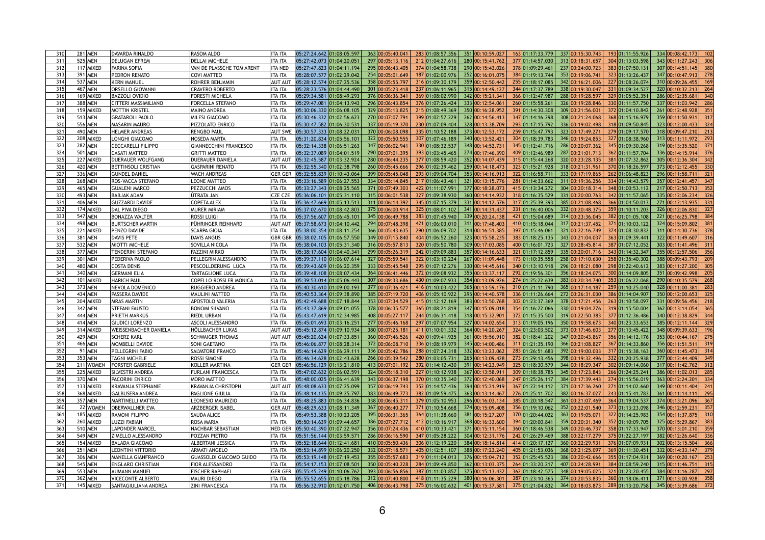| | | | | | | | | | | | | | | | | | | | | | |
|---|---|---|---|---|---|---|---|---|---|---|---|---|---|---|---|---|---|---|---|---|---|
| 310 | 281 | MEN | DAVARDA RINALDO | RASOM ALDO | ITA ITA | 05:27:24.642 | 01:08:05.597 | 363 | 00:05:40.041 | 283 | 01:08:57.356 | 351 | 00:10:59.027 | 163 | 01:17:33.779 | 337 | 00:15:30.743 | 193 | 01:11:55.926 | 334 | 00:08:42.173 | 102 |
| 311 | 525 | MEN | DELUGAN EFREM | DELLAI MICHELE | ITA ITA | 05:27:42.073 | 01:04:20.051 | 297 | 00:05:13.116 | 212 | 01:04:27.616 | 280 | 00:15:41.762 | 377 | 01:14:57.030 | 313 | 00:18:31.657 | 304 | 01:13:03.598 | 343 | 00:11:27.243 | 306 |
| 312 | 117 | MIXED | FARINA SOFIA | VAN DE PLASSCHE TOM ARENT | ITA NED | 05:27:47.823 | 01:04:11.194 | 295 | 00:06:43.405 | 374 | 01:04:58.738 | 290 | 00:15:43.026 | 378 | 01:09:29.461 | 237 | 00:24:00.723 | 383 | 01:07:50.131 | 307 | 00:14:51.145 | 380 |
| 313 | 391 | MEN | PEDRON RENATO | COVI MATTEO | ITA ITA | 05:28:07.577 | 01:02:29.042 | 254 | 00:05:01.649 | 187 | 01:02:00.976 | 252 | 00:16:01.075 | 384 | 01:19:13.744 | 353 | 00:19:06.741 | 323 | 01:13:26.437 | 347 | 00:10:47.913 | 278 |
| 314 | 537 | MEN | KERN MANUEL | ROHRER BENJAMIN | AUT AUT | 05:28:12.574 | 01:07:25.536 | 358 | 00:05:55.797 | 316 | 01:09:30.179 | 359 | 00:12:50.442 | 255 | 01:18:17.085 | 342 | 00:16:21.006 | 227 | 01:08:26.074 | 310 | 00:09:26.455 | 169 |
| 315 | 467 | MEN | ORSELLO GIOVANNI | CRAVERO ROBERTO | ITA ITA | 05:28:23.576 | 01:04:44.490 | 301 | 00:05:23.418 | 237 | 01:06:11.965 | 315 | 00:14:49.127 | 344 | 01:17:37.789 | 338 | 00:19:30.047 | 331 | 01:09:34.527 | 320 | 00:10:32.213 | 264 |
| 316 | 169 | MIXED | BAZZOLI OVIDIO | FORESTI MICHELA | ITA ITA | 05:29:34.581 | 01:08:49.293 | 376 | 00:06:36.341 | 369 | 01:08:02.990 | 342 | 00:15:21.341 | 366 | 01:12:47.987 | 288 | 00:19:28.597 | 329 | 01:05:52.351 | 286 | 00:12:35.681 | 340 |
| 317 | 388 | MEN | CITTERI MASSIMILIANO | FORCELLA STEFANO | ITA ITA | 05:29:47.081 | 01:04:13.943 | 296 | 00:06:43.854 | 376 | 01:07:26.424 | 333 | 00:12:54.061 | 260 | 01:15:58.261 | 326 | 00:19:28.846 | 330 | 01:11:57.750 | 337 | 00:11:03.942 | 286 |
| 318 | 159 | MIXED | MOTTIN KRISTEL | MAINO ANDREA | ITA ITA | 05:30:06.330 | 01:06:08.105 | 329 | 00:05:13.825 | 215 | 01:08:49.369 | 350 | 00:16:28.952 | 391 | 01:14:30.308 | 309 | 00:21:56.001 | 372 | 01:04:10.842 | 261 | 00:12:48.928 | 351 |
| 319 | 513 | MEN | GRATAROLI PAOLO | MILESI GIACOMO | ITA ITA | 05:30:46.332 | 01:02:56.623 | 270 | 00:07:07.791 | 399 | 01:02:57.229 | 262 | 00:14:56.413 | 347 | 01:14:16.298 | 308 | 00:21:24.068 | 368 | 01:15:16.979 | 359 | 00:11:50.931 | 317 |
| 320 | 556 | MEN | MASARIN MAURO | PIZZOLATO ENRICO | ITA ITA | 05:30:47.582 | 01:06:30.531 | 337 | 00:05:19.370 | 230 | 01:07:09.404 | 328 | 00:13:38.709 | 293 | 01:17:15.792 | 336 | 00:19:02.498 | 318 | 01:09:50.845 | 323 | 00:12:00.433 | 324 |
| 321 | 490 | MEN | HELMER ANDREAS | RENGBO PAUL | AUT SWE | 05:30:57.333 | 01:08:22.031 | 370 | 00:06:08.098 | 335 | 01:10:52.188 | 373 | 00:12:53.172 | 259 | 01:15:47.793 | 323 | 00:17:49.271 | 279 | 01:09:17.570 | 318 | 00:09:47.210 | 213 |
| 322 | 208 | MIXED | LONGHI GIACOMO | NOSEDA MARTA | ITA ITA | 05:31:20.834 | 01:05:56.101 | 322 | 00:05:50.555 | 307 | 01:07:46.189 | 340 | 00:13:52.421 | 304 | 01:18:39.783 | 346 | 00:19:24.853 | 327 | 01:08:38.960 | 313 | 00:11:11.972 | 293 |
| 323 | 282 | MEN | CECCARELLI FILIPPO | GIANNECCHINI FRANCESCO | ITA ITA | 05:32:14.338 | 01:06:51.263 | 347 | 00:06:02.941 | 330 | 01:08:32.537 | 348 | 00:14:52.731 | 345 | 01:12:41.716 | 286 | 00:20:07.362 | 345 | 01:09:30.268 | 319 | 00:13:35.520 | 371 |
| 324 | 501 | MEN | CASATI MATTEO | GRITTI MATTEO | ITA ITA | 05:32:37.089 | 01:04:01.519 | 290 | 00:07:01.395 | 393 | 01:03:45.465 | 274 | 00:17:46.390 | 409 | 01:12:46.989 | 287 | 00:21:01.713 | 362 | 01:11:57.704 | 336 | 00:14:15.914 | 376 |
| 325 | 227 | MIXED | DUERAUER WOLFGANG | DUERAUER DANIELA | AUT AUT | 05:32:45.587 | 01:03:32.924 | 280 | 00:06:44.235 | 377 | 01:08:59.420 | 352 | 00:14:07.439 | 315 | 01:15:44.268 | 320 | 00:23:28.135 | 381 | 01:07:32.862 | 305 | 00:12:36.304 | 342 |
| 326 | 420 | MEN | BETTINSOLI CRISTIAN | GASPARINI RENATO | ITA ITA | 05:32:55.340 | 01:02:38.798 | 260 | 00:05:45.666 | 296 | 01:02:39.462 | 259 | 00:14:18.473 | 323 | 01:15:21.928 | 318 | 00:21:31.961 | 370 | 01:18:26.597 | 373 | 00:12:12.455 | 330 |
| 327 | 336 | MEN | GUNDEL DANIEL | WACH ANDREAS | GER GER | 05:32:55.839 | 01:10:43.064 | 399 | 00:05:45.048 | 293 | 01:09:04.704 | 353 | 00:14:16.913 | 322 | 01:16:58.711 | 333 | 00:17:19.865 | 262 | 01:06:48.823 | 296 | 00:11:58.711 | 321 |
| 328 | 268 | MEN | ROS-VACCA STEFANO | LEONE MATTEO | ITA ITA | 05:33:16.589 | 01:06:27.553 | 334 | 00:05:14.845 | 217 | 01:06:43.461 | 321 | 00:13:15.776 | 281 | 01:14:33.662 | 311 | 00:19:36.256 | 334 | 01:14:43.579 | 357 | 00:12:41.457 | 347 |
| 329 | 465 | MEN | GUALENI MARCO | PEZZUCCHI AMOS | ITA ITA | 05:33:27.343 | 01:08:25.565 | 371 | 00:07:49.303 | 422 | 01:11:07.991 | 377 | 00:18:28.073 | 415 | 01:13:34.272 | 304 | 00:20:18.314 | 348 | 01:00:53.112 | 217 | 00:12:50.713 | 352 |
| 330 | 493 | MEN | BABJAK ADAM | ÚTRATA JAN | CZE CZE | 05:36:06.101 | 01:05:31.110 | 315 | 00:06:01.538 | 327 | 01:09:38.930 | 360 | 00:14:14.932 | 318 | 01:16:35.529 | 331 | 00:20:00.763 | 342 | 01:11:57.065 | 335 | 00:12:06.234 | 326 |
| 331 | 406 | MEN | GUZZARDI DAVIDE | COPETA ALEX | ITA ITA | 05:36:47.669 | 01:05:13.513 | 311 | 00:06:14.392 | 345 | 01:07:15.379 | 331 | 00:14:12.576 | 317 | 01:25:39.393 | 385 | 00:21:08.468 | 366 | 01:04:50.013 | 271 | 00:12:13.935 | 331 |
| 332 | 174 | MIXED | DAL PIVA DIEGO | MURER MIRIAM | ITA ITA | 05:37:02.670 | 01:08:42.803 | 375 | 00:06:00.914 | 325 | 01:08:01.102 | 341 | 00:14:31.437 | 331 | 01:16:40.006 | 332 | 00:20:48.375 | 359 | 01:10:11.203 | 326 | 00:12:06.830 | 327 |
| 333 | 547 | MEN | BONAZZA WALTER | ROSSI LUIGI | ITA ITA | 05:37:56.607 | 01:06:45.101 | 345 | 00:06:49.788 | 383 | 01:07:45.940 | 339 | 00:20:24.138 | 421 | 01:15:04.689 | 314 | 00:23:36.045 | 382 | 01:01:05.108 | 221 | 00:16:25.798 | 384 |
| 334 | 498 | MEN | BURTSCHER MARTIN | PÜHRINGER REINHARD | AUT AUT | 05:37:58.673 | 01:04:10.442 | 294 | 00:07:48.398 | 421 | 01:06:03.010 | 311 | 00:17:48.403 | 410 | 01:15:18.044 | 317 | 00:21:37.452 | 371 | 01:10:03.122 | 324 | 00:15:09.802 | 381 |
| 335 | 221 | MIXED | PENZO DAVIDE | SCARPA GIOIA | ITA ITA | 05:38:00.354 | 01:08:11.254 | 366 | 00:05:43.635 | 290 | 01:06:09.702 | 314 | 00:16:51.385 | 397 | 01:15:46.061 | 321 | 00:22:16.749 | 374 | 01:08:30.832 | 311 | 00:14:30.736 | 378 |
| 336 | 381 | MEN | DAVIS PETE | DAVIS ANGUS | GBR GBR | 05:38:02.105 | 01:06:57.550 | 349 | 00:07:15.840 | 404 | 01:06:52.260 | 323 | 00:15:58.235 | 383 | 01:18:25.135 | 343 | 00:21:04.037 | 363 | 01:09:39.441 | 322 | 00:11:49.607 | 316 |
| 337 | 532 | MEN | MIOTTI MICHELE | SOVILLA NICOLA | ITA ITA | 05:38:04.103 | 01:05:31.340 | 316 | 00:05:57.813 | 320 | 01:05:50.780 | 309 | 00:17:03.085 | 400 | 01:16:01.723 | 327 | 00:28:45.814 | 387 | 01:07:12.052 | 303 | 00:11:41.496 | 311 |
| 338 | 377 | MEN | TENDERINI STEFANO | FAZZINI MIRKO | ITA ITA | 05:38:17.604 | 01:04:40.341 | 299 | 00:05:26.319 | 242 | 01:09:09.883 | 357 | 00:14:16.633 | 321 | 01:17:12.859 | 335 | 00:20:01.716 | 343 | 01:14:32.347 | 355 | 00:12:57.506 | 356 |
| 339 | 301 | MEN | PEDERIVA PAOLO | PELLEGRIN ALESSANDRO | ITA ITA | 05:39:37.110 | 01:06:07.614 | 327 | 00:05:59.541 | 322 | 01:03:10.224 | 267 | 00:11:09.448 | 173 | 01:10:35.558 | 258 | 00:17:10.630 | 258 | 01:35:40.302 | 388 | 00:09:43.793 | 209 |
| 340 | 480 | MEN | COSTA DENIS | PESCOLLDERUNG LUCA | ITA ITA | 05:39:43.609 | 01:06:20.359 | 333 | 00:05:45.548 | 295 | 01:07:12.276 | 330 | 00:14:45.616 | 340 | 01:13:10.918 | 296 | 00:18:21.080 | 298 | 01:22:40.612 | 383 | 00:11:27.200 | 305 |
| 341 | 340 | MEN | GERMANI ELIA | TARTAGLIONE LUCA | ITA ITA | 05:39:48.108 | 01:08:07.434 | 364 | 00:06:41.446 | 372 | 01:09:08.932 | 355 | 00:13:37.117 | 292 | 01:19:56.301 | 356 | 00:18:24.075 | 300 | 01:14:09.805 | 351 | 00:09:42.998 | 205 |
| 342 | 101 | MIXED | HARICH PAUL | COPELLO ROSSLER MONICA | ITA ITA | 05:39:53.014 | 01:05:06.443 | 307 | 00:09:33.686 | 430 | 01:09:07.933 | 354 | 00:13:09.926 | 274 | 01:25:22.639 | 383 | 00:20:34.740 | 353 | 01:06:22.068 | 290 | 00:10:35.579 | 268 |
| 343 | 373 | MEN | NEVOLA DOMENICO | RUGGIERO ANDREA | ITA ITA | 05:40:30.610 | 01:09:00.193 | 377 | 00:07:36.421 | 416 | 01:10:03.422 | 365 | 00:13:59.176 | 310 | 01:21:11.790 | 365 | 00:17:14.187 | 259 | 01:10:25.040 | 328 | 00:11:00.381 | 283 |
| 344 | 434 | MEN | PASSERA DAVIDE | MAULINI MATTEO | ITA ITA | 05:40:53.364 | 01:09:38.890 | 385 | 00:07:19.720 | 406 | 01:05:10.922 | 295 | 00:14:40.578 | 336 | 01:11:26.664 | 272 | 00:26:31.030 | 386 | 01:14:04.907 | 350 | 00:12:00.653 | 325 |
| 345 | 204 | MIXED | MRAS MARTIN | APOSTOLO VALERIA | SUI ITA | 05:42:49.688 | 01:07:18.844 | 353 | 00:07:34.529 | 415 | 01:12:12.169 | 383 | 00:13:50.768 | 302 | 01:23:37.369 | 378 | 00:17:21.456 | 263 | 01:10:58.097 | 331 | 00:09:56.456 | 218 |
| 346 | 342 | MEN | STEFANI FAUSTO | BONOMI SILVANO | ITA ITA | 05:43:37.869 | 01:09:01.055 | 378 | 00:06:35.577 | 365 | 01:08:21.819 | 347 | 00:15:09.018 | 354 | 01:16:22.066 | 330 | 00:19:04.276 | 319 | 01:15:50.004 | 362 | 00:13:14.054 | 365 |
| 347 | 444 | MEN | PRIETH MARKUS | RIEDL URBAN | ITA ITA | 05:43:47.619 | 01:12:34.985 | 408 | 00:05:27.117 | 244 | 01:06:31.418 | 318 | 00:15:32.901 | 372 | 01:15:35.500 | 319 | 00:22:50.383 | 377 | 01:12:36.486 | 340 | 00:12:38.829 | 344 |
| 348 | 414 | MEN | GIUDICI LORENZO | ASCOLI ALESSANDRO | ITA ITA | 05:45:01.693 | 01:03:16.251 | 277 | 00:05:46.168 | 297 | 01:07:07.954 | 327 | 00:14:02.654 | 313 | 01:19:05.196 | 350 | 00:19:58.673 | 340 | 01:23:33.653 | 385 | 00:12:11.144 | 329 |
| 349 | 314 | MIXED | WEISSENBACHER DANIELA | HÖLLBACHER LUKAS | AUT AUT | 05:45:12.874 | 01:09:10.934 | 380 | 00:07:25.181 | 411 | 01:10:01.332 | 364 | 00:14:20.267 | 324 | 01:23:03.502 | 373 | 00:17:46.603 | 277 | 01:13:45.422 | 348 | 00:09:39.633 | 196 |
| 350 | 429 | MEN | SCHERZ KARL | SCHWAIGER THOMAS | AUT AUT | 05:45:20.624 | 01:07:33.851 | 360 | 00:07:46.526 | 420 | 01:09:41.925 | 361 | 00:15:56.910 | 382 | 01:18:41.202 | 347 | 00:20:43.867 | 356 | 01:14:12.176 | 353 | 00:10:44.167 | 275 |
| 351 | 466 | MEN | MOMBELLI DAVIDE | SONI GAETANO | ITA ITA | 05:46:06.877 | 01:08:28.314 | 372 | 00:06:08.710 | 336 | 01:08:19.979 | 345 | 00:14:00.486 | 311 | 01:21:35.190 | 366 | 00:21:08.827 | 367 | 01:14:33.860 | 356 | 00:11:51.511 | 319 |
| 352 | 91 | MEN | PELLEGRINI FABIO | SALVATORE FRANCO | ITA ITA | 05:46:14.629 | 01:06:29.111 | 336 | 00:05:42.786 | 288 | 01:07:24.318 | 332 | 00:13:23.062 | 283 | 01:26:51.683 | 392 | 00:19:00.033 | 317 | 01:15:38.163 | 360 | 00:11:45.473 | 314 |
| 353 | 353 | MEN | TAGNI MICHELE | ROSSI SIMONE | ITA ITA | 05:46:34.628 | 01:02:43.628 | 266 | 00:05:39.542 | 280 | 01:03:05.731 | 265 | 00:13:09.428 | 273 | 01:29:13.456 | 398 | 00:19:32.496 | 332 | 01:20:25.938 | 377 | 00:12:44.409 | 349 |
| 354 | 211 | WOMEN | FORSTER GABRIELE | KOLLER MARTINA | GER GER | 05:46:56.129 | 01:13:21.810 | 413 | 00:07:01.192 | 392 | 01:14:12.430 | 391 | 00:14:23.949 | 325 | 01:18:30.579 | 344 | 00:18:29.347 | 302 | 01:09:14.060 | 317 | 00:11:42.762 | 312 |
| 355 | 225 | MIXED | SILVESTRI ANDREA | FURLANI FRANCESCA | ITA ITA | 05:47:02.632 | 01:06:02.591 | 324 | 00:05:18.310 | 227 | 01:10:12.938 | 367 | 00:13:58.911 | 309 | 01:18:38.785 | 345 | 00:17:23.843 | 266 | 01:24:25.241 | 386 | 00:11:02.013 | 285 |
| 356 | 370 | MEN | PACORINI ENRICO | MORO MATTEO | ITA ITA | 05:48:00.025 | 01:06:41.639 | 343 | 00:06:37.198 | 370 | 01:10:35.340 | 372 | 00:12:40.068 | 247 | 01:25:26.117 | 384 | 00:17:39.443 | 274 | 01:15:56.019 | 363 | 00:12:24.201 | 334 |
| 357 | 133 | MIXED | KRAVANJA STEPHANIE | KRAVANJA CHRISTOPH | AUT AUT | 05:48:08.633 | 01:07:25.099 | 357 | 00:06:19.743 | 352 | 01:14:57.436 | 394 | 00:15:21.919 | 367 | 01:22:14.112 | 371 | 00:17:36.260 | 271 | 01:14:02.660 | 349 | 00:10:11.404 | 241 |
| 358 | 368 | MIXED | GALBUSERA ANDREA | PAGLIONE GIULIA | ITA ITA | 05:48:14.135 | 01:09:25.797 | 383 | 00:06:49.773 | 382 | 01:09:59.475 | 363 | 00:13:14.467 | 276 | 01:25:11.702 | 382 | 00:16:37.027 | 243 | 01:15:41.783 | 361 | 00:11:14.111 | 295 |
| 359 | 357 | MEN | MARTINELLI MATTEO | LEONESIO MAURIZIO | ITA ITA | 05:48:25.883 | 01:06:34.836 | 338 | 00:06:45.311 | 379 | 01:05:10.953 | 296 | 00:16:03.134 | 385 | 01:20:18.547 | 361 | 00:21:07.469 | 364 | 01:19:04.537 | 374 | 00:13:21.096 | 367 |
| 360 | 22 | WOMEN | OBERWALLNER EVA | ARZBERGER ISABEL | GER AUT | 05:48:29.633 | 01:08:11.349 | 367 | 00:06:40.277 | 371 | 01:10:54.668 | 374 | 00:15:09.408 | 356 | 01:19:10.062 | 352 | 00:22:01.540 | 373 | 01:13:23.098 | 346 | 00:12:59.231 | 357 |
| 361 | 185 | MIXED | RAMONI FILIPPO | SAUDA ALICE | ITA ITA | 05:49:53.388 | 01:10:23.205 | 395 | 00:06:31.365 | 364 | 01:11:38.660 | 381 | 00:15:27.207 | 370 | 01:20:44.022 | 363 | 00:19:05.071 | 322 | 01:14:25.983 | 354 | 00:11:37.875 | 310 |
| 362 | 260 | MIXED | LUZZI FABIAN | ROSA MARIA | ITA ITA | 05:50:14.639 | 01:09:44.657 | 386 | 00:07:27.712 | 412 | 01:10:16.917 | 368 | 00:16:33.600 | 394 | 01:20:00.841 | 359 | 00:20:31.340 | 352 | 01:10:09.705 | 325 | 00:15:29.867 | 383 |
| 363 | 510 | MEN | LAPONDER MARCEL | NACHBAR SEBASTIAN | NED GER | 05:50:40.390 | 01:07:22.947 | 356 | 00:07:24.436 | 410 | 01:10:33.421 | 371 | 00:15:11.154 | 360 | 01:18:46.538 | 349 | 00:20:46.737 | 358 | 01:17:53.947 | 370 | 00:13:01.210 | 359 |
| 364 | 549 | MEN | ZIMELLO ALESSANDRO | POZZAN PIETRO | ITA ITA | 05:51:56.144 | 01:03:59.571 | 286 | 00:06:16.590 | 347 | 01:05:28.222 | 304 | 00:12:31.176 | 242 | 01:26:29.469 | 388 | 00:22:17.279 | 375 | 01:22:27.197 | 382 | 00:12:26.640 | 336 |
| 365 | 154 | MIXED | BALADA GIACOMO | ALBERTANI JESSICA | ITA ITA | 05:52:18.644 | 01:12:41.681 | 410 | 00:05:50.436 | 306 | 01:12:19.220 | 384 | 00:18:14.814 | 414 | 01:20:17.127 | 360 | 00:22:29.931 | 376 | 01:07:09.931 | 302 | 00:13:15.504 | 366 |
| 366 | 251 | MEN | LEONTINI VITTORIO | ARMATI ANGELO | ITA ITA | 05:53:14.899 | 01:06:20.250 | 332 | 00:07:18.571 | 405 | 01:12:51.107 | 388 | 00:17:23.240 | 405 | 01:21:53.036 | 368 | 00:21:25.097 | 369 | 01:11:30.451 | 332 | 00:14:33.147 | 379 |
| 367 | 306 | MEN | MANELLA GIANFRANCO | GUASSOLDI GIACOMO GUIDO | ITA ITA | 05:53:19.148 | 01:07:19.453 | 355 | 00:05:57.683 | 319 | 01:11:04.013 | 376 | 00:15:04.712 | 352 | 01:25:45.523 | 386 | 00:20:42.666 | 355 | 01:17:04.931 | 369 | 00:10:20.167 | 253 |
| 368 | 545 | MEN | ENGLARO CHRISTIAN | FIOR ALESSANDRO | ITA ITA | 05:54:17.153 | 01:07:08.501 | 350 | 00:05:40.228 | 284 | 01:09:49.850 | 362 | 00:13:03.375 | 264 | 01:33:20.217 | 407 | 00:24:28.991 | 384 | 01:08:59.240 | 315 | 00:11:46.751 | 315 |
| 369 | 553 | MEN | AUMANN MANUEL | FISCHER RAPHAEL | GER GER | 05:55:45.249 | 01:10:06.762 | 393 | 00:06:56.856 | 387 | 01:11:03.857 | 375 | 00:15:13.432 | 362 | 01:18:42.575 | 348 | 00:19:05.025 | 321 | 01:23:20.455 | 384 | 00:11:16.287 | 297 |
| 370 | 362 | MEN | VICECONTE ALBERTO | MAURI DIEGO | ITA ITA | 05:55:52.655 | 01:05:18.786 | 312 | 00:07:40.800 | 418 | 01:11:35.229 | 380 | 00:16:06.301 | 387 | 01:23:10.365 | 374 | 00:20:53.835 | 360 | 01:18:06.411 | 371 | 00:13:00.928 | 358 |
| 371 | 145 | MIXED | SANTAGIULIANA ANDREA | ZINI FRANCESCA | ITA ITA | 05:56:32.910 | 01:12:01.750 | 406 | 00:06:43.798 | 375 | 01:16:00.632 | 401 | 00:15:37.581 | 375 | 01:21:04.832 | 364 | 00:18:03.873 | 289 | 01:13:20.758 | 345 | 00:13:39.686 | 372 |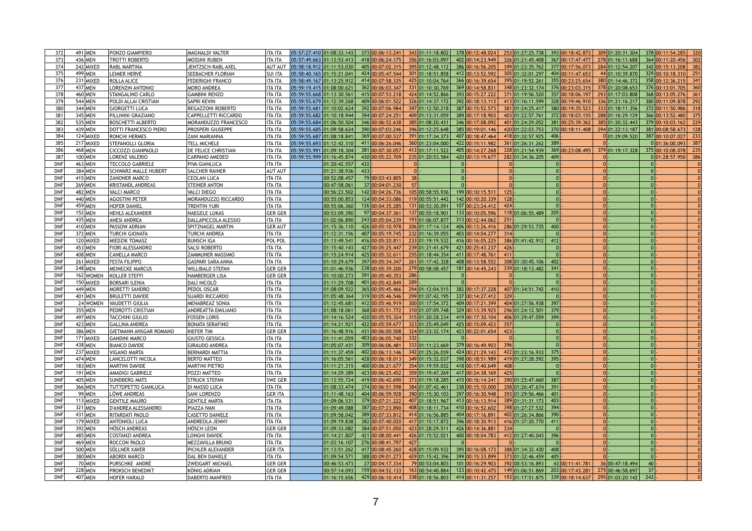| | | | | | | | | | | | | | | | | | | | | | | |
|---|---|---|---|---|---|---|---|---|---|---|---|---|---|---|---|---|---|---|---|---|---|---|
| 372 | 491 | MEN | PONZO GIAMPIERO | MAGNALDI VALTER | ITA ITA | 05:57:27.410 | 01:08:33.143 | 373 | 00:06:13.241 | 343 | 01:11:18.802 | 378 | 00:12:48.024 | 253 | 01:27:25.738 | 393 | 00:18:42.873 | 309 | 01:20:31.304 | 378 | 00:11:54.285 | 320 |
| 373 | 436 | MEN | TROTTI ROBERTO | MOSSINI RUBEN | ITA ITA | 05:57:49.663 | 01:13:53.413 | 418 | 00:06:24.175 | 356 | 01:16:03.097 | 402 | 00:14:23.949 | 326 | 01:21:45.408 | 367 | 00:17:47.477 | 278 | 01:16:11.688 | 364 | 00:11:20.456 | 302 |
| 374 | 242 | MIXED | RABL MARTINA | JENTZSCH-RABL AXEL | AUT AUT | 05:58:18.912 | 01:11:53.030 | 405 | 00:07:02.315 | 395 | 01:12:48.112 | 386 | 00:16:56.205 | 399 | 01:23:35.762 | 377 | 00:17:56.073 | 284 | 01:12:54.207 | 342 | 00:15:13.208 | 382 |
| 375 | 499 | MEN | LEIMER HERVÉ | SEEBACHER FLORIAN | SUI ITA | 05:58:40.165 | 01:15:21.041 | 424 | 00:05:47.544 | 301 | 01:18:51.858 | 412 | 00:13:52.592 | 305 | 01:32:01.297 | 404 | 00:11:47.653 | 44 | 01:10:39.870 | 329 | 00:10:18.310 | 251 |
| 376 | 231 | MIXED | ROLLA ALICE | FEDERIGHI FRANCO | ITA ITA | 05:58:49.167 | 01:13:25.912 | 414 | 00:07:58.335 | 425 | 01:10:04.764 | 366 | 00:16:39.654 | 395 | 01:19:52.261 | 355 | 00:23:25.654 | 380 | 01:14:46.372 | 358 | 00:12:36.215 | 341 |
| 377 | 437 | MEN | LORENZIN ANTONIO | MORO ANDREA | ITA ITA | 05:59:19.415 | 01:08:00.621 | 362 | 00:06:03.347 | 331 | 01:10:30.769 | 369 | 00:14:58.831 | 348 | 01:23:32.174 | 376 | 00:23:03.315 | 378 | 01:20:08.653 | 376 | 00:13:01.705 | 360 |
| 378 | 460 | MEN | STANGALINO CARLO | GAMBINI RENZO | ITA ITA | 05:59:55.668 | 01:13:30.561 | 415 | 00:07:53.218 | 424 | 01:14:52.866 | 393 | 00:15:27.222 | 371 | 01:19:56.520 | 357 | 00:18:06.197 | 293 | 01:17:03.808 | 368 | 00:13:05.276 | 361 |
| 379 | 544 | MEN | POLDI ALLAI CRISTIAN | SAPRI KEVIN | ITA ITA | 05:59:55.679 | 01:12:39.268 | 409 | 00:06:01.522 | 326 | 01:14:37.172 | 392 | 00:18:13.113 | 413 | 01:16:11.599 | 328 | 00:19:46.910 | 336 | 01:21:16.217 | 380 | 00:11:09.878 | 292 |
| 380 | 344 | MEN | GIORGETTI LUCA | REGAZZONI ROBERTO | ITA ITA | 05:59:55.681 | 01:10:02.624 | 392 | 00:07:06.984 | 397 | 01:12:50.218 | 387 | 00:15:52.573 | 381 | 01:24:25.417 | 380 | 00:19:35.523 | 333 | 01:18:11.356 | 372 | 00:11:50.986 | 318 |
| 381 | 345 | MEN | PILLININI GRAZIANO | CAPPELLETTI RICCARDO | ITA ITA | 05:59:55.682 | 01:10:18.944 | 394 | 00:07:24.251 | 409 | 01:13:31.059 | 389 | 00:17:18.903 | 403 | 01:22:57.761 | 372 | 00:18:03.155 | 288 | 01:16:29.129 | 366 | 00:13:52.480 | 375 |
| 382 | 535 | MEN | BOSCHETTI ALBERTO | MORANDUZZO FRANCESCO | ITA ITA | 05:59:55.684 | 01:06:50.504 | 346 | 00:06:52.638 | 385 | 01:08:20.431 | 346 | 00:17:08.092 | 401 | 01:24:29.052 | 381 | 00:25:39.362 | 385 | 01:20:32.443 | 379 | 00:10:03.162 | 229 |
| 383 | 439 | MEN | DOTTI FRANCESCO PIERO | PROSPERI GIUSEPPE | ITA ITA | 05:59:55.685 | 01:09:58.624 | 390 | 00:07:03.246 | 396 | 01:12:25.648 | 385 | 00:19:01.146 | 420 | 01:22:03.753 | 370 | 00:18:11.408 | 294 | 01:22:13.187 | 381 | 00:08:58.673 | 128 |
| 384 | 124 | MIXED | RONCHI HERMES | ZANI MARIANNA | ITA ITA | 05:59:55.687 | 01:08:18.841 | 369 | 00:07:00.537 | 391 | 01:17:34.373 | 407 | 00:18:47.464 | 418 | 01:32:57.925 | 406 | | 0 | 01:29:09.520 | 387 | 00:10:07.027 | 233 |
| 385 | 217 | MIXED | STEFANOLLI GLORIA | TELL MICHELE | ITA ITA | 05:59:55.693 | 01:12:42.310 | 411 | 00:06:26.046 | 360 | 01:23:04.000 | 422 | 00:15:11.982 | 361 | 01:26:31.262 | 389 | | 0 | | 0 | 01:36:00.093 | 387 |
| 386 | 468 | MEN | CICCOZZI GIANPAOLO | DE FELICE CHRISTIAN | ITA ITA | 05:59:55.991 | 01:09:18.304 | 381 | 00:07:30.057 | 413 | 01:17:11.522 | 405 | 00:14:27.268 | 328 | 01:21:54.939 | 369 | 00:23:08.495 | 379 | 01:19:17.328 | 375 | 00:10:08.078 | 235 |
| 387 | 100 | MEN | LORENZ VALERIO | CARPANO AMEDEO | ITA ITA | 05:59:55.999 | 01:16:45.874 | 430 | 00:05:22.709 | 235 | 01:20:53.584 | 420 | 00:13:19.677 | 282 | 01:34:36.205 | 409 | | 0 | | 0 | 01:28:57.950 | 386 |
| DNF | 463 | MEN | TECCOLO GABRIELE | PIVA GIANLUCA | ITA ITA | | 01:20:42.557 | 432 | - | 0 | - | 0 | - | 0 | | 0 | | 0 | | 0 | - | 0 |
| DNF | 384 | MEN | SCHWARZ-MALLE HUBERT | SALCHER RAINER | AUT AUT | | 01:21:38.936 | 433 | - | 0 | - | 0 | - | 0 | | 0 | | 0 | | 0 | - | 0 |
| DNF | 415 | MEN | ZANONER MARCO | CEOLAN LUCA | ITA ITA | | 00:52:08.457 | 79 | 00:03:43.805 | 38 | - | 0 | - | 0 | | 0 | | 0 | | 0 | - | 0 |
| DNF | 269 | MEN | KRISTANDL ANDREAS | STEINER ANTON | ITA ITA | | 00:47:58.061 | 37 | 00:04:01.230 | 57 | - | 0 | - | 0 | | 0 | | 0 | | 0 | - | 0 |
| DNF | 482 | MEN | VALCI MARCO | VALCI DIEGO | ITA ITA | | 00:56:23.502 | 142 | 00:04:26.736 | 105 | 00:58:55.936 | 199 | 00:10:15.511 | 125 | | 0 | | 0 | | 0 | - | 0 |
| DNF | 440 | MEN | AGOSTINI PETER | MORANDUZZO RICCARDO | ITA ITA | | 00:55:00.853 | 124 | 00:04:33.086 | 119 | 00:55:51.442 | 142 | 00:10:20.339 | 128 | | 0 | | 0 | | 0 | - | 0 |
| DNF | 459 | MEN | HOFER DANIEL | TRENTIN YURI | ITA ITA | | 00:55:06.360 | 126 | 00:04:35.285 | 131 | 00:53:30.091 | 107 | 00:23:24.412 | 424 | | 0 | | 0 | | 0 | - | 0 |
| DNF | 152 | MEN | NEHLS ALEXANDER | NAEGELE LUKAS | GER GER | | 00:53:09.390 | 97 | 00:04:37.361 | 137 | 00:55:18.901 | 133 | 00:10:05.596 | 118 | 01:06:55.489 | 205 | | 0 | | 0 | - | 0 |
| DNF | 435 | MEN | ANESI ANDREA | DALLAPICCOLA ALESSIO | ITA ITA | | 01:02:06.890 | 243 | 00:05:04.239 | 193 | 01:06:07.877 | 313 | 00:12:44.062 | 251 | | 0 | | 0 | | 0 | - | 0 |
| DNF | 410 | MEN | PASSOW ADRIAN | SPITZNAGEL MARTIN | GER AUT | | 01:15:36.110 | 426 | 00:05:10.978 | 206 | 01:17:14.124 | 406 | 00:13:26.416 | 286 | 01:29:53.735 | 400 | | 0 | | 0 | - | 0 |
| DNF | 372 | MEN | TURCHI GIONATA | TURCHI ANDREA | ITA ITA | | 01:12:31.156 | 407 | 00:05:19.745 | 232 | 01:16:39.055 | 403 | 00:14:04.277 | 314 | | 0 | | 0 | | 0 | - | 0 |
| DNF | 120 | MIXED | MIEDZIK TOMASZ | BUNSCH IGA | POL POL | | 01:13:49.541 | 416 | 00:05:20.811 | 233 | 01:19:19.532 | 416 | 00:16:05.225 | 386 | 01:41:42.912 | 412 | | 0 | | 0 | - | 0 |
| DNF | 453 | MEN | FIORI ALESSANDRO | SALSI ROBERTO | ITA ITA | | 01:15:40.143 | 427 | 00:05:25.447 | 239 | 01:21:41.679 | 421 | 00:25:43.237 | 426 | | 0 | | 0 | | 0 | - | 0 |
| DNF | 408 | MEN | CANELLA MARCO | ZAMMUNER MASSIMO | ITA ITA | | 01:15:24.914 | 425 | 00:05:32.611 | 255 | 01:18:44.354 | 411 | 00:17:48.761 | 411 | | 0 | | 0 | | 0 | - | 0 |
| DNF | 261 | MIXED | FESTA FILIPPO | GASPARI SARA ANNA | ITA ITA | | 01:10:29.679 | 397 | 00:05:34.347 | 261 | 01:17:42.328 | 408 | 00:13:58.552 | 308 | 01:30:45.106 | 402 | | 0 | | 0 | - | 0 |
| DNF | 248 | MEN | MEINECKE MARCUS | WILLIBALD STEFAN | GER GER | | 01:01:46.936 | 238 | 00:05:39.200 | 279 | 00:58:08.457 | 181 | 00:14:45.243 | 339 | 01:18:13.482 | 341 | | 0 | | 0 | - | 0 |
| DNF | 162 | WOMEN | KOLLER STEFFI | HAMBERGER LISA | GER GER | | 01:10:00.273 | 391 | 00:05:40.353 | 286 | - | 0 | - | 0 | | 0 | | 0 | | 0 | - | 0 |
| DNF | 150 | MIXED | BORSARI ILENIA | DALÌ NICOLÒ | ITA ITA | | 01:11:29.708 | 401 | 00:05:42.849 | 289 | - | 0 | - | 0 | | 0 | | 0 | | 0 | - | 0 |
| DNF | 449 | MEN | MORETTI SANDRO | PEDOL OSCAR | ITA ITA | | 01:08:09.922 | 365 | 00:05:45.466 | 294 | 01:12:04.515 | 382 | 00:17:37.228 | 407 | 01:34:51.742 | 410 | | 0 | | 0 | - | 0 |
| DNF | 401 | MEN | BRULETTI DAVIDE | SUARDI RICCARDO | ITA ITA | | 01:05:48.364 | 319 | 00:05:46.546 | 299 | 01:07:42.195 | 337 | 00:14:27.412 | 329 | | 0 | | 0 | | 0 | - | 0 |
| DNF | 24 | WOMEN | VAUDETTI GIULIA | MENABREAZ SONIA | ITA ITA | | 01:12:45.681 | 412 | 00:05:46.919 | 300 | 01:17:54.372 | 409 | 00:17:21.399 | 404 | 01:27:56.938 | 397 | | 0 | | 0 | - | 0 |
| DNF | 355 | MEN | PEDROTTI CRISTIAN | ANDREATTA EMILIANO | ITA ITA | | 01:08:18.061 | 368 | 00:05:51.772 | 310 | 01:07:09.748 | 329 | 00:13:39.925 | 296 | 01:24:12.501 | 379 | | 0 | | 0 | - | 0 |
| DNF | 497 | MEN | TACCHINI GIULIO | FOSSEN LORIS | ITA ITA | | 01:14:16.524 | 420 | 00:05:55.324 | 315 | 01:20:28.234 | 419 | 00:17:30.104 | 406 | 01:29:47.059 | 399 | | 0 | | 0 | - | 0 |
| DNF | 423 | MEN | GALLINA ANDREA | BONATA SERAFINO | ITA ITA | | 01:14:21.921 | 422 | 00:05:59.677 | 323 | 01:25:49.049 | 425 | 00:15:09.423 | 357 | | 0 | | 0 | | 0 | - | 0 |
| DNF | 386 | MEN | GIETMANN ANSGAR ROMANO | KIEFER TIM | GER GER | | 01:16:48.916 | 431 | 00:06:00.508 | 324 | 01:23:32.174 | 423 | 00:22:01.654 | 423 | | 0 | | 0 | | 0 | - | 0 |
| DNF | 171 | MIXED | GANDINI MARCO | GIUSTO GESSICA | ITA ITA | | 01:11:41.059 | 403 | 00:06:05.740 | 332 | - | 0 | - | 0 | | 0 | | 0 | | 0 | - | 0 |
| DNF | 438 | MEN | BIANCO DAVIDE | GIRAUDO ANDREA | ITA ITA | | 01:05:07.431 | 309 | 00:06:06.481 | 333 | 01:11:23.669 | 379 | 00:16:49.903 | 396 | | 0 | | 0 | | 0 | - | 0 |
| DNF | 237 | MIXED | VIGANO MARTA | BERNARDI MATTIA | ITA ITA | | 01:11:37.459 | 402 | 00:06:13.146 | 342 | 01:25:26.039 | 424 | 00:21:29.143 | 422 | 01:23:16.933 | 375 | | 0 | | 0 | - | 0 |
| DNF | 474 | MEN | LANCELOTTI NICOLA | BERTO MATTEO | ITA ITA | | 01:16:05.561 | 428 | 00:06:18.013 | 349 | 01:15:32.037 | 398 | 00:18:51.989 | 419 | 01:27:28.592 | 395 | | 0 | | 0 | - | 0 |
| DNF | 183 | MEN | MARTINI DAVIDE | MARTINI PIETRO | ITA ITA | | 01:11:21.315 | 400 | 00:06:21.677 | 354 | 01:19:59.032 | 418 | 00:17:40.649 | 408 | | 0 | | 0 | | 0 | - | 0 |
| DNF | 191 | MEN | AMADIGI GABRIELE | POZZI MATTEO | ITA ITA | | 01:14:29.389 | 423 | 00:06:25.452 | 359 | 01:19:47.269 | 417 | 00:24:38.169 | 425 | | 0 | | 0 | | 0 | - | 0 |
| DNF | 405 | MEN | SUNDBERG MATS | STRUCK STEFAN | SWE GER | | 01:13:55.724 | 419 | 00:06:42.690 | 373 | 01:19:18.285 | 415 | 00:16:14.241 | 390 | 01:25:47.660 | 387 | | 0 | | 0 | - | 0 |
| DNF | 366 | MEN | TUTTOPETTO GIANLUCA | DI MASSO LUCA | ITA ITA | | 01:08:33.474 | 374 | 00:06:51.598 | 384 | 01:07:42.461 | 338 | 00:15:10.000 | 358 | 01:26:47.674 | 391 | | 0 | | 0 | - | 0 |
| DNF | 99 | MEN | LÖWE ANDREAS | SANI LORENZO | GER ITA | | 01:11:48.163 | 404 | 00:06:59.928 | 390 | 01:15:30.103 | 397 | 00:16:30.948 | 393 | 01:29:56.466 | 401 | | 0 | | 0 | - | 0 |
| DNF | 113 | MIXED | GENTILE MAURO | GENTILE MARTA | ITA ITA | | 01:09:06.531 | 379 | 00:07:21.222 | 407 | 01:18:51.967 | 413 | 00:16:13.914 | 389 | 01:31:31.173 | 403 | | 0 | | 0 | - | 0 |
| DNF | 321 | MEN | D'ANDREA ALESSANDRO | PIAZZA IVAN | ITA ITA | | 01:09:49.088 | 387 | 00:07:23.890 | 408 | 01:18:11.734 | 410 | 00:16:52.602 | 398 | 01:27:27.532 | 394 | | 0 | | 0 | - | 0 |
| DNF | 431 | MEN | RITARDATI PAOLO | CASETTO DANIELE | ITA ITA | | 01:09:58.042 | 389 | 00:07:33.812 | 414 | 01:16:56.885 | 404 | 00:17:16.891 | 402 | 01:26:34.866 | 390 | | 0 | | 0 | - | 0 |
| DNF | 179 | MIXED | ANTONIOLI LUCA | ANDREOLA JENNY | ITA ITA | | 01:09:19.838 | 382 | 00:07:40.020 | 417 | 01:15:17.872 | 396 | 00:18:30.913 | 416 | 01:37:20.770 | 411 | | 0 | | 0 | - | 0 |
| DNF | 392 | MEN | HÖSCH ANDREAS | HÖSCH LEON | GER GER | | 01:09:33.082 | 384 | 00:07:51.050 | 423 | 01:28:29.511 | 426 | 00:14:36.881 | 334 | | 0 | | 0 | | 0 | - | 0 |
| DNF | 485 | MEN | COSTANZI ANDREA | LONGHI DAVIDE | ITA ITA | | 01:14:21.807 | 421 | 00:08:00.441 | 426 | 01:15:52.021 | 400 | 00:18:04.783 | 412 | 01:27:40.043 | 396 | | 0 | | 0 | - | 0 |
| DNF | 469 | MEN | ROCCON PAOLO | MEZZAVILLA BRUNO | ITA ITA | | 01:03:16.107 | 276 | 00:08:41.797 | 427 | - | 0 | - | 0 | | 0 | | 0 | | 0 | - | 0 |
| DNF | 500 | MEN | SÖLLNER XAVER | PICHLER ALEXANDER | GER ITA | | 01:13:51.262 | 417 | 00:08:45.260 | 428 | 01:15:09.932 | 395 | 00:16:08.173 | 388 | 01:34:32.430 | 408 | | 0 | | 0 | - | 0 |
| DNF | 380 | MEN | ABORDI MARCO | DAL BEN DANIELE | ITA ITA | | 01:09:54.571 | 388 | 00:09:01.273 | 429 | 01:15:42.396 | 399 | 00:15:33.899 | 373 | 01:32:46.459 | 405 | | 0 | | 0 | - | 0 |
| DNF | 70 | MEN | PURSCHKE ANDRÉ | ZWEIGART MICHAEL | GER GER | | 00:46:53.473 | 27 | 00:04:17.334 | 79 | 00:53:04.803 | 101 | 00:16:29.903 | 392 | 00:53:16.893 | 43 | 00:11:41.781 | 36 | 00:47:18.494 | 40 | - | 0 |
| DNF | 228 | MEN | PROKSCH BENEDIKT | KÖNIG ADRIAN | GER GER | | 00:57:14.093 | 159 | 00:04:52.133 | 163 | 00:54:40.884 | 123 | 00:10:42.475 | 149 | 01:06:51.869 | 203 | 00:17:43.281 | 275 | 00:46:58.697 | 37 | - | 0 |
| DNF | 407 | MEN | HOFER HARALD | DABERTO MANFRED | ITA ITA | | 01:16:15.656 | 429 | 00:06:10.414 | 338 | 01:18:56.803 | 414 | 00:11:31.257 | 193 | 01:17:51.875 | 339 | 00:18:14.637 | 295 | 01:03:20.142 | 243 | - | 0 |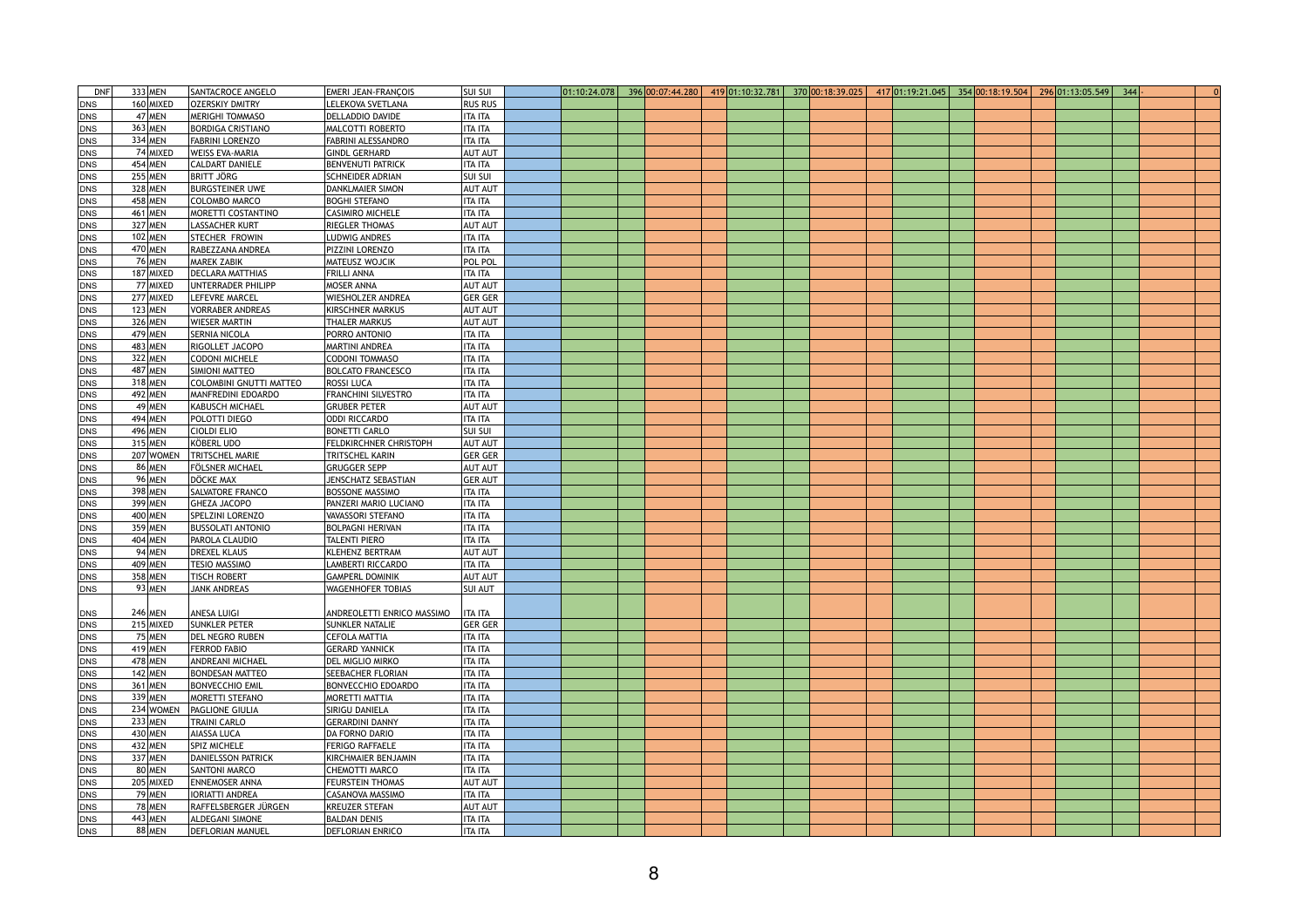| | | | | | | | | | | | | | | | | | | | | | | | |
|---|---|---|---|---|---|---|---|---|---|---|---|---|---|---|---|---|---|---|---|---|---|---|---|
| DNF | 333 | MEN | SANTACROCE ANGELO | EMERI JEAN-FRANÇOIS | SUI SUI | | 01:10:24.078 | 396 | 00:07:44.280 | 419 | 01:10:32.781 | 370 | 00:18:39.025 | 417 | 01:19:21.045 | 354 | 00:18:19.504 | 296 | 01:13:05.549 | 344 | - | | 0 |
| DNS | 160 | MIXED | OZERSKIY DMITRY | LELEKOVA SVETLANA | RUS RUS | | | | | | | | | | | | | | | | | | |
| DNS | 47 | MEN | MERIGHI TOMMASO | DELLADDIO DAVIDE | ITA ITA | | | | | | | | | | | | | | | | | | |
| DNS | 363 | MEN | BORDIGA CRISTIANO | MALCOTTI ROBERTO | ITA ITA | | | | | | | | | | | | | | | | | | |
| DNS | 334 | MEN | FABRINI LORENZO | FABRINI ALESSANDRO | ITA ITA | | | | | | | | | | | | | | | | | | |
| DNS | 74 | MIXED | WEISS EVA-MARIA | GINDL GERHARD | AUT AUT | | | | | | | | | | | | | | | | | | |
| DNS | 454 | MEN | CALDART DANIELE | BENVENUTI PATRICK | ITA ITA | | | | | | | | | | | | | | | | | | |
| DNS | 255 | MEN | BRITT JÖRG | SCHNEIDER ADRIAN | SUI SUI | | | | | | | | | | | | | | | | | | |
| DNS | 328 | MEN | BURGSTEINER UWE | DANKLMAIER SIMON | AUT AUT | | | | | | | | | | | | | | | | | | |
| DNS | 458 | MEN | COLOMBO MARCO | BOGHI STEFANO | ITA ITA | | | | | | | | | | | | | | | | | | |
| DNS | 461 | MEN | MORETTI COSTANTINO | CASIMIRO MICHELE | ITA ITA | | | | | | | | | | | | | | | | | | |
| DNS | 327 | MEN | LASSACHER KURT | RIEGLER THOMAS | AUT AUT | | | | | | | | | | | | | | | | | | |
| DNS | 102 | MEN | STECHER FROWIN | LUDWIG ANDRES | ITA ITA | | | | | | | | | | | | | | | | | | |
| DNS | 470 | MEN | RABEZZANA ANDREA | PIZZINI LORENZO | ITA ITA | | | | | | | | | | | | | | | | | | |
| DNS | 76 | MEN | MAREK ZABIK | MATEUSZ WOJCIK | POL POL | | | | | | | | | | | | | | | | | | |
| DNS | 187 | MIXED | DECLARA MATTHIAS | FRILLI ANNA | ITA ITA | | | | | | | | | | | | | | | | | | |
| DNS | 77 | MIXED | UNTERRADER PHILIPP | MOSER ANNA | AUT AUT | | | | | | | | | | | | | | | | | | |
| DNS | 277 | MIXED | LEFEVRE MARCEL | WIESHOLZER ANDREA | GER GER | | | | | | | | | | | | | | | | | | |
| DNS | 123 | MEN | VORRABER ANDREAS | KIRSCHNER MARKUS | AUT AUT | | | | | | | | | | | | | | | | | | |
| DNS | 326 | MEN | WIESER MARTIN | THALER MARKUS | AUT AUT | | | | | | | | | | | | | | | | | | |
| DNS | 479 | MEN | SERNIA NICOLA | PORRO ANTONIO | ITA ITA | | | | | | | | | | | | | | | | | | |
| DNS | 483 | MEN | RIGOLLET JACOPO | MARTINI ANDREA | ITA ITA | | | | | | | | | | | | | | | | | | |
| DNS | 322 | MEN | CODONI MICHELE | CODONI TOMMASO | ITA ITA | | | | | | | | | | | | | | | | | | |
| DNS | 487 | MEN | SIMIONI MATTEO | BOLCATO FRANCESCO | ITA ITA | | | | | | | | | | | | | | | | | | |
| DNS | 318 | MEN | COLOMBINI GNUTTI MATTEO | ROSSI LUCA | ITA ITA | | | | | | | | | | | | | | | | | | |
| DNS | 492 | MEN | MANFREDINI EDOARDO | FRANCHINI SILVESTRO | ITA ITA | | | | | | | | | | | | | | | | | | |
| DNS | 49 | MEN | KABUSCH MICHAEL | GRUBER PETER | AUT AUT | | | | | | | | | | | | | | | | | | |
| DNS | 494 | MEN | POLOTTI DIEGO | ODDI RICCARDO | ITA ITA | | | | | | | | | | | | | | | | | | |
| DNS | 496 | MEN | CIOLDI ELIO | BONETTI CARLO | SUI SUI | | | | | | | | | | | | | | | | | | |
| DNS | 315 | MEN | KÖBERL UDO | FELDKIRCHNER CHRISTOPH | AUT AUT | | | | | | | | | | | | | | | | | | |
| DNS | 207 | WOMEN | TRITSCHEL MARIE | TRITSCHEL KARIN | GER GER | | | | | | | | | | | | | | | | | | |
| DNS | 86 | MEN | FÖLSNER MICHAEL | GRUGGER SEPP | AUT AUT | | | | | | | | | | | | | | | | | | |
| DNS | 96 | MEN | DÖCKE MAX | JENSCHATZ SEBASTIAN | GER AUT | | | | | | | | | | | | | | | | | | |
| DNS | 398 | MEN | SALVATORE FRANCO | BOSSONE MASSIMO | ITA ITA | | | | | | | | | | | | | | | | | | |
| DNS | 399 | MEN | GHEZA JACOPO | PANZERI MARIO LUCIANO | ITA ITA | | | | | | | | | | | | | | | | | | |
| DNS | 400 | MEN | SPELZINI LORENZO | VAVASSORI STEFANO | ITA ITA | | | | | | | | | | | | | | | | | | |
| DNS | 359 | MEN | BUSSOLATI ANTONIO | BOLPAGNI HERIVAN | ITA ITA | | | | | | | | | | | | | | | | | | |
| DNS | 404 | MEN | PAROLA CLAUDIO | TALENTI PIERO | ITA ITA | | | | | | | | | | | | | | | | | | |
| DNS | 94 | MEN | DREXEL KLAUS | KLEHENZ BERTRAM | AUT AUT | | | | | | | | | | | | | | | | | | |
| DNS | 409 | MEN | TESIO MASSIMO | LAMBERTI RICCARDO | ITA ITA | | | | | | | | | | | | | | | | | | |
| DNS | 358 | MEN | TISCH ROBERT | GAMPERL DOMINIK | AUT AUT | | | | | | | | | | | | | | | | | | |
| DNS | 93 | MEN | JANK ANDREAS | WAGENHOFER TOBIAS | SUI AUT | | | | | | | | | | | | | | | | | | |
| DNS | 246 | MEN | ANESA LUIGI | ANDREOLETTI ENRICO MASSIMO | ITA ITA | | | | | | | | | | | | | | | | | | |
| DNS | 215 | MIXED | SUNKLER PETER | SUNKLER NATALIE | GER GER | | | | | | | | | | | | | | | | | | |
| DNS | 75 | MEN | DEL NEGRO RUBEN | CEFOLA MATTIA | ITA ITA | | | | | | | | | | | | | | | | | | |
| DNS | 419 | MEN | FERROD FABIO | GERARD YANNICK | ITA ITA | | | | | | | | | | | | | | | | | | |
| DNS | 478 | MEN | ANDREANI MICHAEL | DEL MIGLIO MIRKO | ITA ITA | | | | | | | | | | | | | | | | | | |
| DNS | 142 | MEN | BONDESAN MATTEO | SEEBACHER FLORIAN | ITA ITA | | | | | | | | | | | | | | | | | | |
| DNS | 361 | MEN | BONVECCHIO EMIL | BONVECCHIO EDOARDO | ITA ITA | | | | | | | | | | | | | | | | | | |
| DNS | 339 | MEN | MORETTI STEFANO | MORETTI MATTIA | ITA ITA | | | | | | | | | | | | | | | | | | |
| DNS | 234 | WOMEN | PAGLIONE GIULIA | SIRIGU DANIELA | ITA ITA | | | | | | | | | | | | | | | | | | |
| DNS | 233 | MEN | TRAINI CARLO | GERARDINI DANNY | ITA ITA | | | | | | | | | | | | | | | | | | |
| DNS | 430 | MEN | AIASSA LUCA | DA FORNO DARIO | ITA ITA | | | | | | | | | | | | | | | | | | |
| DNS | 432 | MEN | SPIZ MICHELE | FERIGO RAFFAELE | ITA ITA | | | | | | | | | | | | | | | | | | |
| DNS | 337 | MEN | DANIELSSON PATRICK | KIRCHMAIER BENJAMIN | ITA ITA | | | | | | | | | | | | | | | | | | |
| DNS | 80 | MEN | SANTONI MARCO | CHEMOTTI MARCO | ITA ITA | | | | | | | | | | | | | | | | | | |
| DNS | 205 | MIXED | ENNEMOSER ANNA | FEURSTEIN THOMAS | AUT AUT | | | | | | | | | | | | | | | | | | |
| DNS | 79 | MEN | IORIATTI ANDREA | CASANOVA MASSIMO | ITA ITA | | | | | | | | | | | | | | | | | | |
| DNS | 78 | MEN | RAFFELSBERGER JÜRGEN | KREUZER STEFAN | AUT AUT | | | | | | | | | | | | | | | | | | |
| DNS | 443 | MEN | ALDEGANI SIMONE | BALDAN DENIS | ITA ITA | | | | | | | | | | | | | | | | | | |
| DNS | 88 | MEN | DEFLORIAN MANUEL | DEFLORIAN ENRICO | ITA ITA | | | | | | | | | | | | | | | | | | |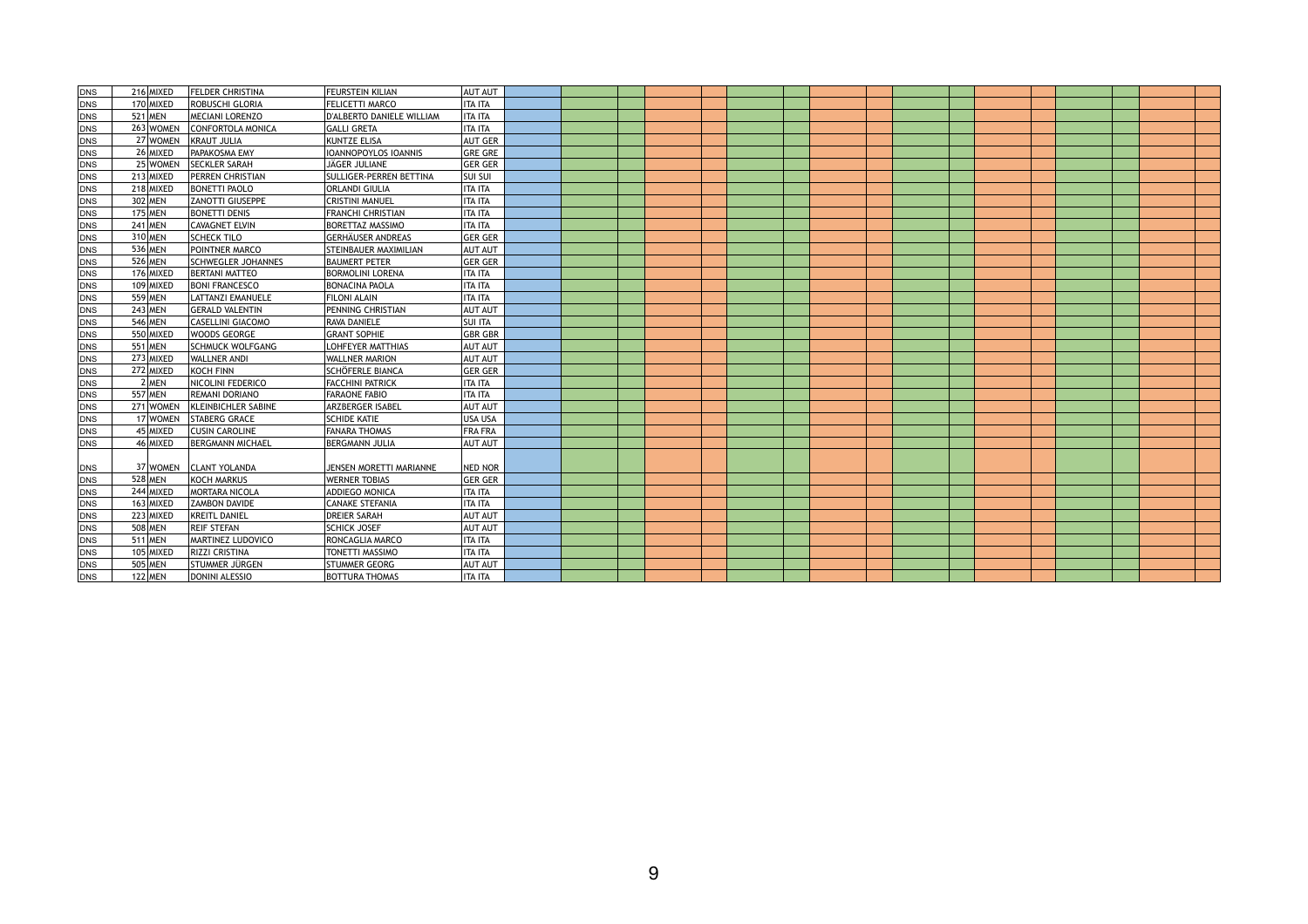| | | | | | | | | | | | | | | | | | | | | | | |
|---|---|---|---|---|---|---|---|---|---|---|---|---|---|---|---|---|---|---|---|---|---|---|
| DNS | 216 | MIXED | FELDER CHRISTINA | FEURSTEIN KILIAN | AUT AUT | | | | | | | | | | | | | | | | | |
| DNS | 170 | MIXED | ROBUSCHI GLORIA | FELICETTI MARCO | ITA ITA | | | | | | | | | | | | | | | | | |
| DNS | 521 | MEN | MECIANI LORENZO | D'ALBERTO DANIELE WILLIAM | ITA ITA | | | | | | | | | | | | | | | | | |
| DNS | 263 | WOMEN | CONFORTOLA MONICA | GALLI GRETA | ITA ITA | | | | | | | | | | | | | | | | | |
| DNS | 27 | WOMEN | KRAUT JULIA | KUNTZE ELISA | AUT GER | | | | | | | | | | | | | | | | | |
| DNS | 26 | MIXED | PAPAKOSMA EMY | IOANNOPOYLOS IOANNIS | GRE GRE | | | | | | | | | | | | | | | | | |
| DNS | 25 | WOMEN | SECKLER SARAH | JÄGER JULIANE | GER GER | | | | | | | | | | | | | | | | | |
| DNS | 213 | MIXED | PERREN CHRISTIAN | SULLIGER-PERREN BETTINA | SUI SUI | | | | | | | | | | | | | | | | | |
| DNS | 218 | MIXED | BONETTI PAOLO | ORLANDI GIULIA | ITA ITA | | | | | | | | | | | | | | | | | |
| DNS | 302 | MEN | ZANOTTI GIUSEPPE | CRISTINI MANUEL | ITA ITA | | | | | | | | | | | | | | | | | |
| DNS | 175 | MEN | BONETTI DENIS | FRANCHI CHRISTIAN | ITA ITA | | | | | | | | | | | | | | | | | |
| DNS | 241 | MEN | CAVAGNET ELVIN | BORETTAZ MASSIMO | ITA ITA | | | | | | | | | | | | | | | | | |
| DNS | 310 | MEN | SCHECK TILO | GERHÄUSER ANDREAS | GER GER | | | | | | | | | | | | | | | | | |
| DNS | 536 | MEN | POINTNER MARCO | STEINBAUER MAXIMILIAN | AUT AUT | | | | | | | | | | | | | | | | | |
| DNS | 526 | MEN | SCHWEGLER JOHANNES | BAUMERT PETER | GER GER | | | | | | | | | | | | | | | | | |
| DNS | 176 | MIXED | BERTANI MATTEO | BORMOLINI LORENA | ITA ITA | | | | | | | | | | | | | | | | | |
| DNS | 109 | MIXED | BONI FRANCESCO | BONACINA PAOLA | ITA ITA | | | | | | | | | | | | | | | | | |
| DNS | 559 | MEN | LATTANZI EMANUELE | FILONI ALAIN | ITA ITA | | | | | | | | | | | | | | | | | |
| DNS | 243 | MEN | GERALD VALENTIN | PENNING CHRISTIAN | AUT AUT | | | | | | | | | | | | | | | | | |
| DNS | 546 | MEN | CASELLINI GIACOMO | RAVA DANIELE | SUI ITA | | | | | | | | | | | | | | | | | |
| DNS | 550 | MIXED | WOODS GEORGE | GRANT SOPHIE | GBR GBR | | | | | | | | | | | | | | | | | |
| DNS | 551 | MEN | SCHMUCK WOLFGANG | LOHFEYER MATTHIAS | AUT AUT | | | | | | | | | | | | | | | | | |
| DNS | 273 | MIXED | WALLNER ANDI | WALLNER MARION | AUT AUT | | | | | | | | | | | | | | | | | |
| DNS | 272 | MIXED | KOCH FINN | SCHÖFERLE BIANCA | GER GER | | | | | | | | | | | | | | | | | |
| DNS | 2 | MEN | NICOLINI FEDERICO | FACCHINI PATRICK | ITA ITA | | | | | | | | | | | | | | | | | |
| DNS | 557 | MEN | REMANI DORIANO | FARAONE FABIO | ITA ITA | | | | | | | | | | | | | | | | | |
| DNS | 271 | WOMEN | KLEINBICHLER SABINE | ARZBERGER ISABEL | AUT AUT | | | | | | | | | | | | | | | | | |
| DNS | 17 | WOMEN | STABERG GRACE | SCHIDE KATIE | USA USA | | | | | | | | | | | | | | | | | |
| DNS | 45 | MIXED | CUSIN CAROLINE | FANARA THOMAS | FRA FRA | | | | | | | | | | | | | | | | | |
| DNS | 46 | MIXED | BERGMANN MICHAEL | BERGMANN JULIA | AUT AUT | | | | | | | | | | | | | | | | | |
| DNS | 37 | WOMEN | CLANT YOLANDA | JENSEN MORETTI MARIANNE | NED NOR | | | | | | | | | | | | | | | | | |
| DNS | 528 | MEN | KOCH MARKUS | WERNER TOBIAS | GER GER | | | | | | | | | | | | | | | | | |
| DNS | 244 | MIXED | MORTARA NICOLA | ADDIEGO MONICA | ITA ITA | | | | | | | | | | | | | | | | | |
| DNS | 163 | MIXED | ZAMBON DAVIDE | CANAKE STEFANIA | ITA ITA | | | | | | | | | | | | | | | | | |
| DNS | 223 | MIXED | KREITL DANIEL | DREIER SARAH | AUT AUT | | | | | | | | | | | | | | | | | |
| DNS | 508 | MEN | REIF STEFAN | SCHICK JOSEF | AUT AUT | | | | | | | | | | | | | | | | | |
| DNS | 511 | MEN | MARTINEZ LUDOVICO | RONCAGLIA MARCO | ITA ITA | | | | | | | | | | | | | | | | | |
| DNS | 105 | MIXED | RIZZI CRISTINA | TONETTI MASSIMO | ITA ITA | | | | | | | | | | | | | | | | | |
| DNS | 505 | MEN | STUMMER JÜRGEN | STUMMER GEORG | AUT AUT | | | | | | | | | | | | | | | | | |
| DNS | 122 | MEN | DONINI ALESSIO | BOTTURA THOMAS | ITA ITA | | | | | | | | | | | | | | | | | |